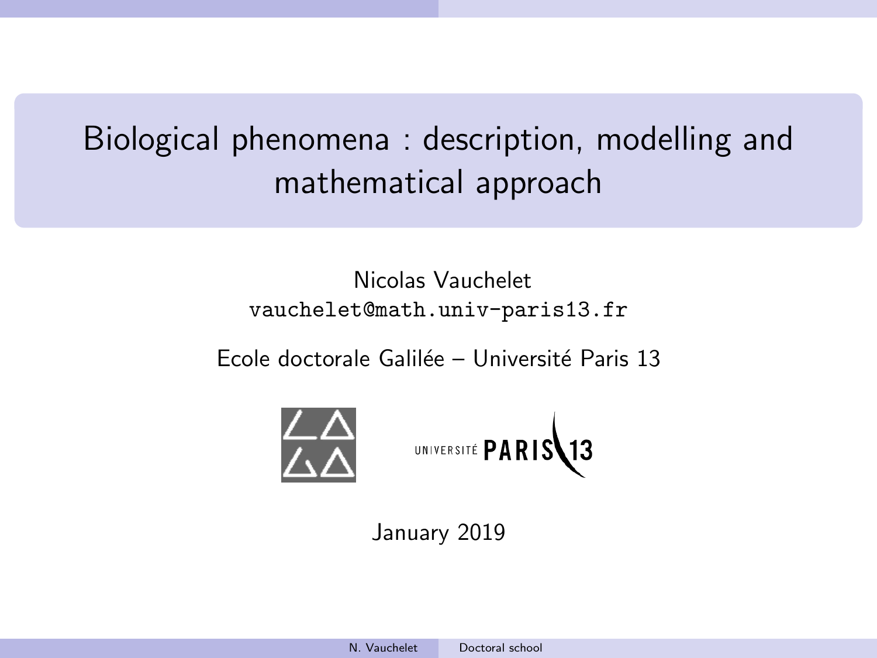# Biological phenomena : description, modelling and mathematical approach

Nicolas Vauchelet
`vauchelet@math.univ-paris13.fr`

Ecole doctorale Galilée – Université Paris 13

January 2019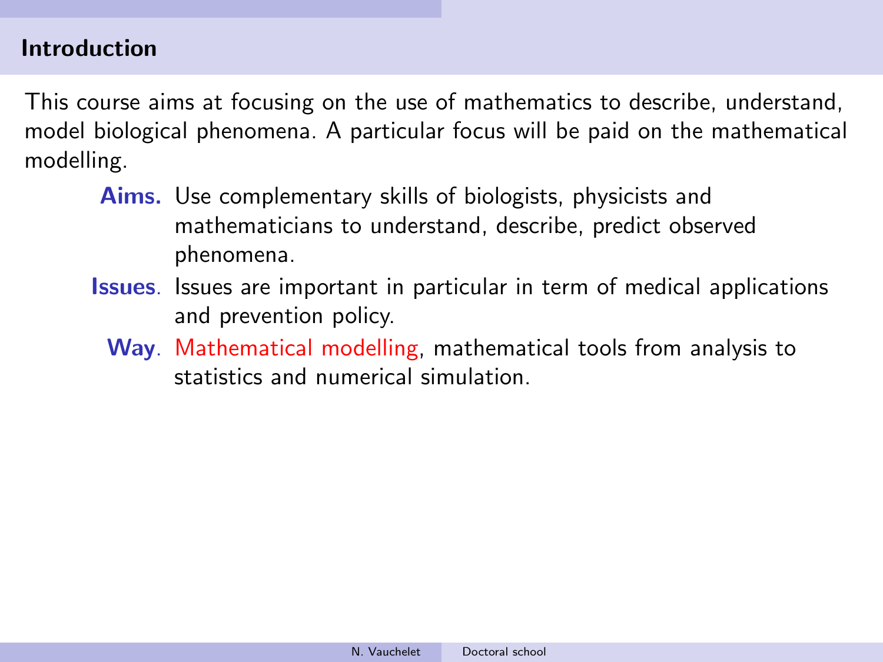## Introduction

This course aims at focusing on the use of mathematics to describe, understand, model biological phenomena. A particular focus will be paid on the mathematical modelling.

**Aims.** Use complementary skills of biologists, physicists and mathematicians to understand, describe, predict observed phenomena.

**Issues**. Issues are important in particular in term of medical applications and prevention policy.

**Way**. Mathematical modelling, mathematical tools from analysis to statistics and numerical simulation.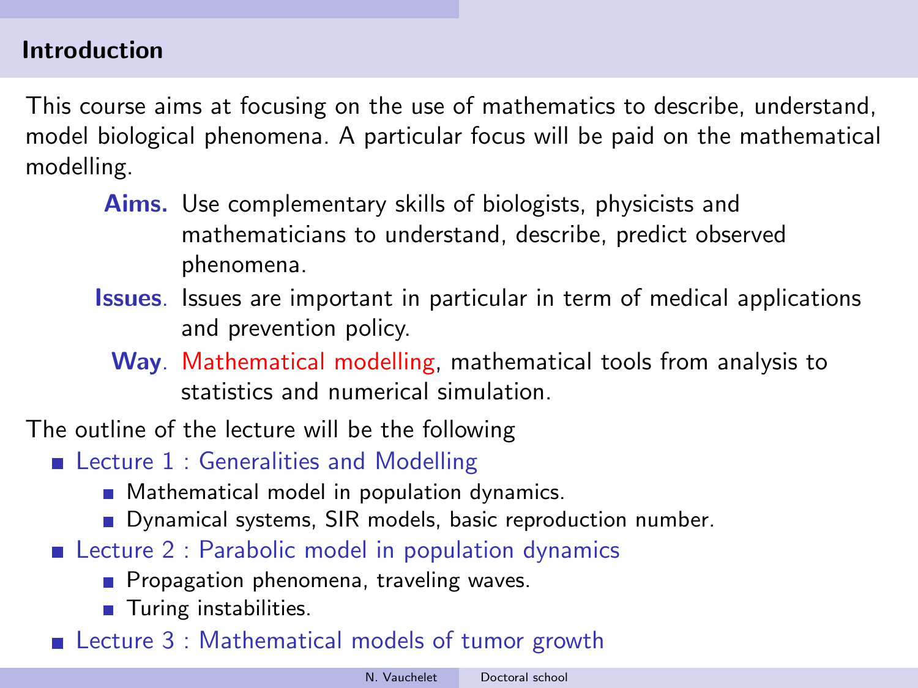## Introduction

This course aims at focusing on the use of mathematics to describe, understand, model biological phenomena. A particular focus will be paid on the mathematical modelling.

**Aims.** Use complementary skills of biologists, physicists and mathematicians to understand, describe, predict observed phenomena.

**Issues**. Issues are important in particular in term of medical applications and prevention policy.

**Way**. Mathematical modelling, mathematical tools from analysis to statistics and numerical simulation.

The outline of the lecture will be the following

- Lecture 1 : Generalities and Modelling
  - Mathematical model in population dynamics.
  - Dynamical systems, SIR models, basic reproduction number.
- Lecture 2 : Parabolic model in population dynamics
  - Propagation phenomena, traveling waves.
  - Turing instabilities.
- Lecture 3 : Mathematical models of tumor growth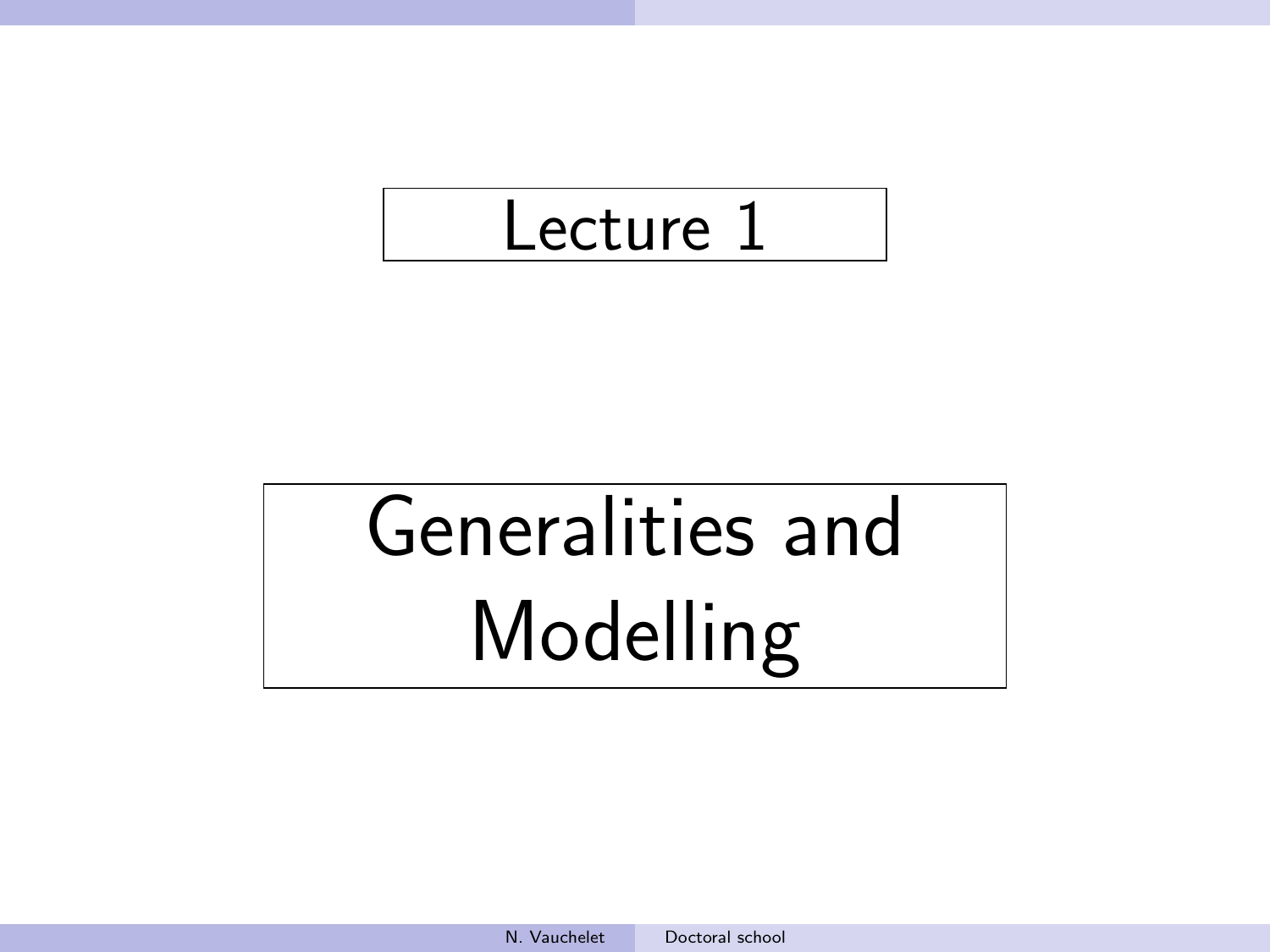# Lecture 1

# Generalities and Modelling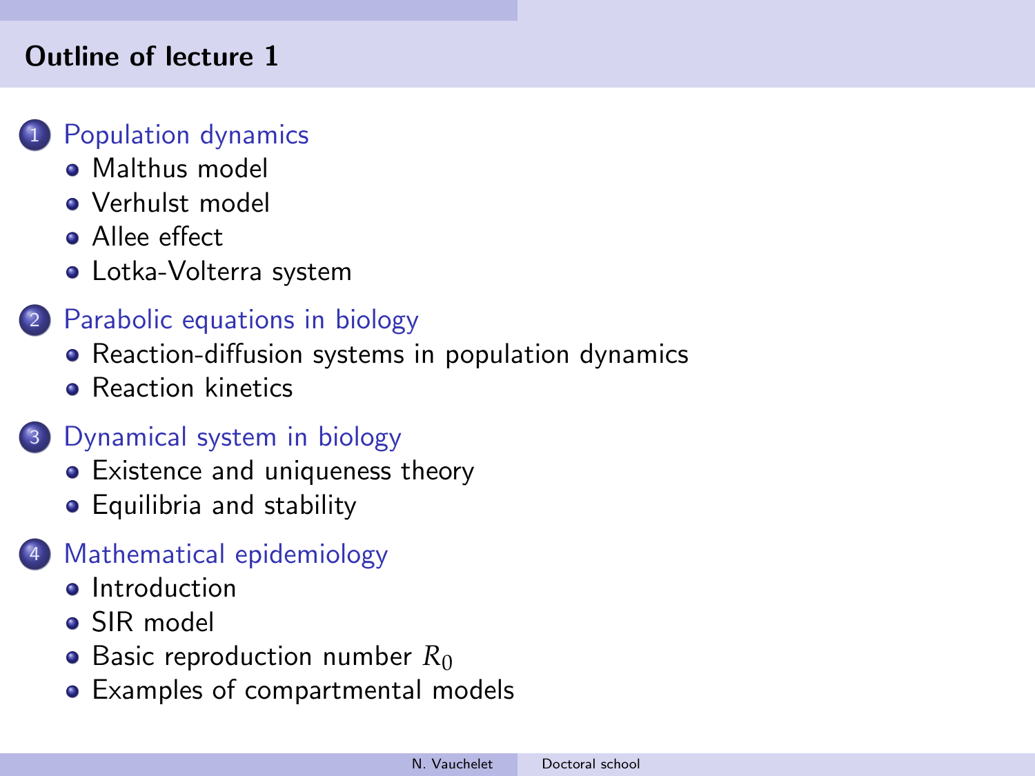## Outline of lecture 1

1. Population dynamics
   - Malthus model
   - Verhulst model
   - Allee effect
   - Lotka-Volterra system
2. Parabolic equations in biology
   - Reaction-diffusion systems in population dynamics
   - Reaction kinetics
3. Dynamical system in biology
   - Existence and uniqueness theory
   - Equilibria and stability
4. Mathematical epidemiology
   - Introduction
   - SIR model
   - Basic reproduction number $R_0$
   - Examples of compartmental models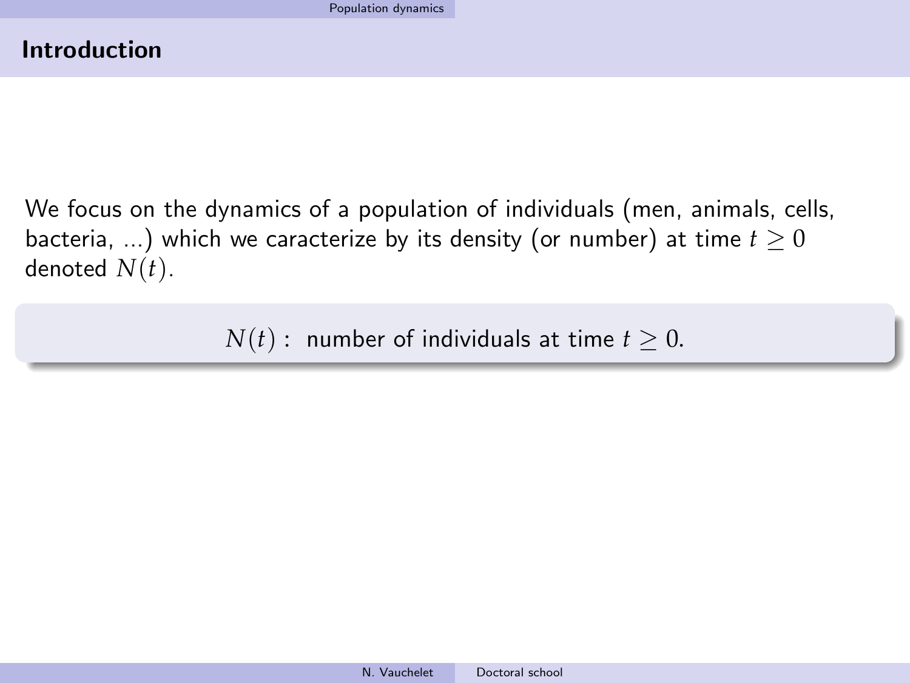## Introduction

We focus on the dynamics of a population of individuals (men, animals, cells, bacteria, ...) which we caracterize by its density (or number) at time $t \geq 0$ denoted $N(t)$.

$$N(t) : \text{ number of individuals at time } t \geq 0.$$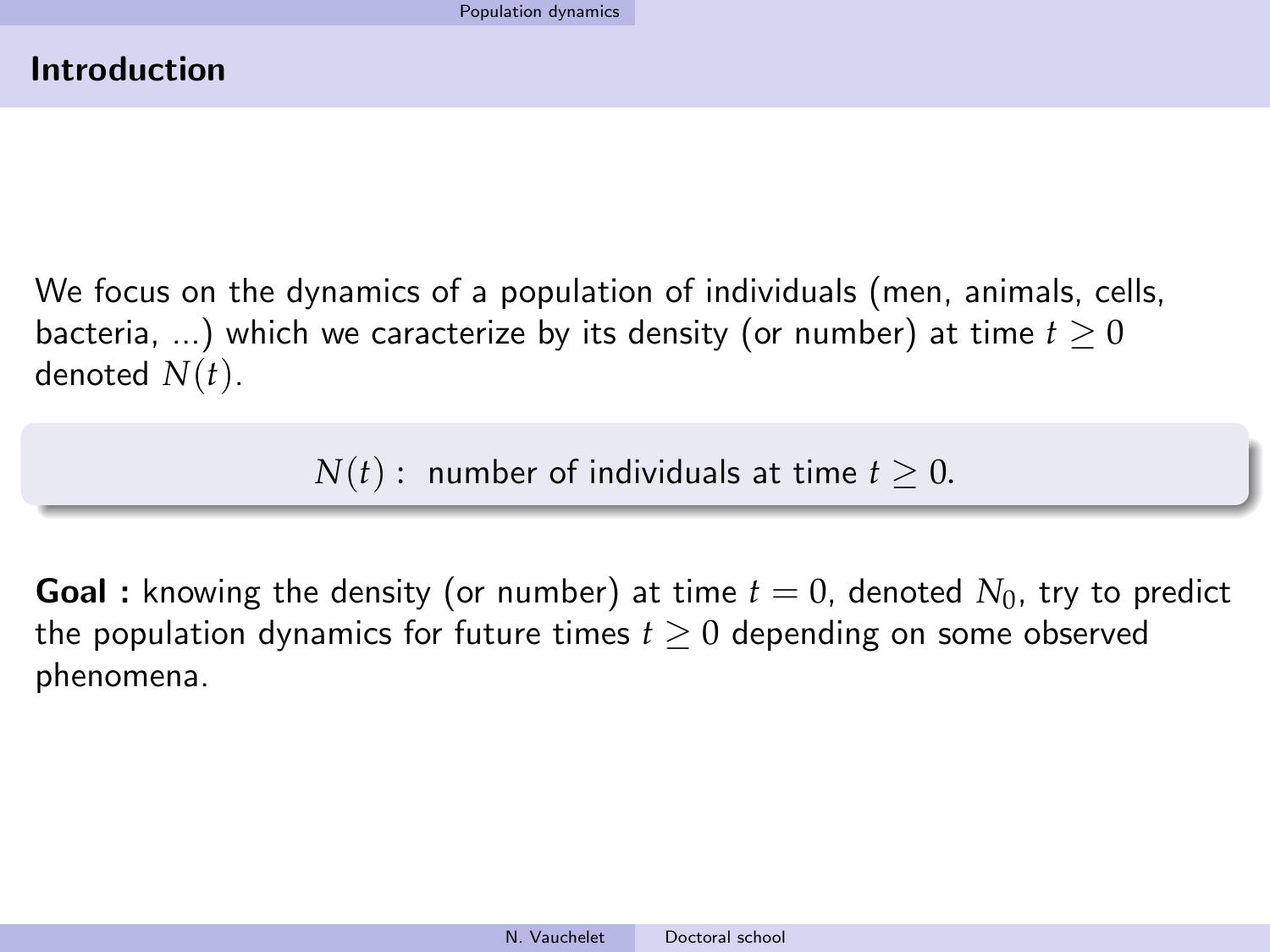## Introduction

We focus on the dynamics of a population of individuals (men, animals, cells, bacteria, ...) which we caracterize by its density (or number) at time $t \geq 0$ denoted $N(t)$.

$$N(t): \text{ number of individuals at time } t \geq 0.$$

**Goal :** knowing the density (or number) at time $t = 0$, denoted $N_0$, try to predict the population dynamics for future times $t \geq 0$ depending on some observed phenomena.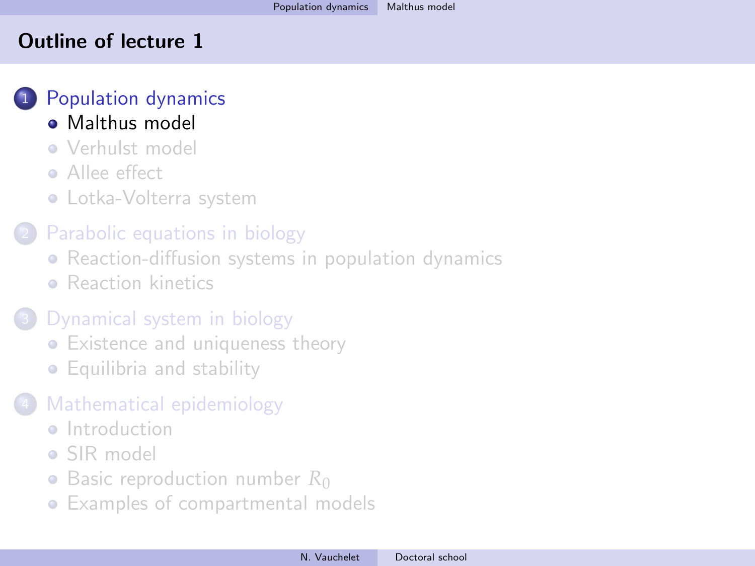## Outline of lecture 1

1. Population dynamics
   - Malthus model
   - Verhulst model
   - Allee effect
   - Lotka-Volterra system
2. Parabolic equations in biology
   - Reaction-diffusion systems in population dynamics
   - Reaction kinetics
3. Dynamical system in biology
   - Existence and uniqueness theory
   - Equilibria and stability
4. Mathematical epidemiology
   - Introduction
   - SIR model
   - Basic reproduction number $R_0$
   - Examples of compartmental models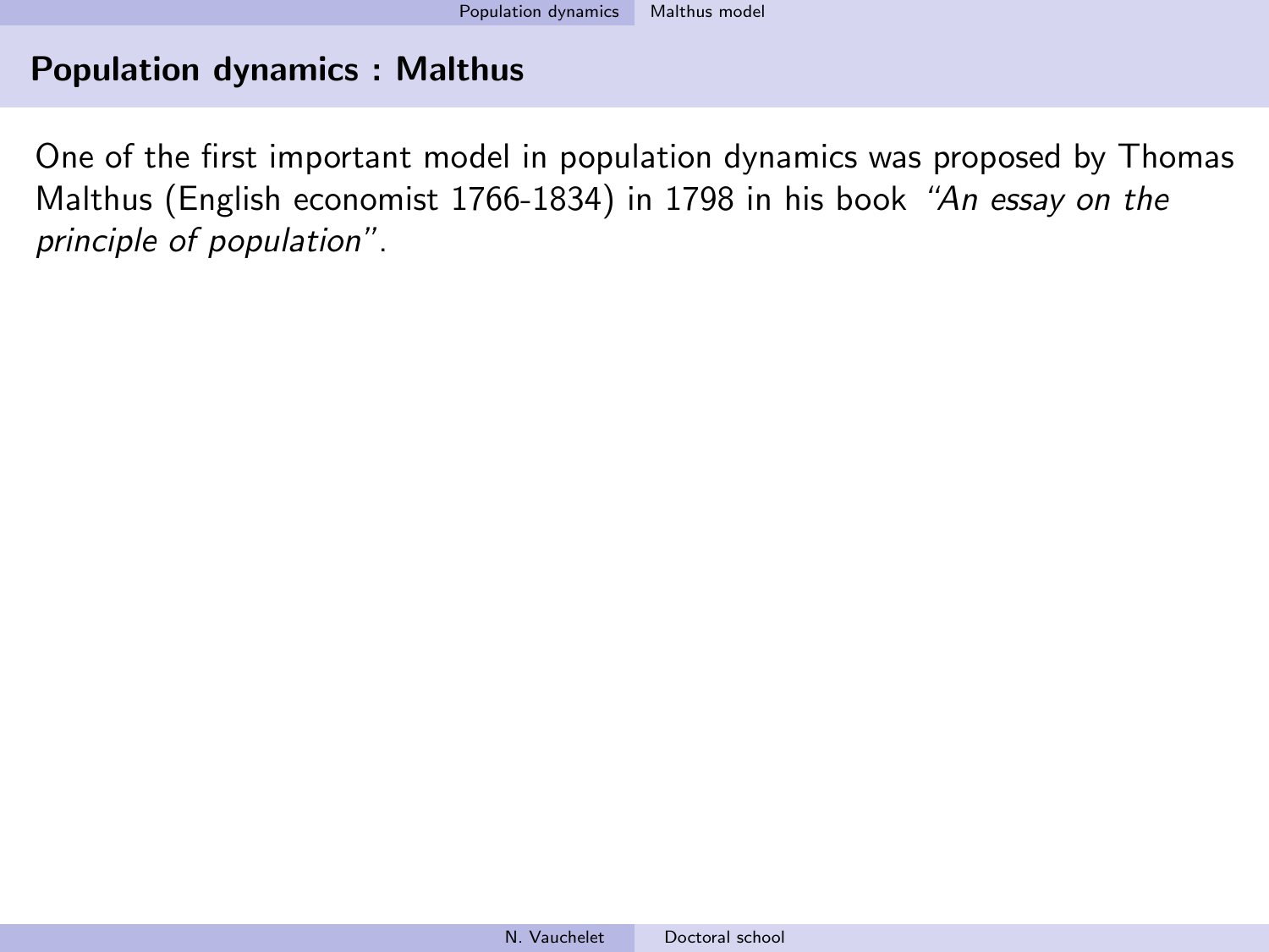## Population dynamics : Malthus

One of the first important model in population dynamics was proposed by Thomas Malthus (English economist 1766-1834) in 1798 in his book *"An essay on the principle of population"*.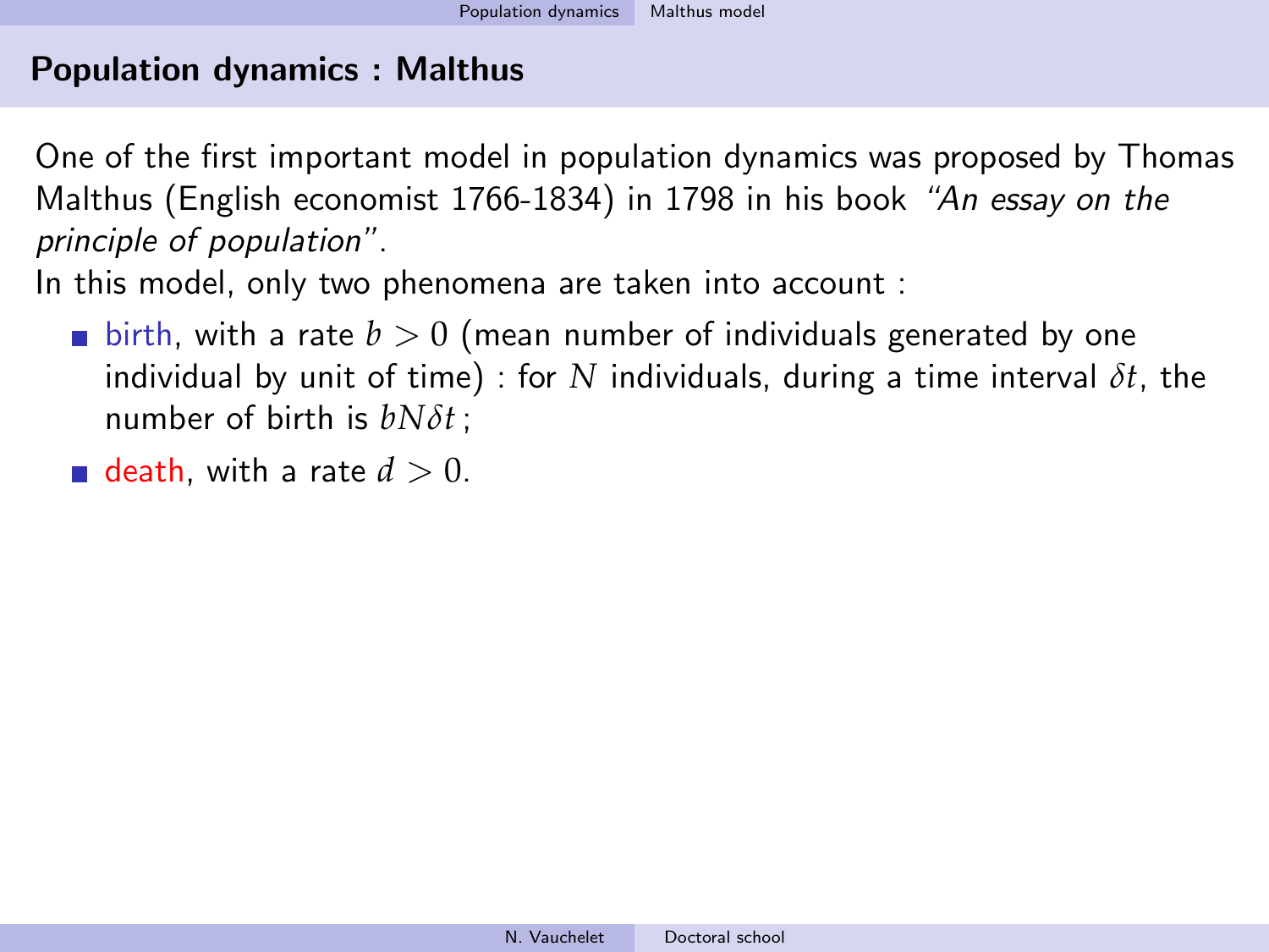## Population dynamics : Malthus

One of the first important model in population dynamics was proposed by Thomas Malthus (English economist 1766-1834) in 1798 in his book *"An essay on the principle of population"*.

In this model, only two phenomena are taken into account :

- birth, with a rate $b > 0$ (mean number of individuals generated by one individual by unit of time) : for $N$ individuals, during a time interval $\delta t$, the number of birth is $bN\delta t$ ;
- death, with a rate $d > 0$.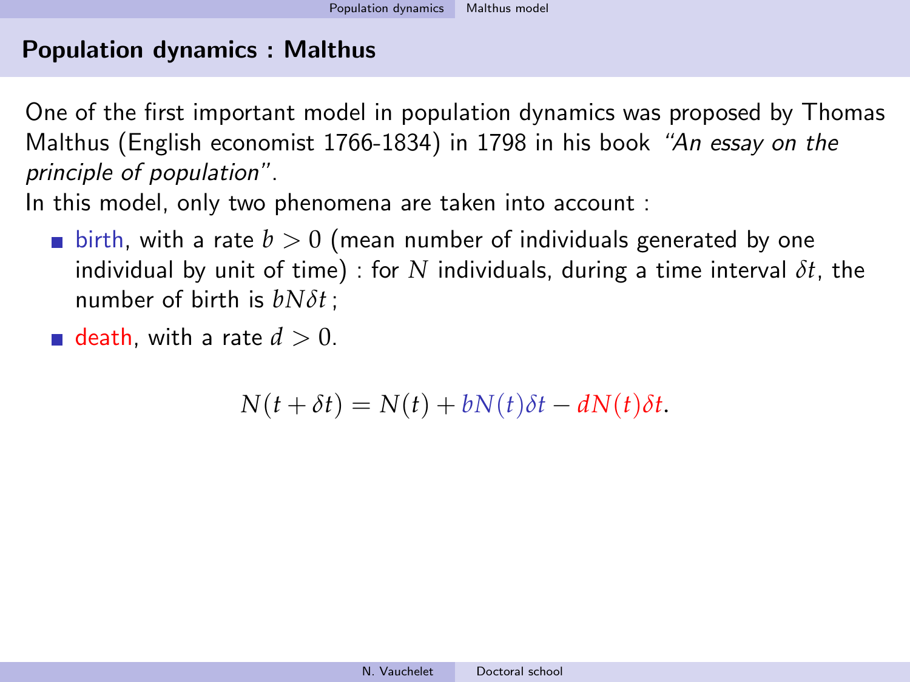## Population dynamics : Malthus

One of the first important model in population dynamics was proposed by Thomas Malthus (English economist 1766-1834) in 1798 in his book *"An essay on the principle of population"*.

In this model, only two phenomena are taken into account :

- birth, with a rate $b > 0$ (mean number of individuals generated by one individual by unit of time) : for $N$ individuals, during a time interval $\delta t$, the number of birth is $bN\delta t$ ;
- death, with a rate $d > 0$.

$$N(t + \delta t) = N(t) + bN(t)\delta t - dN(t)\delta t.$$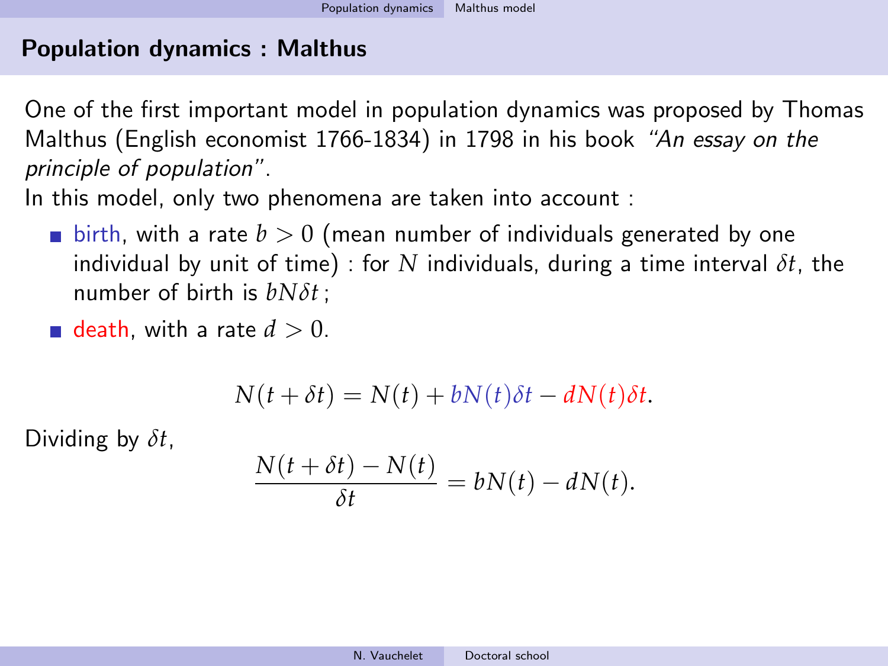## Population dynamics : Malthus

One of the first important model in population dynamics was proposed by Thomas Malthus (English economist 1766-1834) in 1798 in his book *"An essay on the principle of population"*.

In this model, only two phenomena are taken into account :

- birth, with a rate $b > 0$ (mean number of individuals generated by one individual by unit of time) : for $N$ individuals, during a time interval $\delta t$, the number of birth is $bN\delta t$ ;
- death, with a rate $d > 0$.

$$N(t + \delta t) = N(t) + bN(t)\delta t - dN(t)\delta t.$$

Dividing by $\delta t$,

$$\frac{N(t + \delta t) - N(t)}{\delta t} = bN(t) - dN(t).$$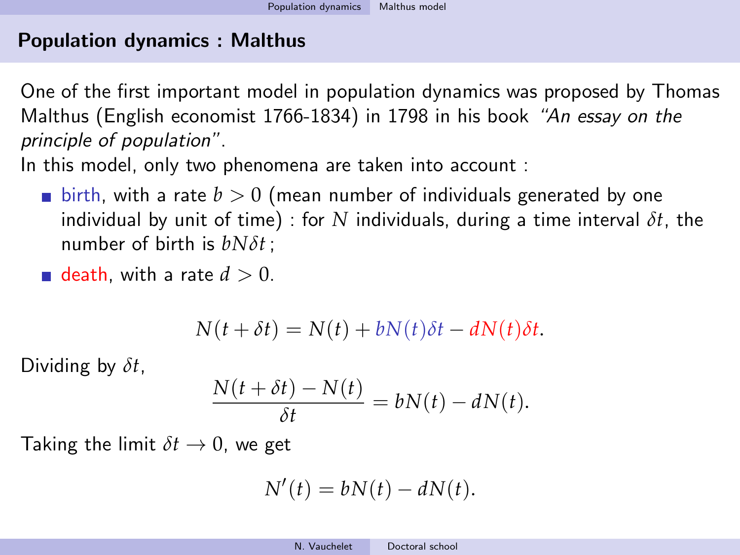## Population dynamics : Malthus

One of the first important model in population dynamics was proposed by Thomas Malthus (English economist 1766-1834) in 1798 in his book *"An essay on the principle of population"*.

In this model, only two phenomena are taken into account :

- birth, with a rate $b > 0$ (mean number of individuals generated by one individual by unit of time) : for $N$ individuals, during a time interval $\delta t$, the number of birth is $bN\delta t$ ;
- death, with a rate $d > 0$.

$$N(t + \delta t) = N(t) + bN(t)\delta t - dN(t)\delta t.$$

Dividing by $\delta t$,

$$\frac{N(t + \delta t) - N(t)}{\delta t} = bN(t) - dN(t).$$

Taking the limit $\delta t \to 0$, we get

$$N'(t) = bN(t) - dN(t).$$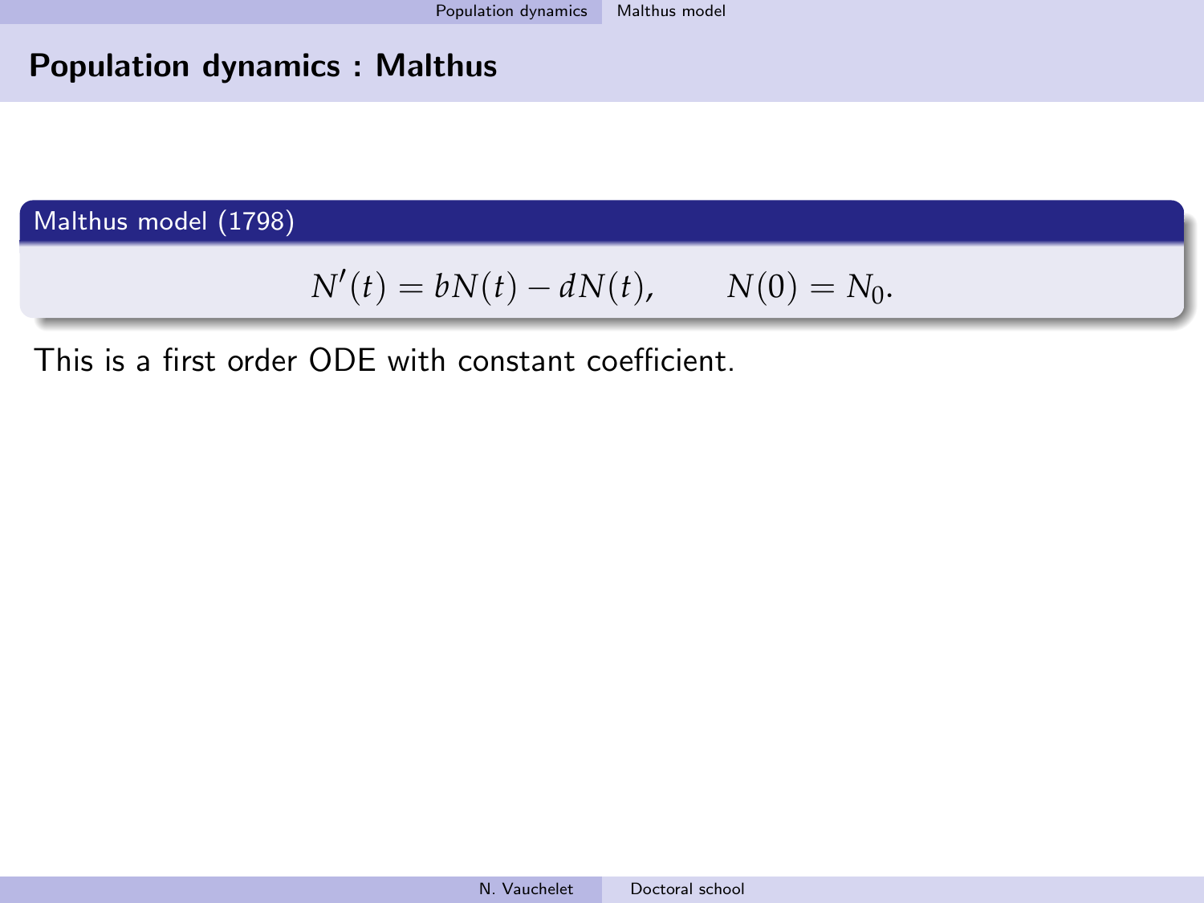## Population dynamics : Malthus

**Malthus model (1798)**

$$N'(t) = bN(t) - dN(t), \qquad N(0) = N_0.$$

This is a first order ODE with constant coefficient.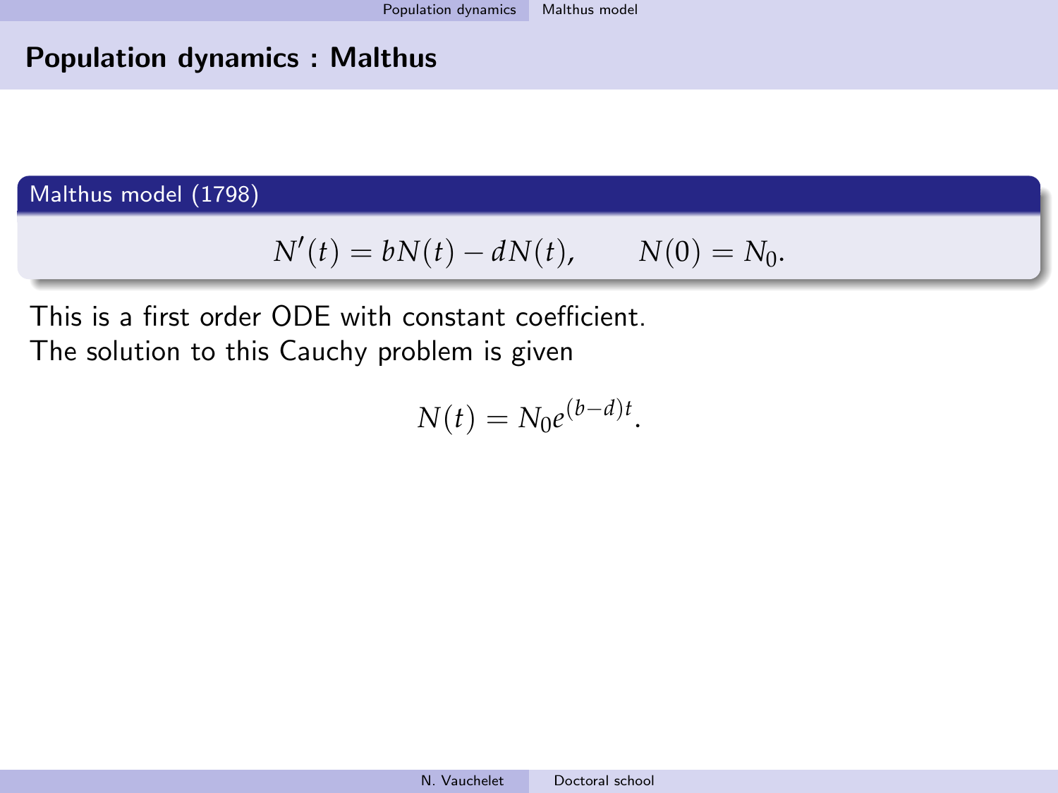## Population dynamics : Malthus

**Malthus model (1798)**

$$N'(t) = bN(t) - dN(t), \qquad N(0) = N_0.$$

This is a first order ODE with constant coefficient.
The solution to this Cauchy problem is given

$$N(t) = N_0 e^{(b-d)t}.$$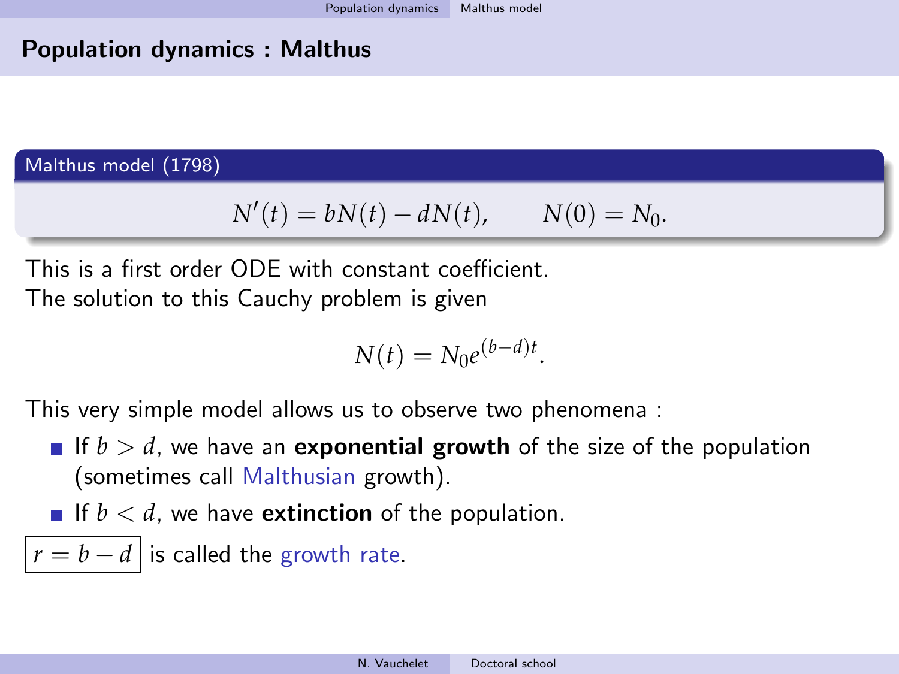## Population dynamics : Malthus

**Malthus model (1798)**

$$N'(t) = bN(t) - dN(t), \qquad N(0) = N_0.$$

This is a first order ODE with constant coefficient.
The solution to this Cauchy problem is given

$$N(t) = N_0 e^{(b-d)t}.$$

This very simple model allows us to observe two phenomena :

- If $b > d$, we have an **exponential growth** of the size of the population (sometimes call Malthusian growth).
- If $b < d$, we have **extinction** of the population.

$\boxed{r = b - d}$ is called the growth rate.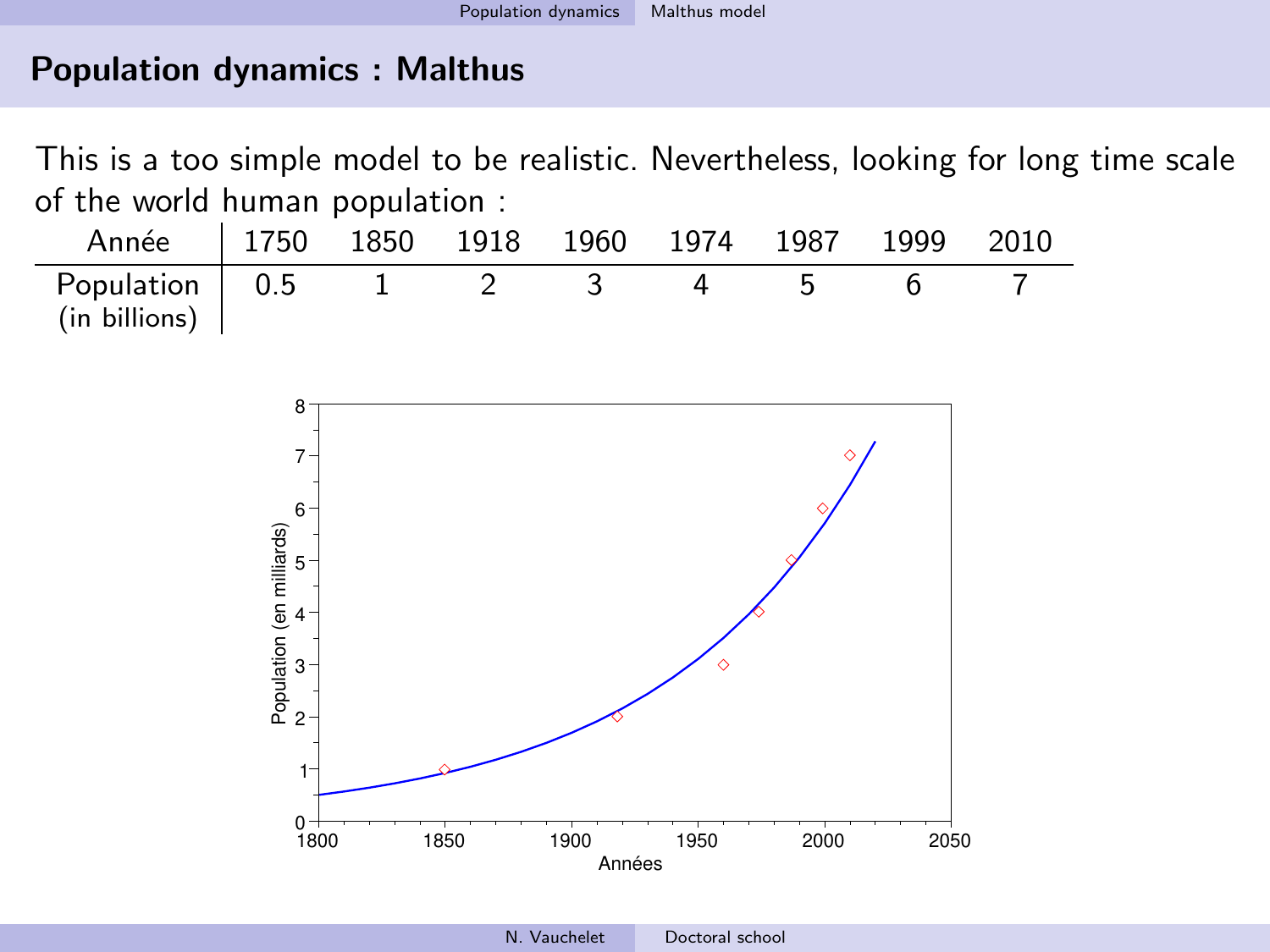## Population dynamics : Malthus

This is a too simple model to be realistic. Nevertheless, looking for long time scale of the world human population :

| Année | 1750 | 1850 | 1918 | 1960 | 1974 | 1987 | 1999 | 2010 |
|---|---|---|---|---|---|---|---|---|
| Population (in billions) | 0.5 | 1 | 2 | 3 | 4 | 5 | 6 | 7 |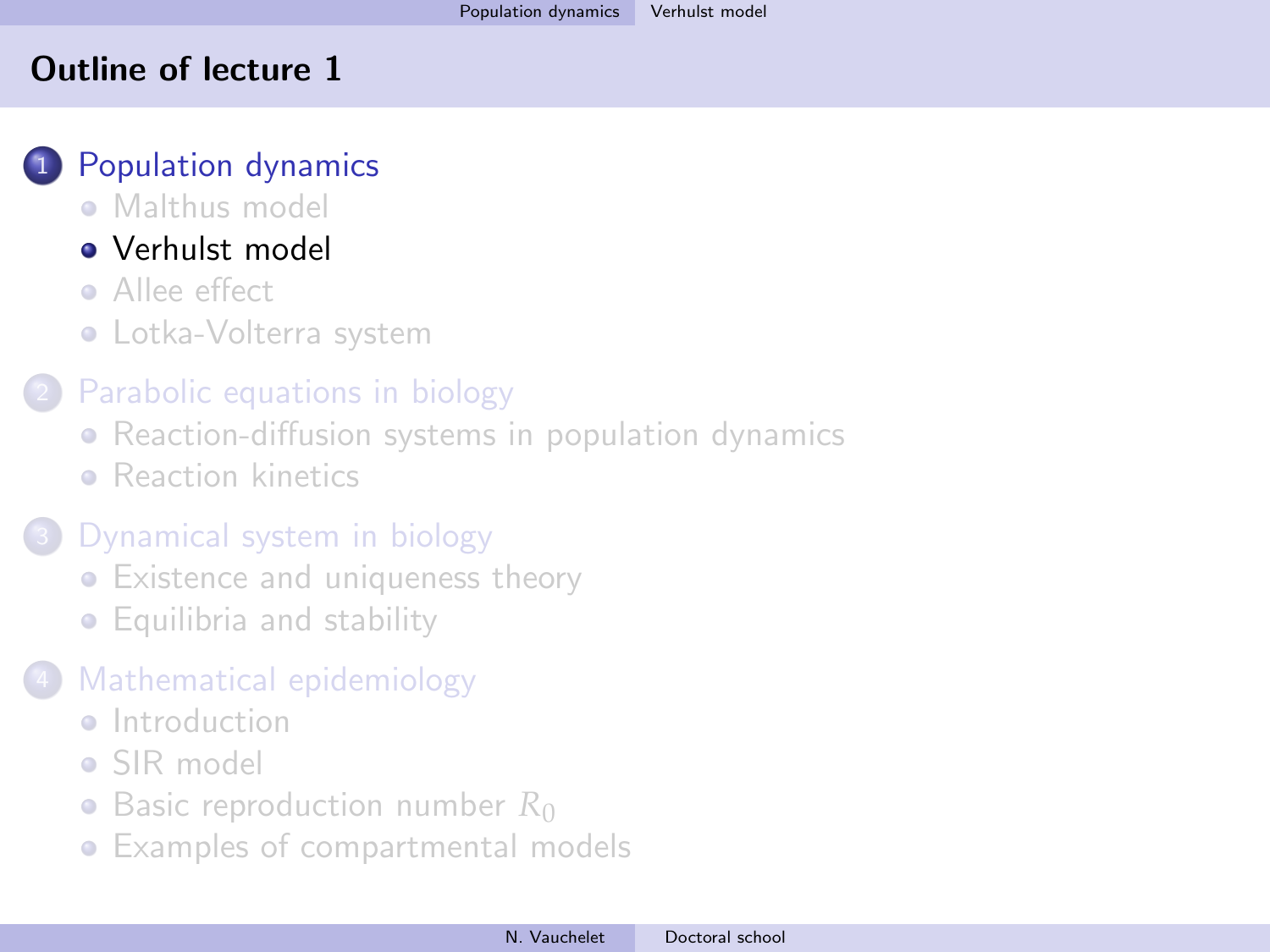# Outline of lecture 1

1. Population dynamics
   - Malthus model
   - Verhulst model
   - Allee effect
   - Lotka-Volterra system
2. Parabolic equations in biology
   - Reaction-diffusion systems in population dynamics
   - Reaction kinetics
3. Dynamical system in biology
   - Existence and uniqueness theory
   - Equilibria and stability
4. Mathematical epidemiology
   - Introduction
   - SIR model
   - Basic reproduction number $R_0$
   - Examples of compartmental models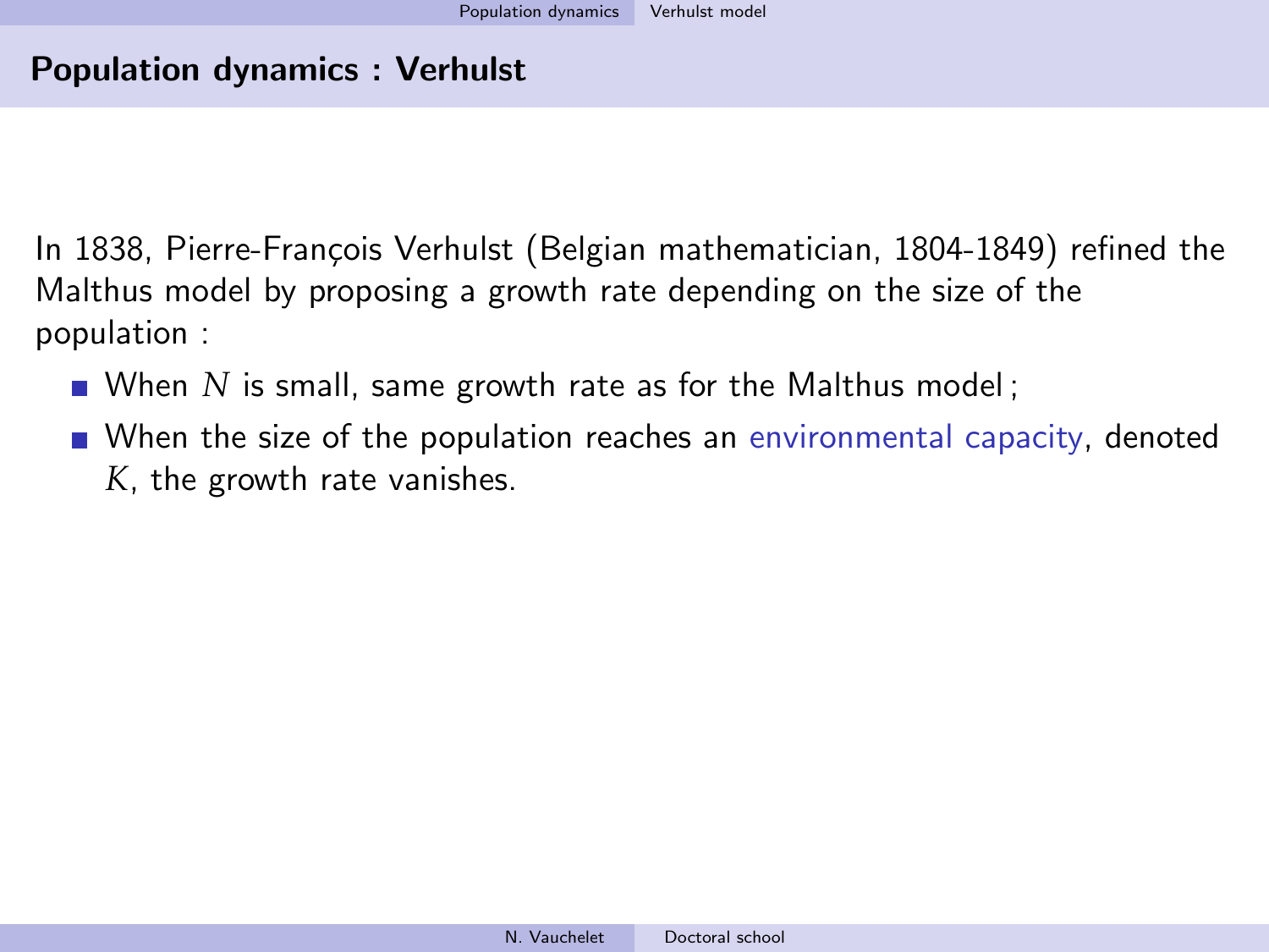## Population dynamics : Verhulst

In 1838, Pierre-François Verhulst (Belgian mathematician, 1804-1849) refined the Malthus model by proposing a growth rate depending on the size of the population :

- When $N$ is small, same growth rate as for the Malthus model ;
- When the size of the population reaches an environmental capacity, denoted $K$, the growth rate vanishes.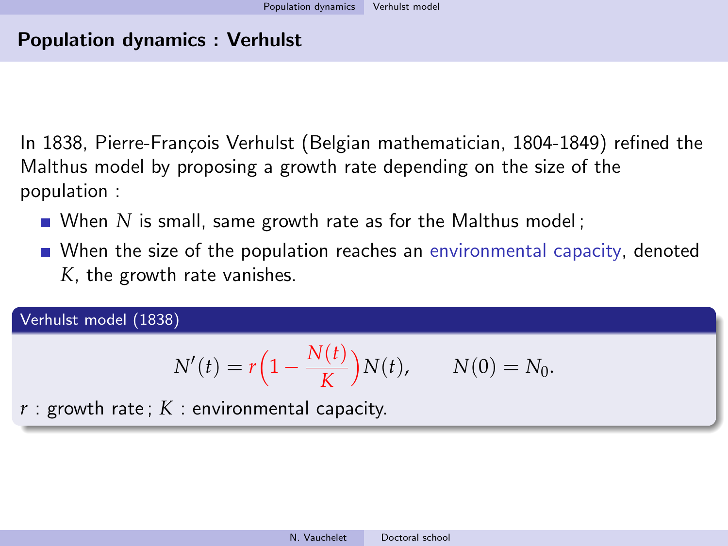## Population dynamics : Verhulst

In 1838, Pierre-François Verhulst (Belgian mathematician, 1804-1849) refined the Malthus model by proposing a growth rate depending on the size of the population :

- When $N$ is small, same growth rate as for the Malthus model ;
- When the size of the population reaches an environmental capacity, denoted $K$, the growth rate vanishes.

**Verhulst model (1838)**

$$N'(t) = r\Big(1 - \frac{N(t)}{K}\Big)N(t), \qquad N(0) = N_0.$$

$r$ : growth rate ; $K$ : environmental capacity.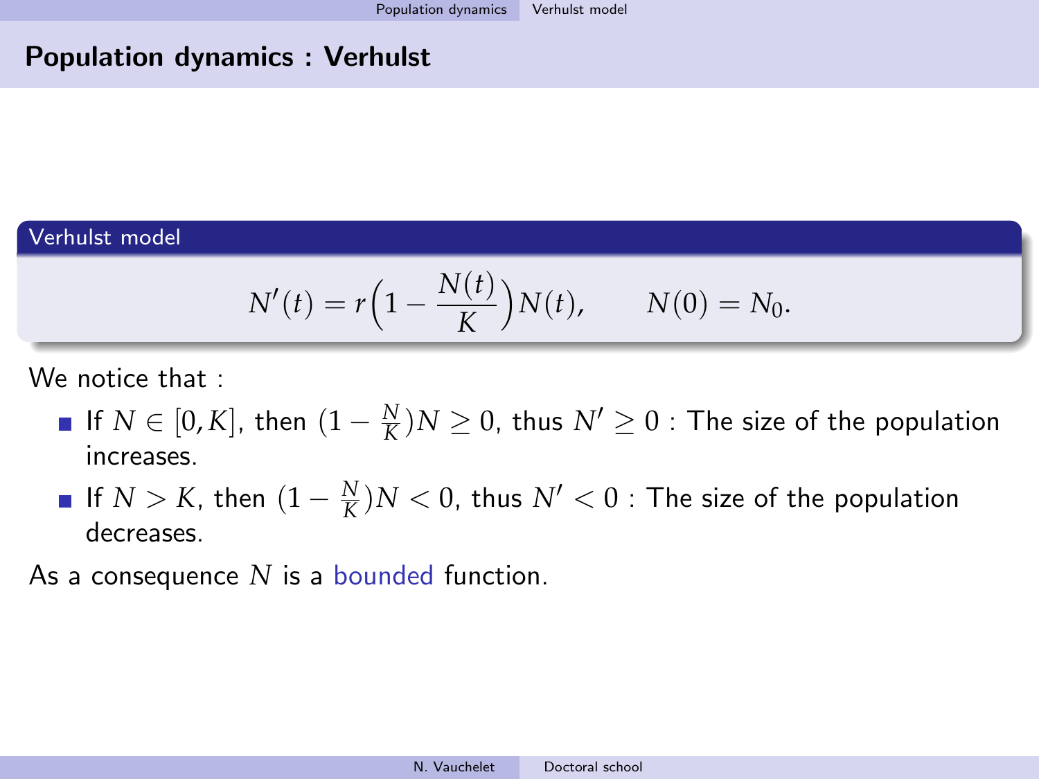## Population dynamics : Verhulst

**Verhulst model**

$$N'(t) = r\Big(1 - \frac{N(t)}{K}\Big)N(t), \qquad N(0) = N_0.$$

We notice that :

- If $N \in [0, K]$, then $(1 - \frac{N}{K})N \geq 0$, thus $N' \geq 0$ : The size of the population increases.
- If $N > K$, then $(1 - \frac{N}{K})N < 0$, thus $N' < 0$ : The size of the population decreases.

As a consequence $N$ is a bounded function.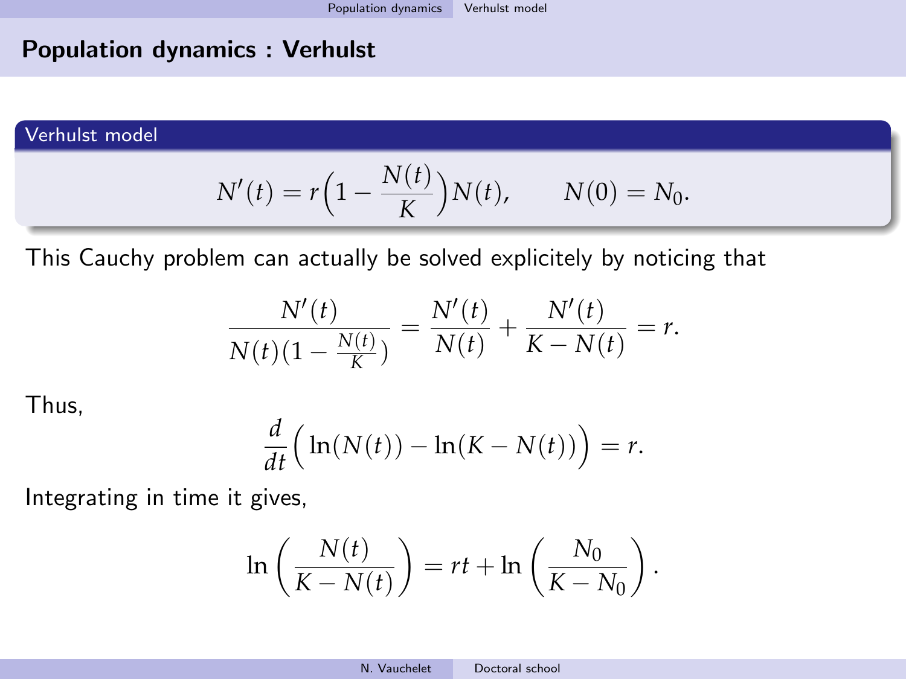## Population dynamics : Verhulst

**Verhulst model**

$$N'(t) = r\Big(1 - \frac{N(t)}{K}\Big)N(t), \qquad N(0) = N_0.$$

This Cauchy problem can actually be solved explicitely by noticing that

$$\frac{N'(t)}{N(t)(1 - \frac{N(t)}{K})} = \frac{N'(t)}{N(t)} + \frac{N'(t)}{K - N(t)} = r.$$

Thus,

$$\frac{d}{dt}\Big( \ln(N(t)) - \ln(K - N(t)) \Big) = r.$$

Integrating in time it gives,

$$\ln\left(\frac{N(t)}{K - N(t)}\right) = rt + \ln\left(\frac{N_0}{K - N_0}\right).$$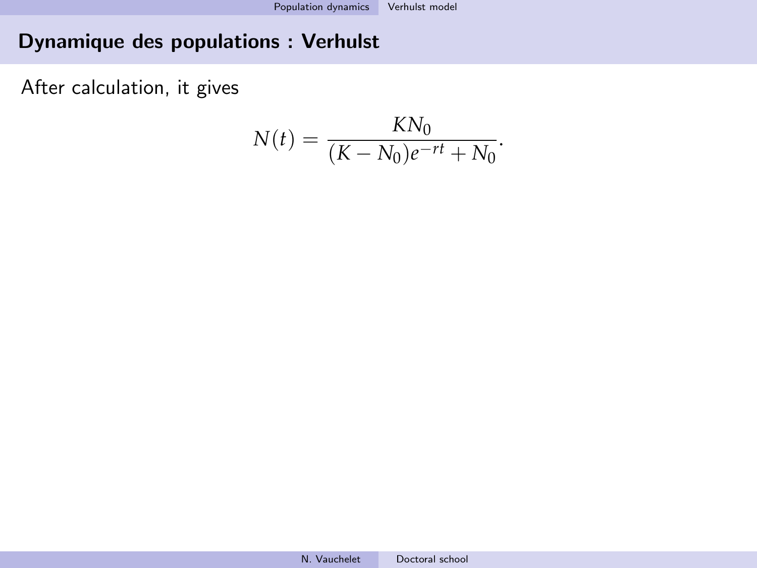## Dynamique des populations : Verhulst

After calculation, it gives

$$N(t) = \frac{KN_0}{(K - N_0)e^{-rt} + N_0}.$$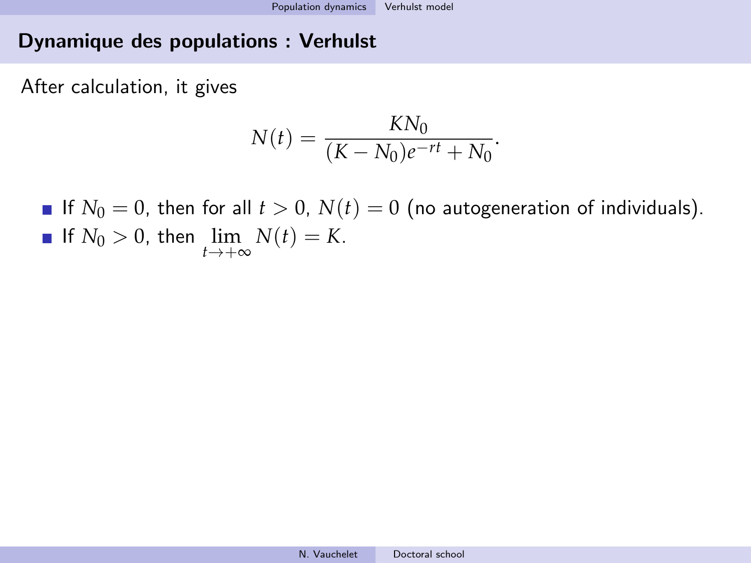## Dynamique des populations : Verhulst

After calculation, it gives

$$N(t) = \frac{KN_0}{(K - N_0)e^{-rt} + N_0}.$$

- If $N_0 = 0$, then for all $t > 0$, $N(t) = 0$ (no autogeneration of individuals).
- If $N_0 > 0$, then $\lim_{t \to +\infty} N(t) = K$.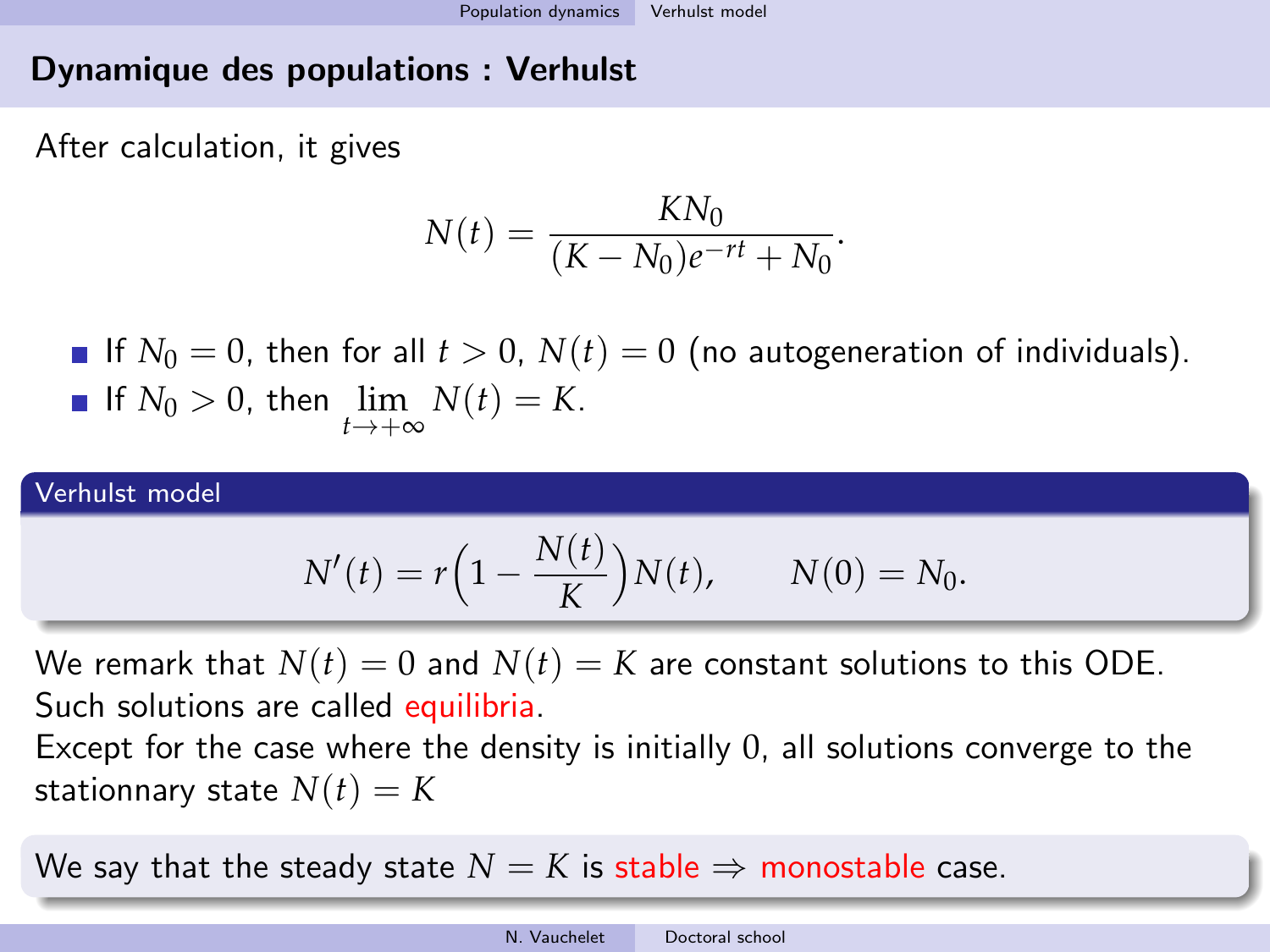## Dynamique des populations : Verhulst

After calculation, it gives

$$N(t) = \frac{KN_0}{(K - N_0)e^{-rt} + N_0}.$$

- If $N_0 = 0$, then for all $t > 0$, $N(t) = 0$ (no autogeneration of individuals).
- If $N_0 > 0$, then $\lim_{t \to +\infty} N(t) = K$.

**Verhulst model**

$$N'(t) = r\Big(1 - \frac{N(t)}{K}\Big)N(t), \qquad N(0) = N_0.$$

We remark that $N(t) = 0$ and $N(t) = K$ are constant solutions to this ODE. Such solutions are called equilibria.
Except for the case where the density is initially 0, all solutions converge to the stationnary state $N(t) = K$

We say that the steady state $N = K$ is stable $\Rightarrow$ monostable case.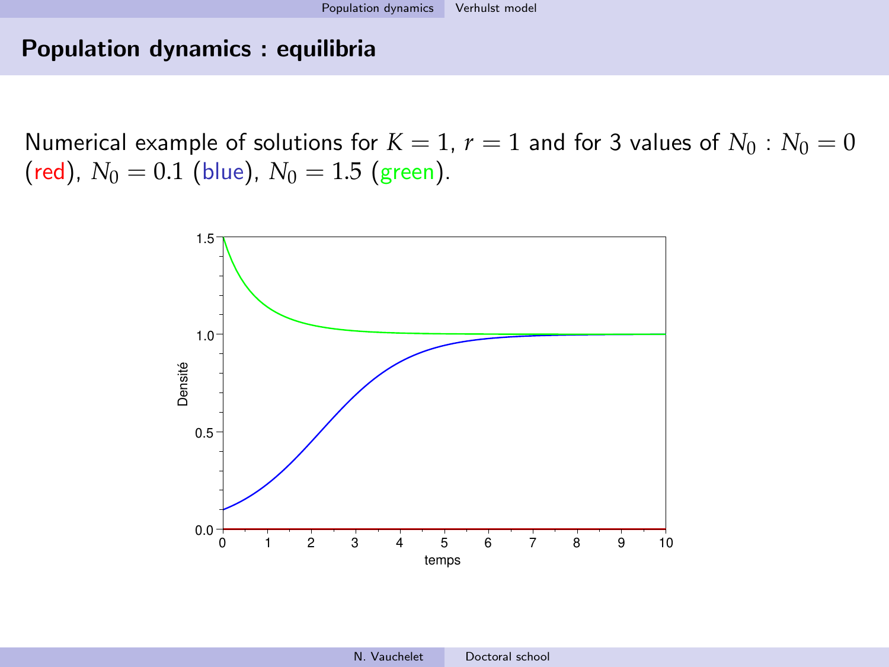## Population dynamics : equilibria

Numerical example of solutions for $K = 1$, $r = 1$ and for 3 values of $N_0$ : $N_0 = 0$ (red), $N_0 = 0.1$ (blue), $N_0 = 1.5$ (green).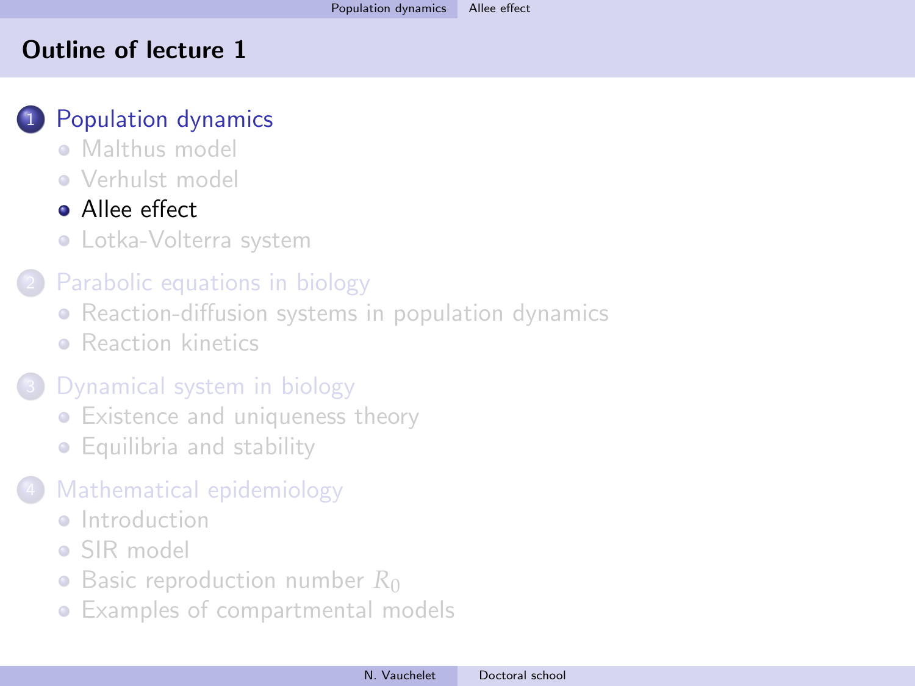## Outline of lecture 1

1. Population dynamics
   - Malthus model
   - Verhulst model
   - Allee effect
   - Lotka-Volterra system
2. Parabolic equations in biology
   - Reaction-diffusion systems in population dynamics
   - Reaction kinetics
3. Dynamical system in biology
   - Existence and uniqueness theory
   - Equilibria and stability
4. Mathematical epidemiology
   - Introduction
   - SIR model
   - Basic reproduction number $R_0$
   - Examples of compartmental models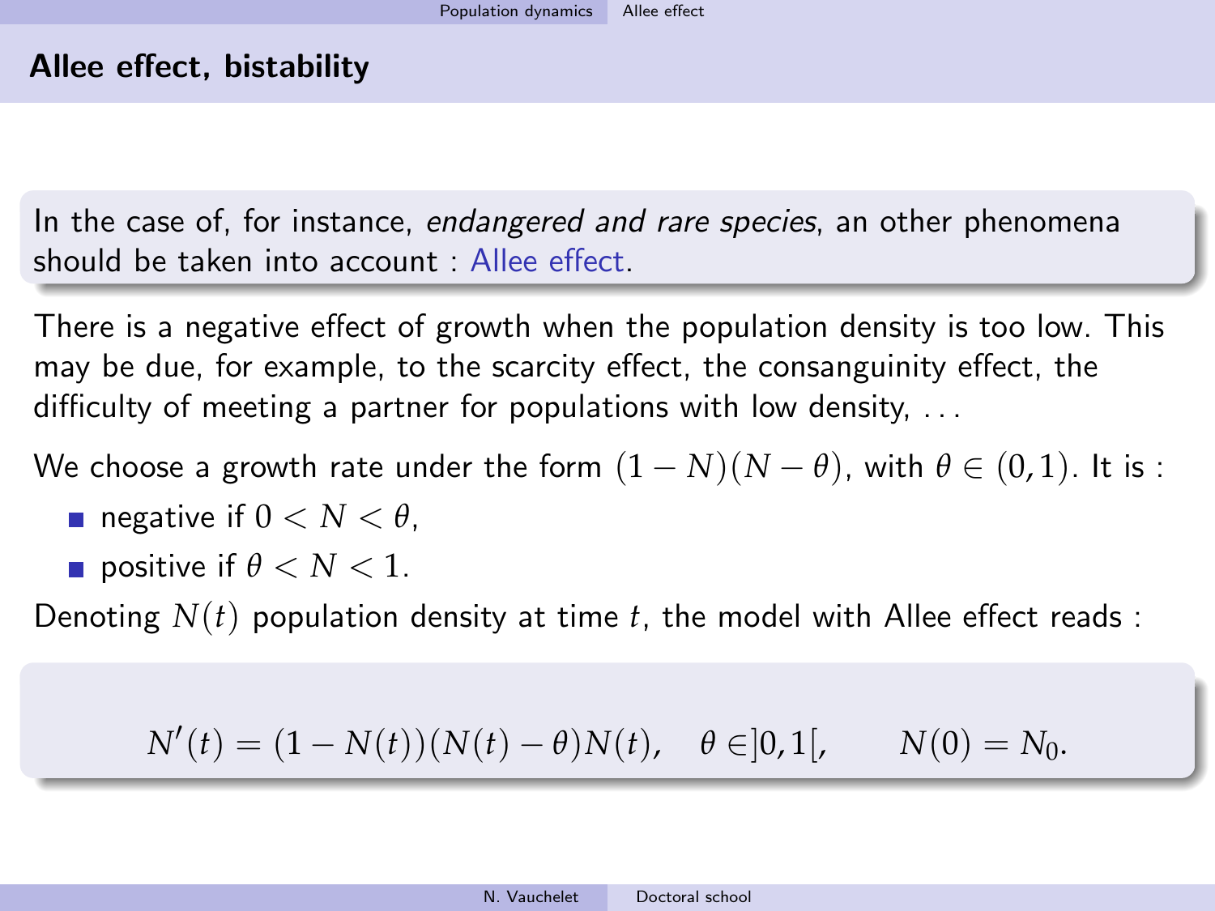## Allee effect, bistability

In the case of, for instance, *endangered and rare species*, an other phenomena should be taken into account : Allee effect.

There is a negative effect of growth when the population density is too low. This may be due, for example, to the scarcity effect, the consanguinity effect, the difficulty of meeting a partner for populations with low density, ...

We choose a growth rate under the form $(1-N)(N-\theta)$, with $\theta \in (0,1)$. It is :

- negative if $0 < N < \theta$,
- positive if $\theta < N < 1$.

Denoting $N(t)$ population density at time $t$, the model with Allee effect reads :

$$N'(t) = (1-N(t))(N(t)-\theta)N(t), \quad \theta \in ]0,1[, \qquad N(0) = N_0.$$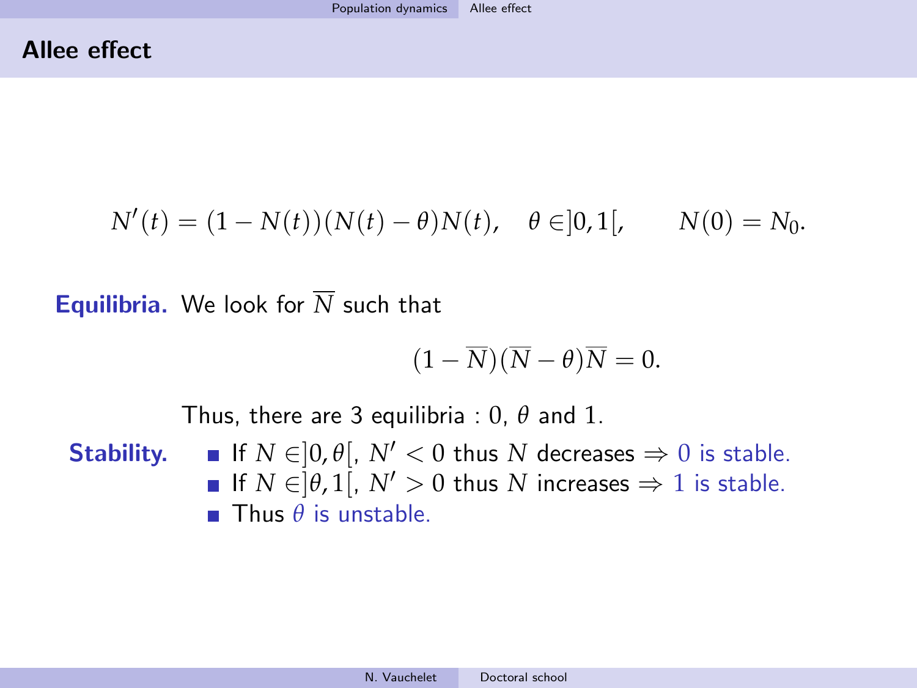## Allee effect

$$N'(t) = (1 - N(t))(N(t) - \theta)N(t), \quad \theta \in ]0, 1[, \qquad N(0) = N_0.$$

**Equilibria.** We look for $\overline{N}$ such that

$$(1 - \overline{N})(\overline{N} - \theta)\overline{N} = 0.$$

Thus, there are 3 equilibria : $0$, $\theta$ and $1$.

**Stability.**

- If $N \in ]0, \theta[$, $N' < 0$ thus $N$ decreases $\Rightarrow$ $0$ is stable.
- If $N \in ]\theta, 1[$, $N' > 0$ thus $N$ increases $\Rightarrow$ $1$ is stable.
- Thus $\theta$ is unstable.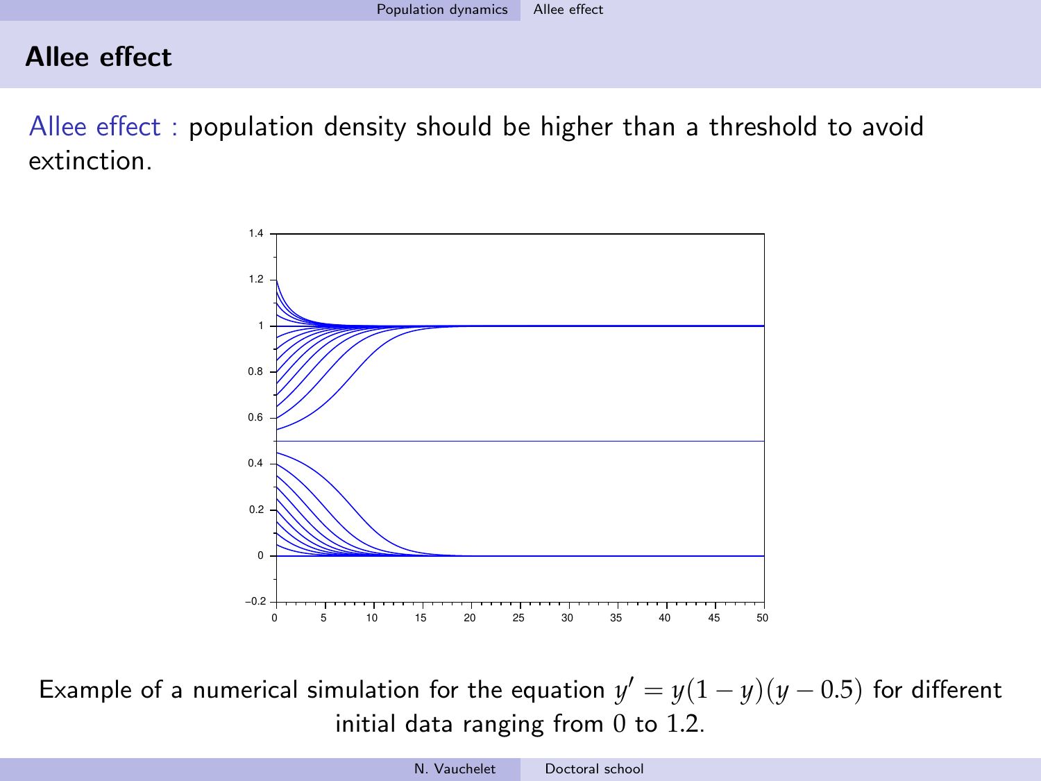## Allee effect

Allee effect : population density should be higher than a threshold to avoid extinction.

Example of a numerical simulation for the equation $y' = y(1-y)(y-0.5)$ for different initial data ranging from $0$ to $1.2$.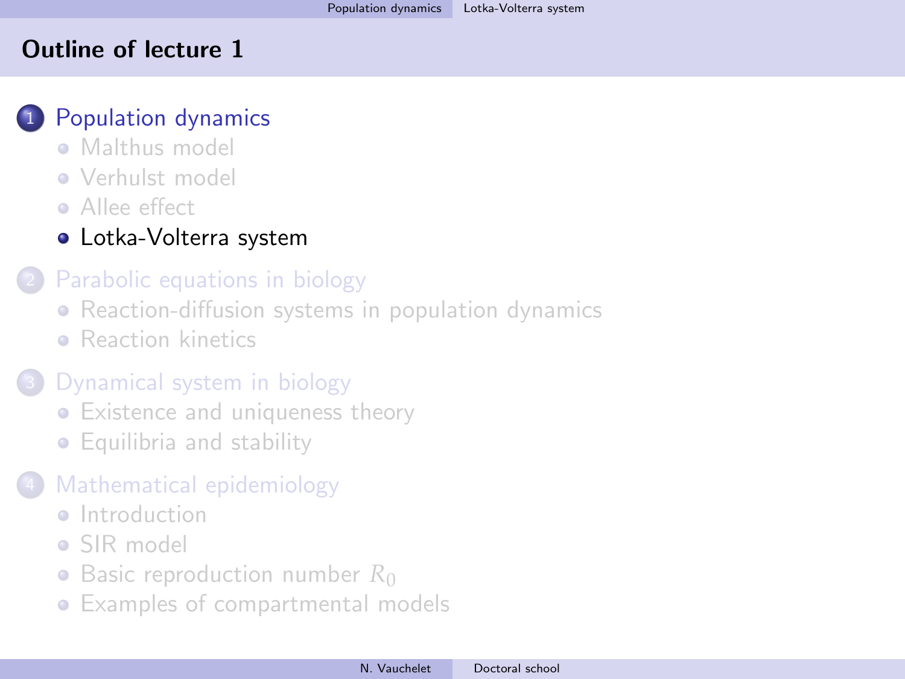# Outline of lecture 1

1. Population dynamics
   - Malthus model
   - Verhulst model
   - Allee effect
   - Lotka-Volterra system
2. Parabolic equations in biology
   - Reaction-diffusion systems in population dynamics
   - Reaction kinetics
3. Dynamical system in biology
   - Existence and uniqueness theory
   - Equilibria and stability
4. Mathematical epidemiology
   - Introduction
   - SIR model
   - Basic reproduction number $R_0$
   - Examples of compartmental models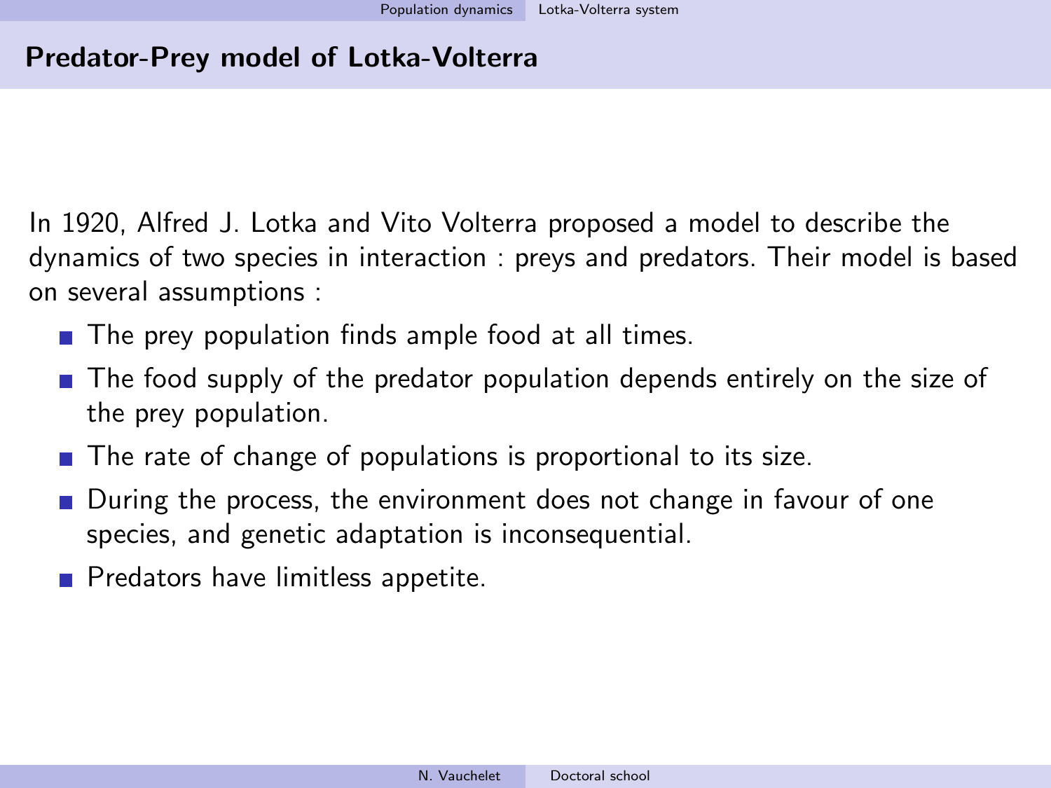## Predator-Prey model of Lotka-Volterra

In 1920, Alfred J. Lotka and Vito Volterra proposed a model to describe the dynamics of two species in interaction : preys and predators. Their model is based on several assumptions :

- The prey population finds ample food at all times.
- The food supply of the predator population depends entirely on the size of the prey population.
- The rate of change of populations is proportional to its size.
- During the process, the environment does not change in favour of one species, and genetic adaptation is inconsequential.
- Predators have limitless appetite.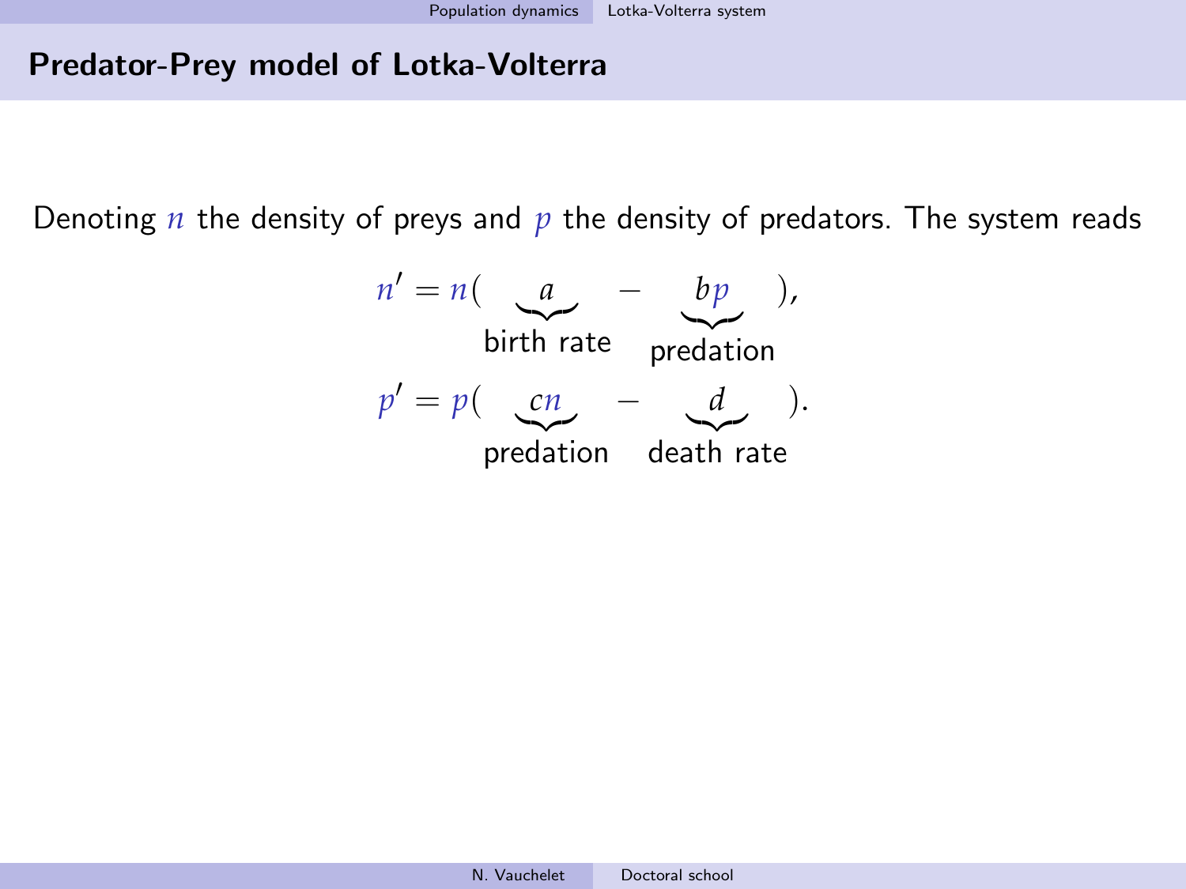## Predator-Prey model of Lotka-Volterra

Denoting $n$ the density of preys and $p$ the density of predators. The system reads

$$
\begin{aligned}
n' &= n(\underbrace{a}_{\text{birth rate}} - \underbrace{bp}_{\text{predation}}),\\
p' &= p(\underbrace{cn}_{\text{predation}} - \underbrace{d}_{\text{death rate}}).
\end{aligned}
$$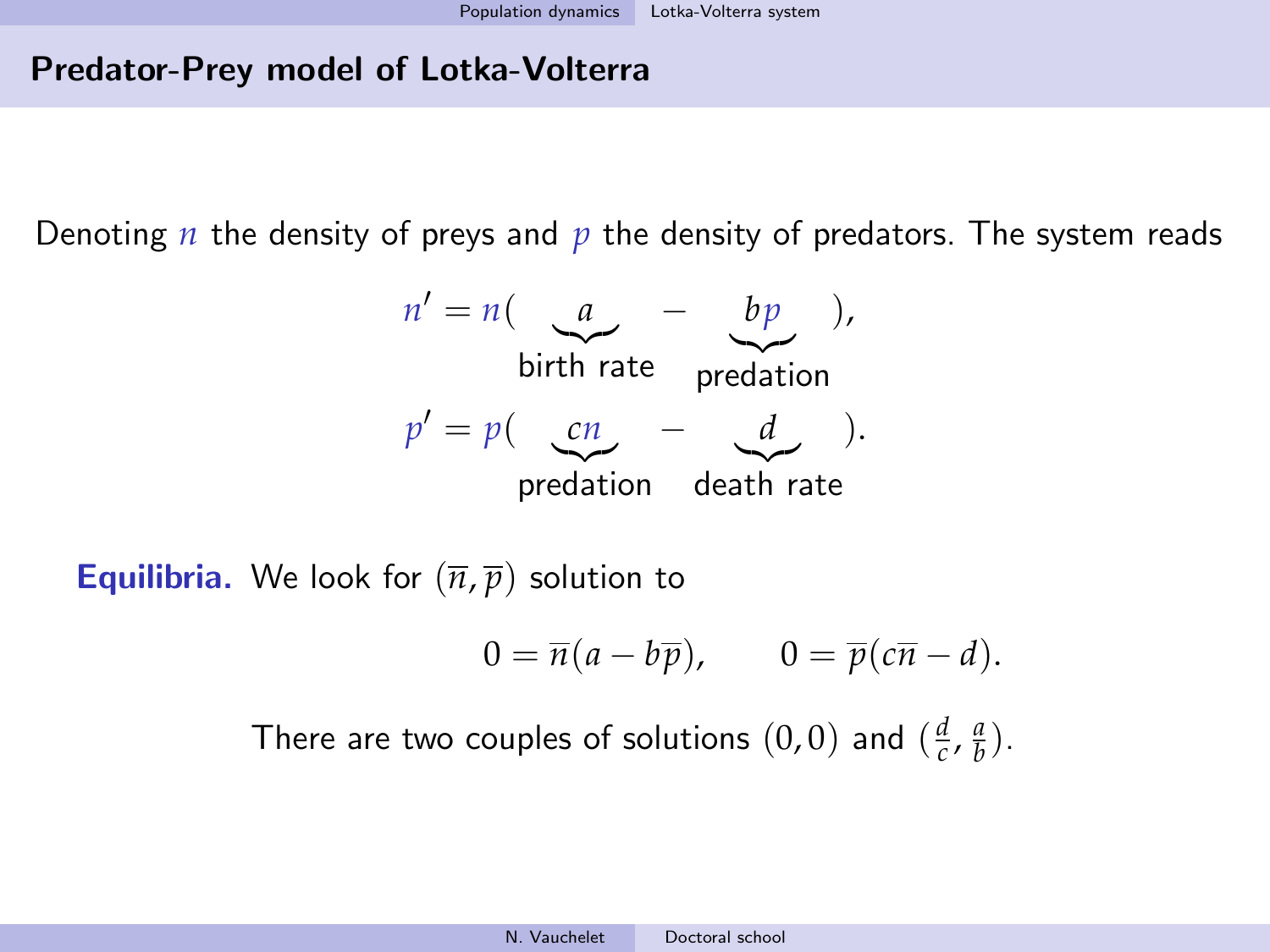## Predator-Prey model of Lotka-Volterra

Denoting $n$ the density of preys and $p$ the density of predators. The system reads

$$n' = n(\underbrace{a}_{\text{birth rate}} - \underbrace{bp}_{\text{predation}}),$$

$$p' = p(\underbrace{cn}_{\text{predation}} - \underbrace{d}_{\text{death rate}}).$$

**Equilibria.** We look for $(\overline{n}, \overline{p})$ solution to

$$0 = \overline{n}(a - b\overline{p}), \qquad 0 = \overline{p}(c\overline{n} - d).$$

There are two couples of solutions $(0, 0)$ and $(\frac{d}{c}, \frac{a}{b})$.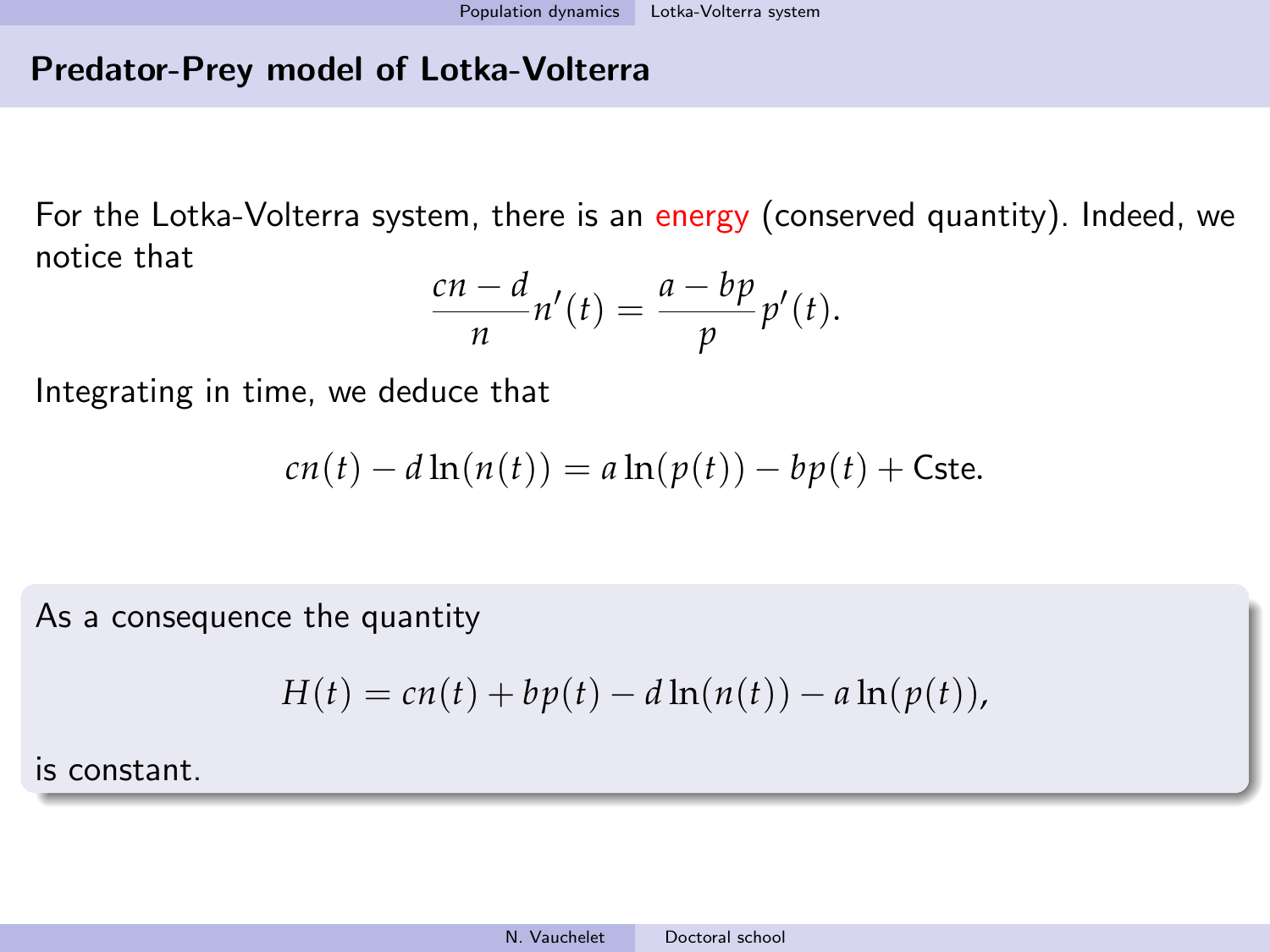## Predator-Prey model of Lotka-Volterra

For the Lotka-Volterra system, there is an energy (conserved quantity). Indeed, we notice that

$$\frac{cn-d}{n}n'(t) = \frac{a-bp}{p}p'(t).$$

Integrating in time, we deduce that

$$cn(t) - d\ln(n(t)) = a\ln(p(t)) - bp(t) + \text{Cste}.$$

As a consequence the quantity

$$H(t) = cn(t) + bp(t) - d\ln(n(t)) - a\ln(p(t)),$$

is constant.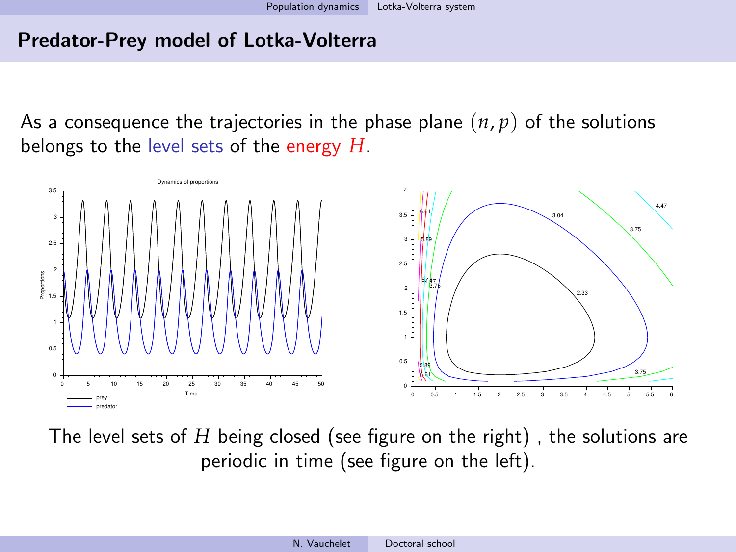## Predator-Prey model of Lotka-Volterra

As a consequence the trajectories in the phase plane $(n, p)$ of the solutions belongs to the level sets of the energy $H$.

The level sets of $H$ being closed (see figure on the right) , the solutions are periodic in time (see figure on the left).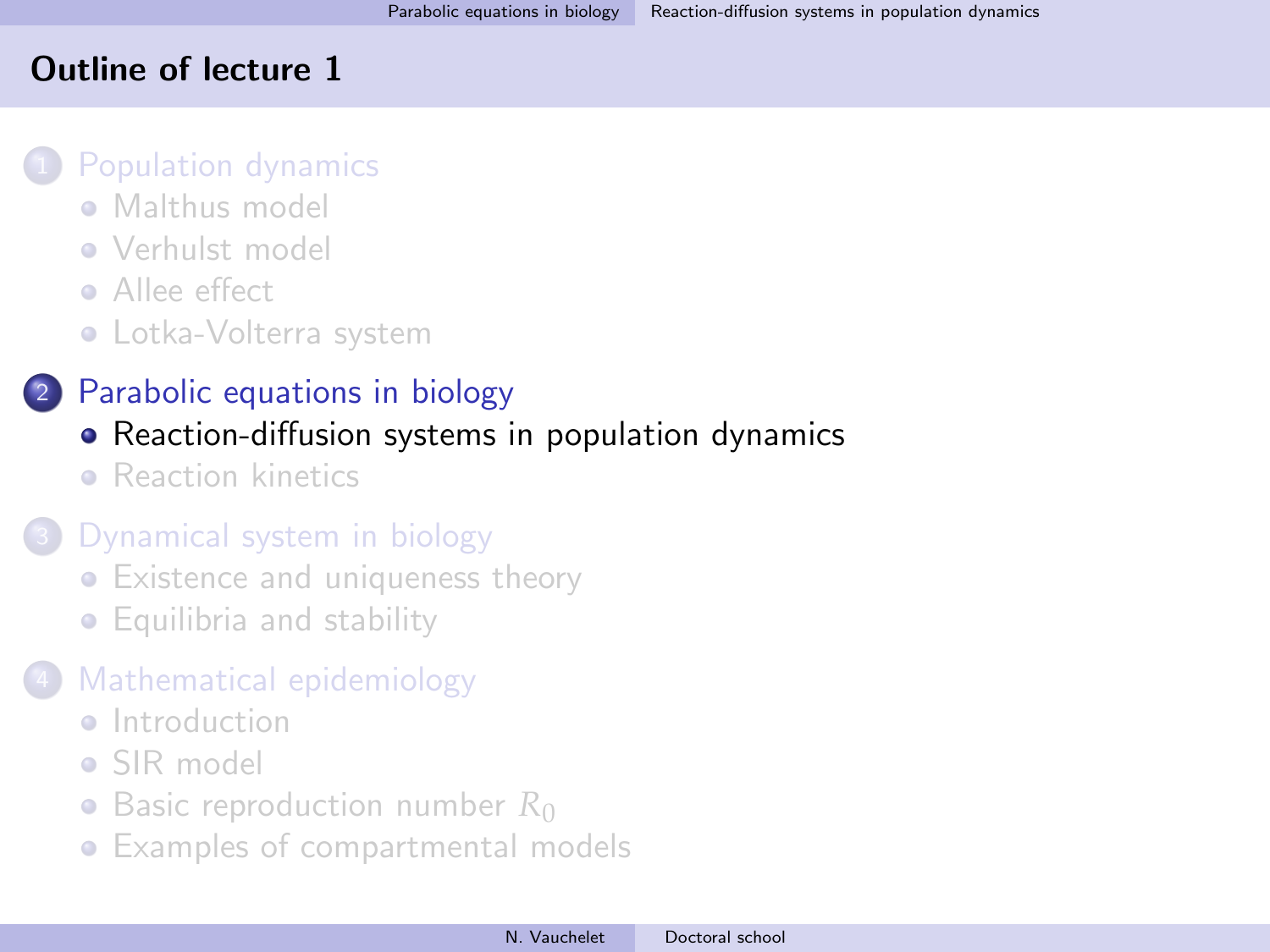# Outline of lecture 1

1. Population dynamics
   - Malthus model
   - Verhulst model
   - Allee effect
   - Lotka-Volterra system
2. Parabolic equations in biology
   - Reaction-diffusion systems in population dynamics
   - Reaction kinetics
3. Dynamical system in biology
   - Existence and uniqueness theory
   - Equilibria and stability
4. Mathematical epidemiology
   - Introduction
   - SIR model
   - Basic reproduction number $R_0$
   - Examples of compartmental models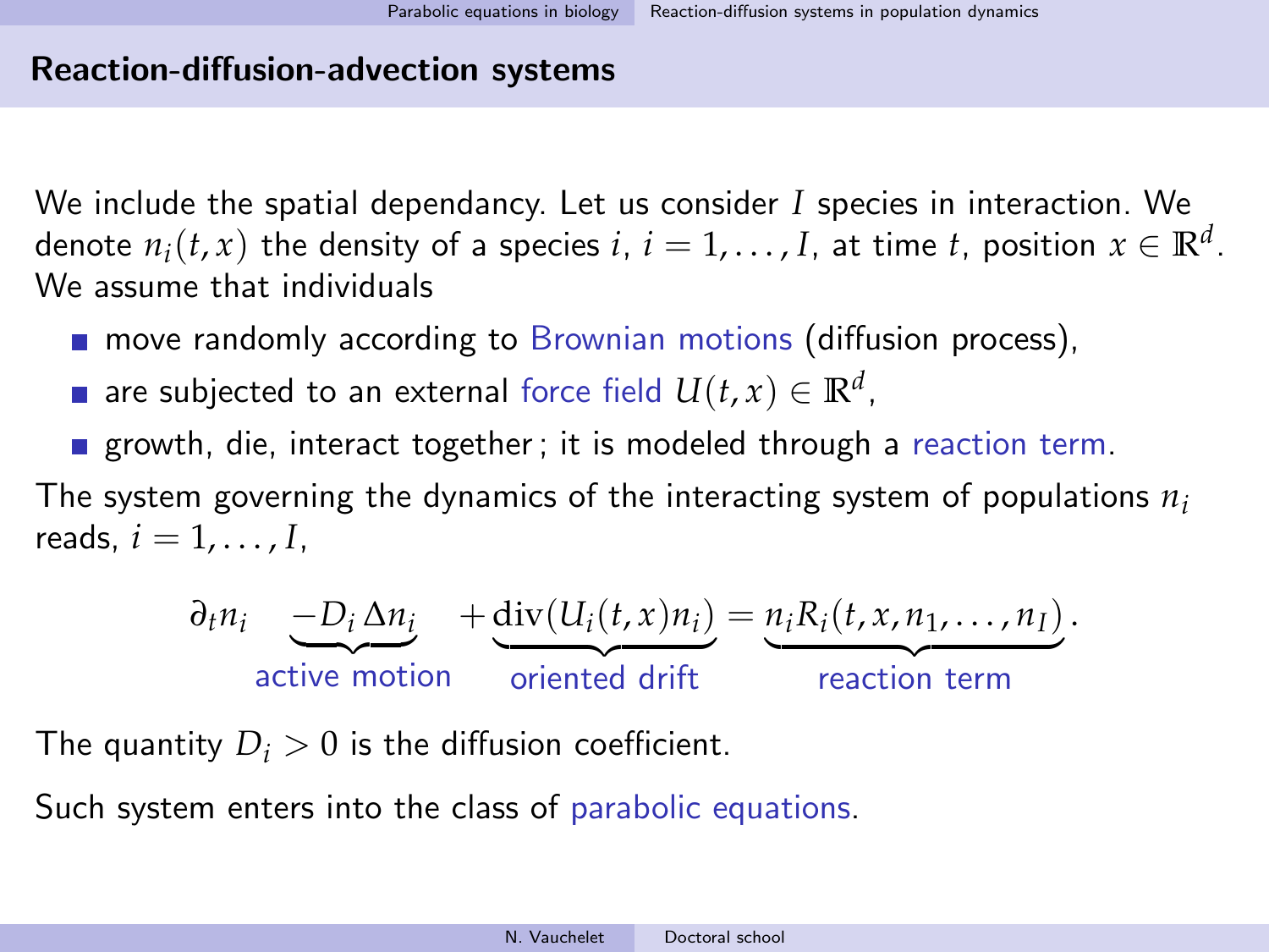## Reaction-diffusion-advection systems

We include the spatial dependancy. Let us consider $I$ species in interaction. We denote $n_i(t,x)$ the density of a species $i$, $i = 1, \dots, I$, at time $t$, position $x \in \mathbb{R}^d$. We assume that individuals

- move randomly according to Brownian motions (diffusion process),
- are subjected to an external force field $U(t,x) \in \mathbb{R}^d$,
- growth, die, interact together ; it is modeled through a reaction term.

The system governing the dynamics of the interacting system of populations $n_i$ reads, $i = 1, \dots, I$,

$$\partial_t n_i \underbrace{- D_i \Delta n_i}_{\text{active motion}} + \underbrace{\operatorname{div}(U_i(t,x) n_i)}_{\text{oriented drift}} = \underbrace{n_i R_i(t,x,n_1,\dots,n_I)}_{\text{reaction term}}.$$

The quantity $D_i > 0$ is the diffusion coefficient.

Such system enters into the class of parabolic equations.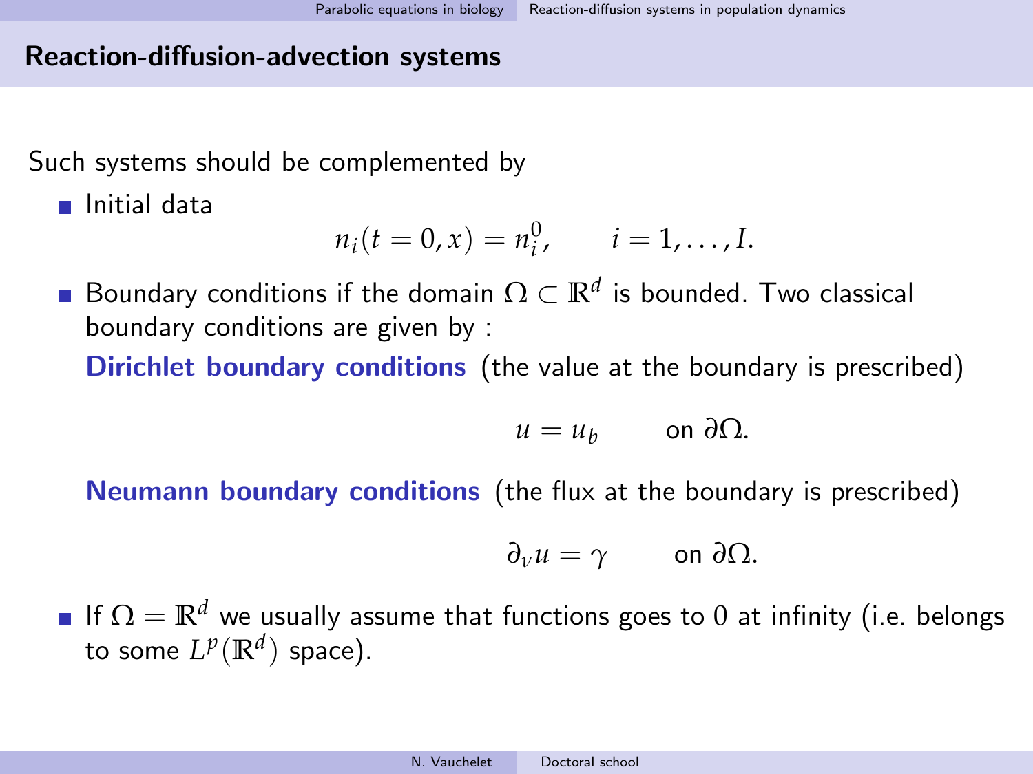## Reaction-diffusion-advection systems

Such systems should be complemented by

- Initial data
$$n_i(t=0,x) = n_i^0, \qquad i = 1, \dots, I.$$
- Boundary conditions if the domain $\Omega \subset \mathbb{R}^d$ is bounded. Two classical boundary conditions are given by :

  **Dirichlet boundary conditions** (the value at the boundary is prescribed)
$$u = u_b \qquad \text{on } \partial\Omega.$$

  **Neumann boundary conditions** (the flux at the boundary is prescribed)
$$\partial_\nu u = \gamma \qquad \text{on } \partial\Omega.$$
- If $\Omega = \mathbb{R}^d$ we usually assume that functions goes to $0$ at infinity (i.e. belongs to some $L^p(\mathbb{R}^d)$ space).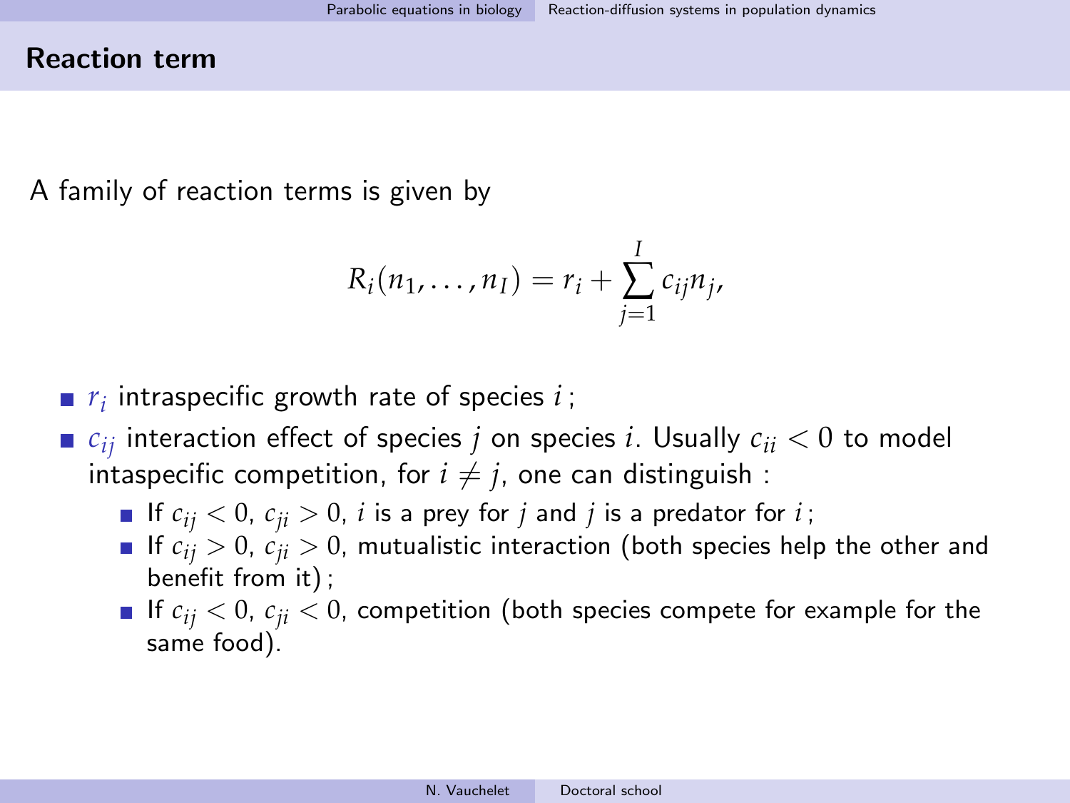## Reaction term

A family of reaction terms is given by

$$R_i(n_1, \ldots, n_I) = r_i + \sum_{j=1}^{I} c_{ij} n_j,$$

- $r_i$ intraspecific growth rate of species $i$ ;
- $c_{ij}$ interaction effect of species $j$ on species $i$. Usually $c_{ii} < 0$ to model intaspecific competition, for $i \neq j$, one can distinguish :
  - If $c_{ij} < 0$, $c_{ji} > 0$, $i$ is a prey for $j$ and $j$ is a predator for $i$ ;
  - If $c_{ij} > 0$, $c_{ji} > 0$, mutualistic interaction (both species help the other and benefit from it) ;
  - If $c_{ij} < 0$, $c_{ji} < 0$, competition (both species compete for example for the same food).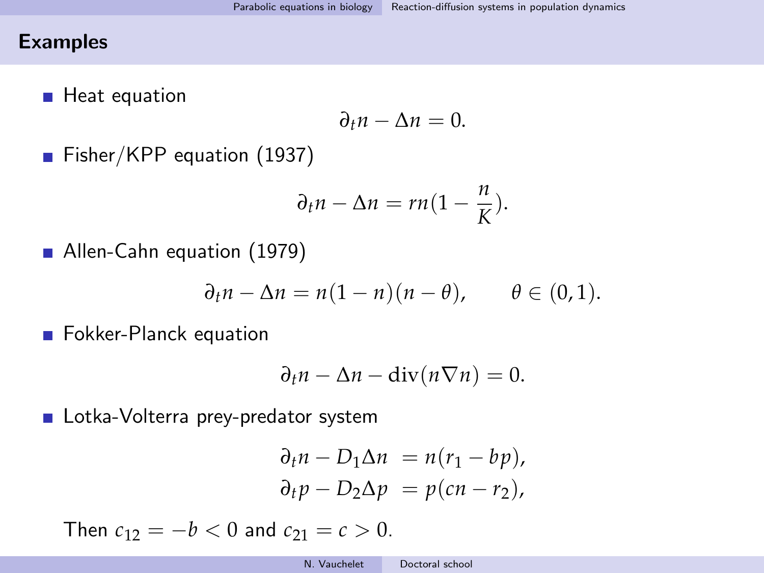## Examples

- Heat equation

$$\partial_t n - \Delta n = 0.$$

- Fisher/KPP equation (1937)

$$\partial_t n - \Delta n = rn(1 - \frac{n}{K}).$$

- Allen-Cahn equation (1979)

$$\partial_t n - \Delta n = n(1-n)(n-\theta), \qquad \theta \in (0,1).$$

- Fokker-Planck equation

$$\partial_t n - \Delta n - \mathrm{div}(n \nabla n) = 0.$$

- Lotka-Volterra prey-predator system

$$\begin{aligned} \partial_t n - D_1 \Delta n &= n(r_1 - bp), \\ \partial_t p - D_2 \Delta p &= p(cn - r_2), \end{aligned}$$

Then $c_{12} = -b < 0$ and $c_{21} = c > 0$.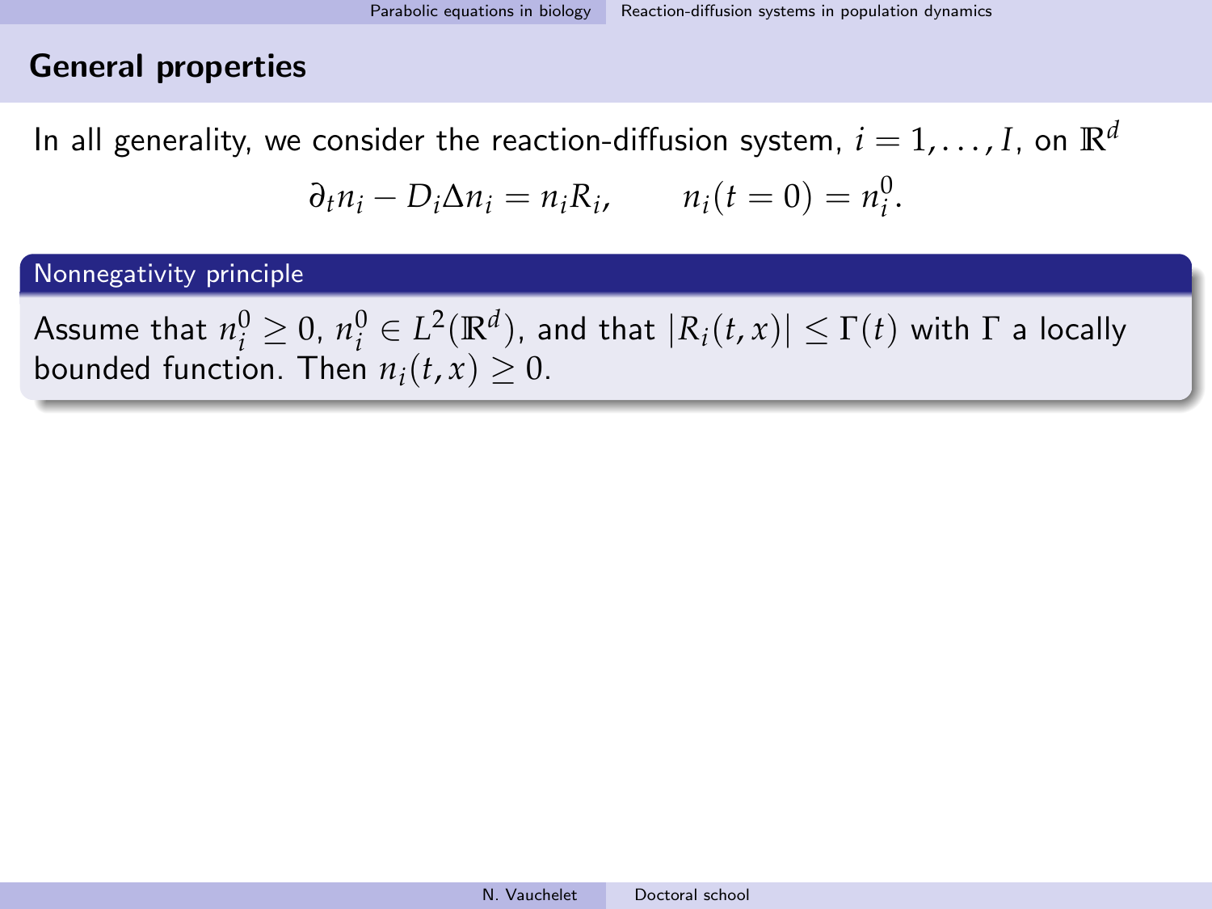## General properties

In all generality, we consider the reaction-diffusion system, $i = 1, \dots, I$, on $\mathbb{R}^d$

$$\partial_t n_i - D_i \Delta n_i = n_i R_i, \qquad n_i(t=0) = n_i^0.$$

**Nonnegativity principle**

Assume that $n_i^0 \geq 0$, $n_i^0 \in L^2(\mathbb{R}^d)$, and that $|R_i(t,x)| \leq \Gamma(t)$ with $\Gamma$ a locally bounded function. Then $n_i(t,x) \geq 0$.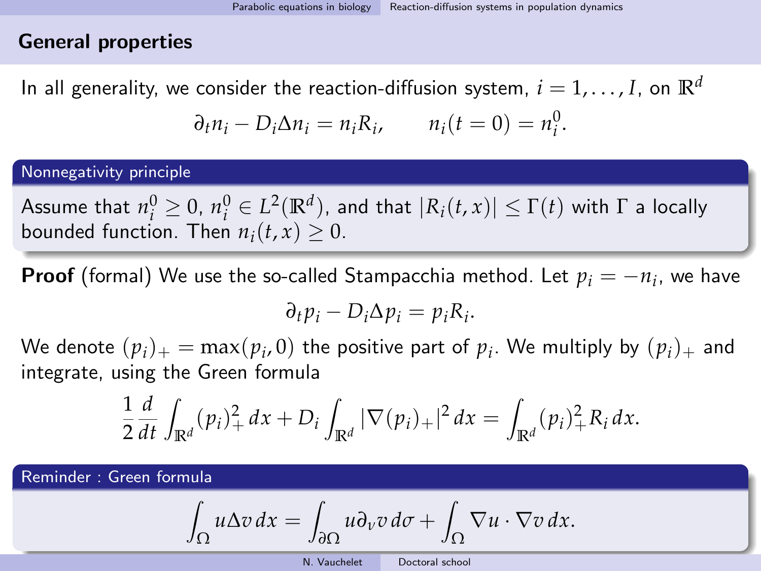## General properties

In all generality, we consider the reaction-diffusion system, $i = 1, \dots, I$, on $\mathbb{R}^d$

$$\partial_t n_i - D_i \Delta n_i = n_i R_i, \qquad n_i(t=0) = n_i^0.$$

**Nonnegativity principle**

Assume that $n_i^0 \geq 0$, $n_i^0 \in L^2(\mathbb{R}^d)$, and that $|R_i(t,x)| \leq \Gamma(t)$ with $\Gamma$ a locally bounded function. Then $n_i(t,x) \geq 0$.

**Proof** (formal) We use the so-called Stampacchia method. Let $p_i = -n_i$, we have

$$\partial_t p_i - D_i \Delta p_i = p_i R_i.$$

We denote $(p_i)_+ = \max(p_i, 0)$ the positive part of $p_i$. We multiply by $(p_i)_+$ and integrate, using the Green formula

$$\frac{1}{2}\frac{d}{dt}\int_{\mathbb{R}^d} (p_i)_+^2 \, dx + D_i \int_{\mathbb{R}^d} |\nabla (p_i)_+|^2 \, dx = \int_{\mathbb{R}^d} (p_i)_+^2 R_i \, dx.$$

**Reminder : Green formula**

$$\int_\Omega u \Delta v \, dx = \int_{\partial\Omega} u \partial_\nu v \, d\sigma + \int_\Omega \nabla u \cdot \nabla v \, dx.$$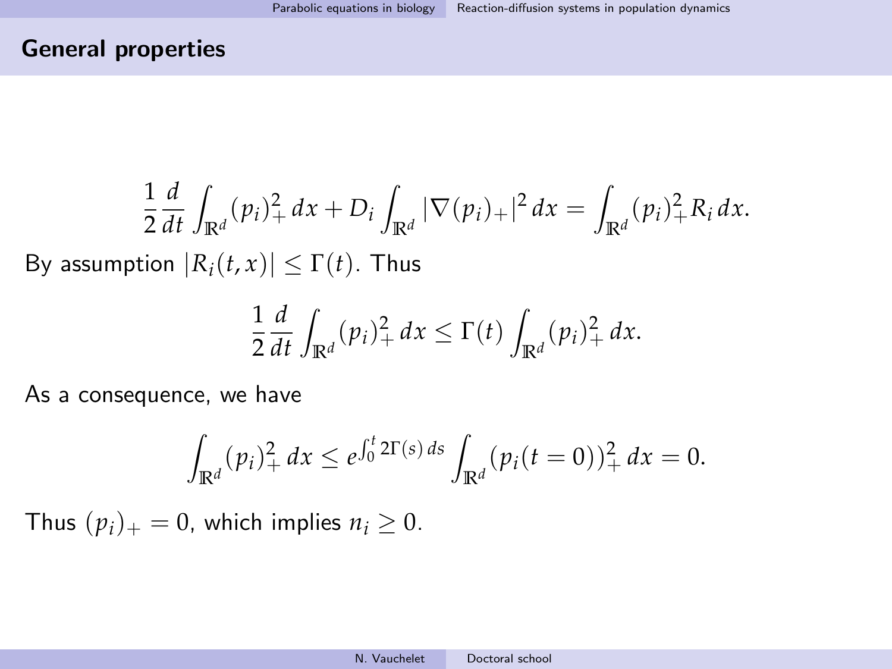## General properties

$$\frac{1}{2}\frac{d}{dt}\int_{\mathbb{R}^d}(p_i)_+^2\,dx + D_i\int_{\mathbb{R}^d}|\nabla(p_i)_+|^2\,dx = \int_{\mathbb{R}^d}(p_i)_+^2 R_i\,dx.$$

By assumption $|R_i(t,x)| \leq \Gamma(t)$. Thus

$$\frac{1}{2}\frac{d}{dt}\int_{\mathbb{R}^d}(p_i)_+^2\,dx \leq \Gamma(t)\int_{\mathbb{R}^d}(p_i)_+^2\,dx.$$

As a consequence, we have

$$\int_{\mathbb{R}^d}(p_i)_+^2\,dx \leq e^{\int_0^t 2\Gamma(s)\,ds}\int_{\mathbb{R}^d}(p_i(t=0))_+^2\,dx = 0.$$

Thus $(p_i)_+ = 0$, which implies $n_i \geq 0$.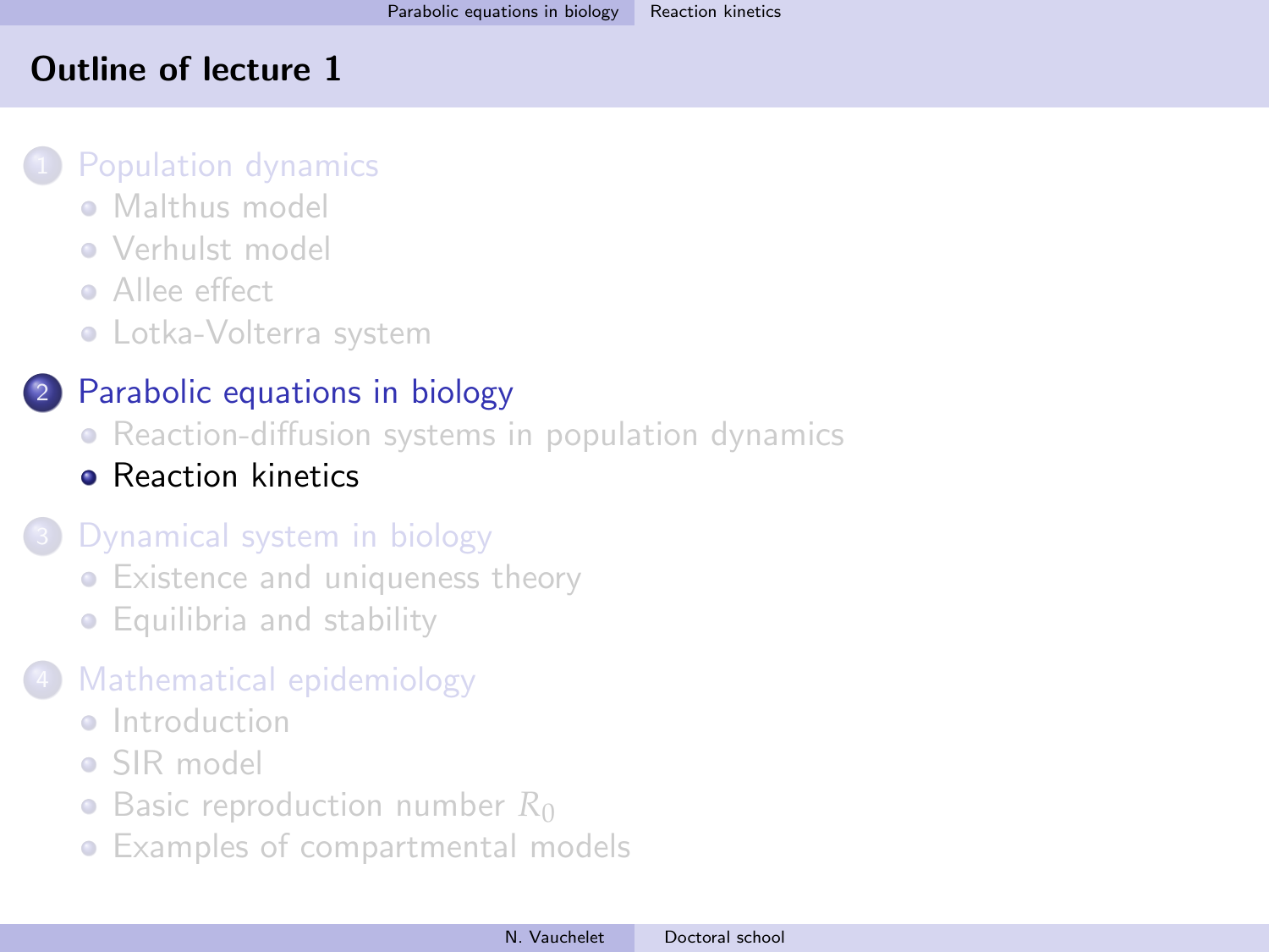## Outline of lecture 1

1. Population dynamics
   - Malthus model
   - Verhulst model
   - Allee effect
   - Lotka-Volterra system
2. Parabolic equations in biology
   - Reaction-diffusion systems in population dynamics
   - Reaction kinetics
3. Dynamical system in biology
   - Existence and uniqueness theory
   - Equilibria and stability
4. Mathematical epidemiology
   - Introduction
   - SIR model
   - Basic reproduction number $R_0$
   - Examples of compartmental models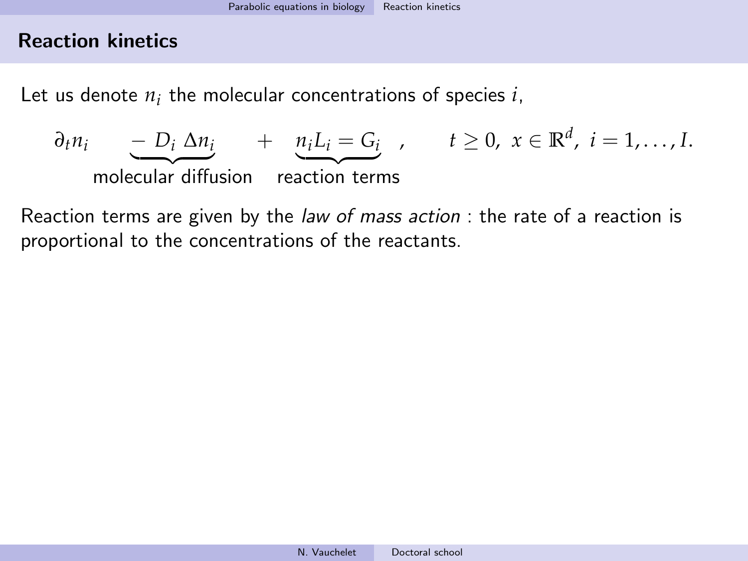## Reaction kinetics

Let us denote $n_i$ the molecular concentrations of species $i$,

$$\partial_t n_i \quad \underbrace{- \, D_i \, \Delta n_i}_{\text{molecular diffusion}} \quad + \quad \underbrace{n_i L_i = G_i}_{\text{reaction terms}} \quad , \qquad t \geq 0, \; x \in \mathbb{R}^d, \; i = 1, \ldots, I.$$

Reaction terms are given by the *law of mass action* : the rate of a reaction is proportional to the concentrations of the reactants.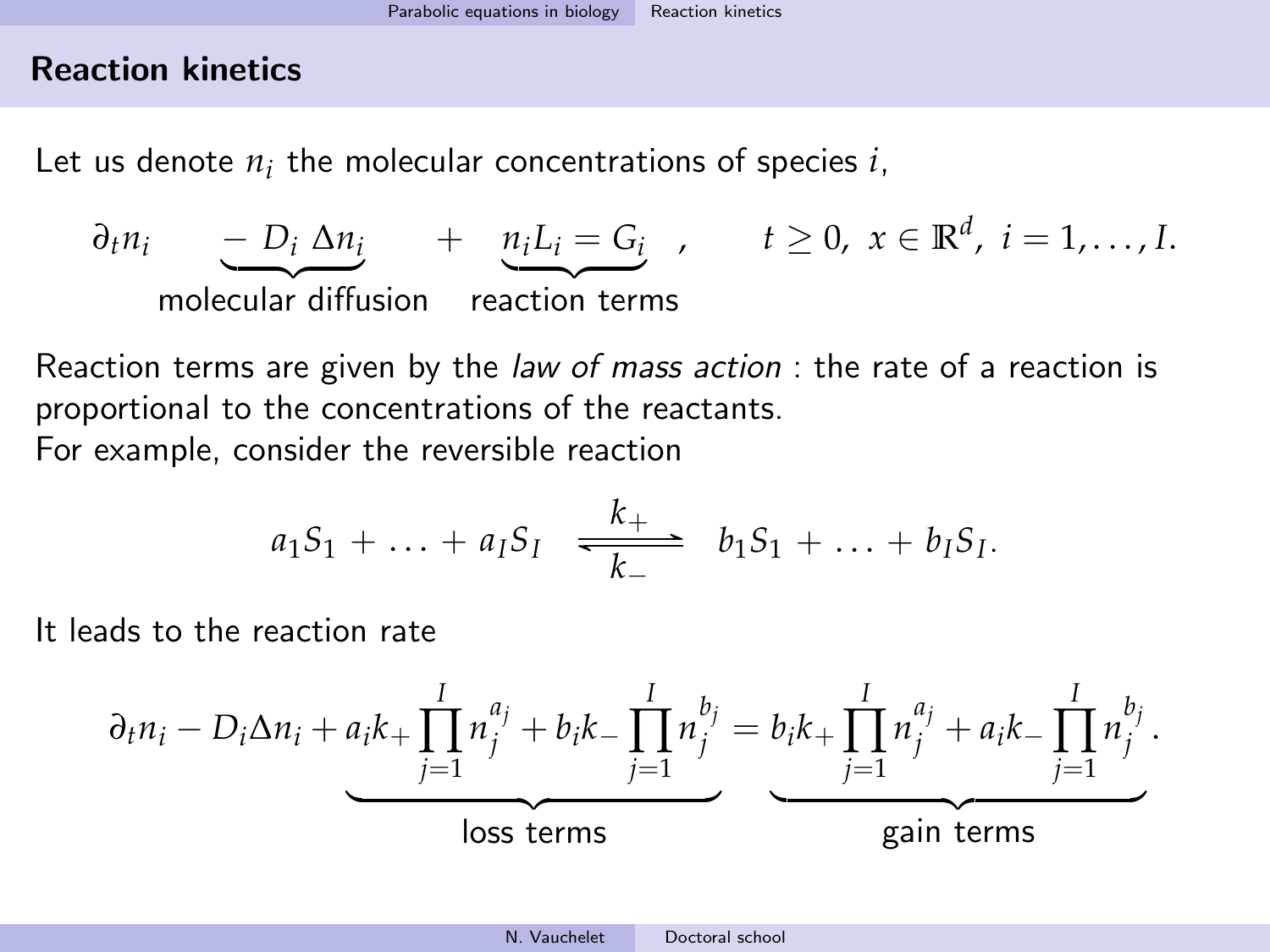## Reaction kinetics

Let us denote $n_i$ the molecular concentrations of species $i$,

$$\partial_t n_i \quad \underbrace{- \, D_i \, \Delta n_i}_{\text{molecular diffusion}} \quad + \quad \underbrace{n_i L_i = G_i}_{\text{reaction terms}} \quad , \qquad t \geq 0, \ x \in \mathbb{R}^d, \ i = 1, \ldots, I.$$

Reaction terms are given by the *law of mass action* : the rate of a reaction is proportional to the concentrations of the reactants.
For example, consider the reversible reaction

$$a_1 S_1 + \ldots + a_I S_I \ \underset{k_-}{\overset{k_+}{\rightleftharpoons}} \ b_1 S_1 + \ldots + b_I S_I.$$

It leads to the reaction rate

$$\partial_t n_i - D_i \Delta n_i + \underbrace{a_i k_+ \prod_{j=1}^{I} n_j^{a_j} + b_i k_- \prod_{j=1}^{I} n_j^{b_j}}_{\text{loss terms}} = \underbrace{b_i k_+ \prod_{j=1}^{I} n_j^{a_j} + a_i k_- \prod_{j=1}^{I} n_j^{b_j}}_{\text{gain terms}}.$$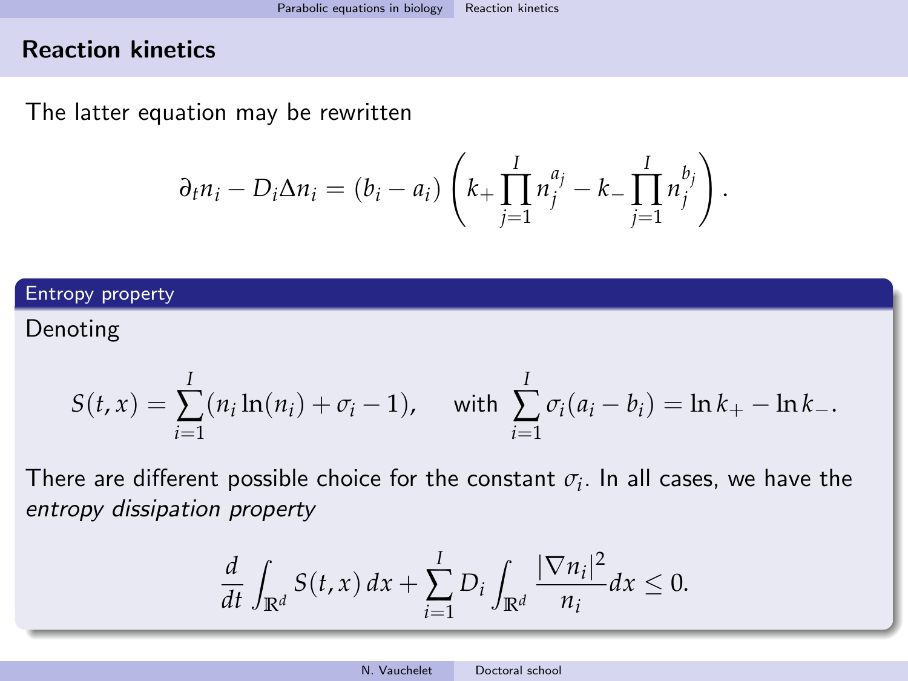## Reaction kinetics

The latter equation may be rewritten

$$\partial_t n_i - D_i \Delta n_i = (b_i - a_i) \left( k_+ \prod_{j=1}^{I} n_j^{a_j} - k_- \prod_{j=1}^{I} n_j^{b_j} \right).$$

### Entropy property

Denoting

$$S(t,x) = \sum_{i=1}^{I} (n_i \ln(n_i) + \sigma_i - 1), \quad \text{with } \sum_{i=1}^{I} \sigma_i (a_i - b_i) = \ln k_+ - \ln k_-.$$

There are different possible choice for the constant $\sigma_i$. In all cases, we have the *entropy dissipation property*

$$\frac{d}{dt} \int_{\mathbb{R}^d} S(t,x)\, dx + \sum_{i=1}^{I} D_i \int_{\mathbb{R}^d} \frac{|\nabla n_i|^2}{n_i} dx \leq 0.$$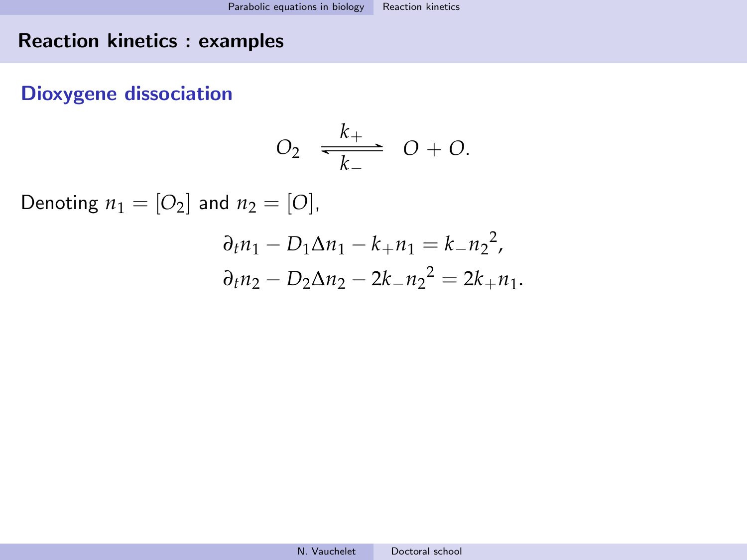## Reaction kinetics : examples

### Dioxygene dissociation

$$O_2 \underset{k_-}{\overset{k_+}{\rightleftharpoons}} O + O.$$

Denoting $n_1 = [O_2]$ and $n_2 = [O]$,

$$\begin{aligned}
\partial_t n_1 - D_1 \Delta n_1 - k_+ n_1 &= k_- {n_2}^2, \\
\partial_t n_2 - D_2 \Delta n_2 - 2k_- {n_2}^2 &= 2k_+ n_1.
\end{aligned}$$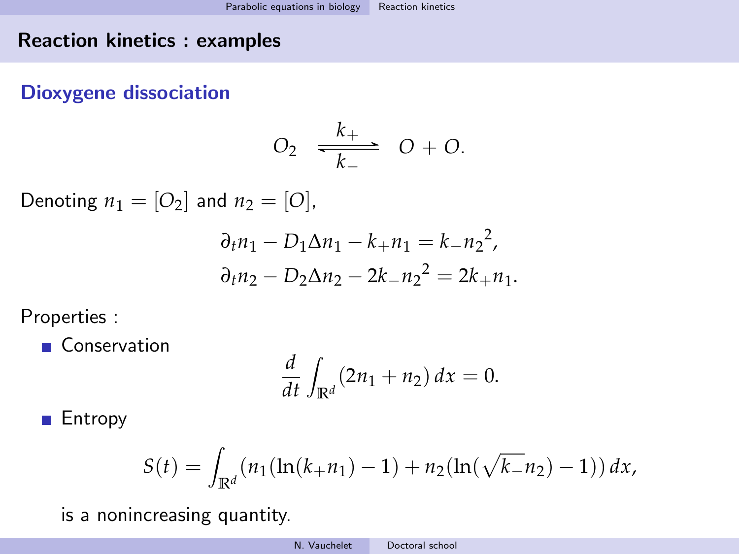## Reaction kinetics : examples

### Dioxygene dissociation

$$O_2 \underset{k_-}{\overset{k_+}{\rightleftharpoons}} O + O.$$

Denoting $n_1 = [O_2]$ and $n_2 = [O]$,

$$\partial_t n_1 - D_1 \Delta n_1 - k_+ n_1 = k_- {n_2}^2,$$
$$\partial_t n_2 - D_2 \Delta n_2 - 2k_- {n_2}^2 = 2k_+ n_1.$$

Properties :

- Conservation

$$\frac{d}{dt} \int_{\mathbb{R}^d} (2n_1 + n_2)\, dx = 0.$$

- Entropy

$$S(t) = \int_{\mathbb{R}^d} (n_1(\ln(k_+ n_1) - 1) + n_2(\ln(\sqrt{k_-} n_2) - 1))\, dx,$$

  is a nonincreasing quantity.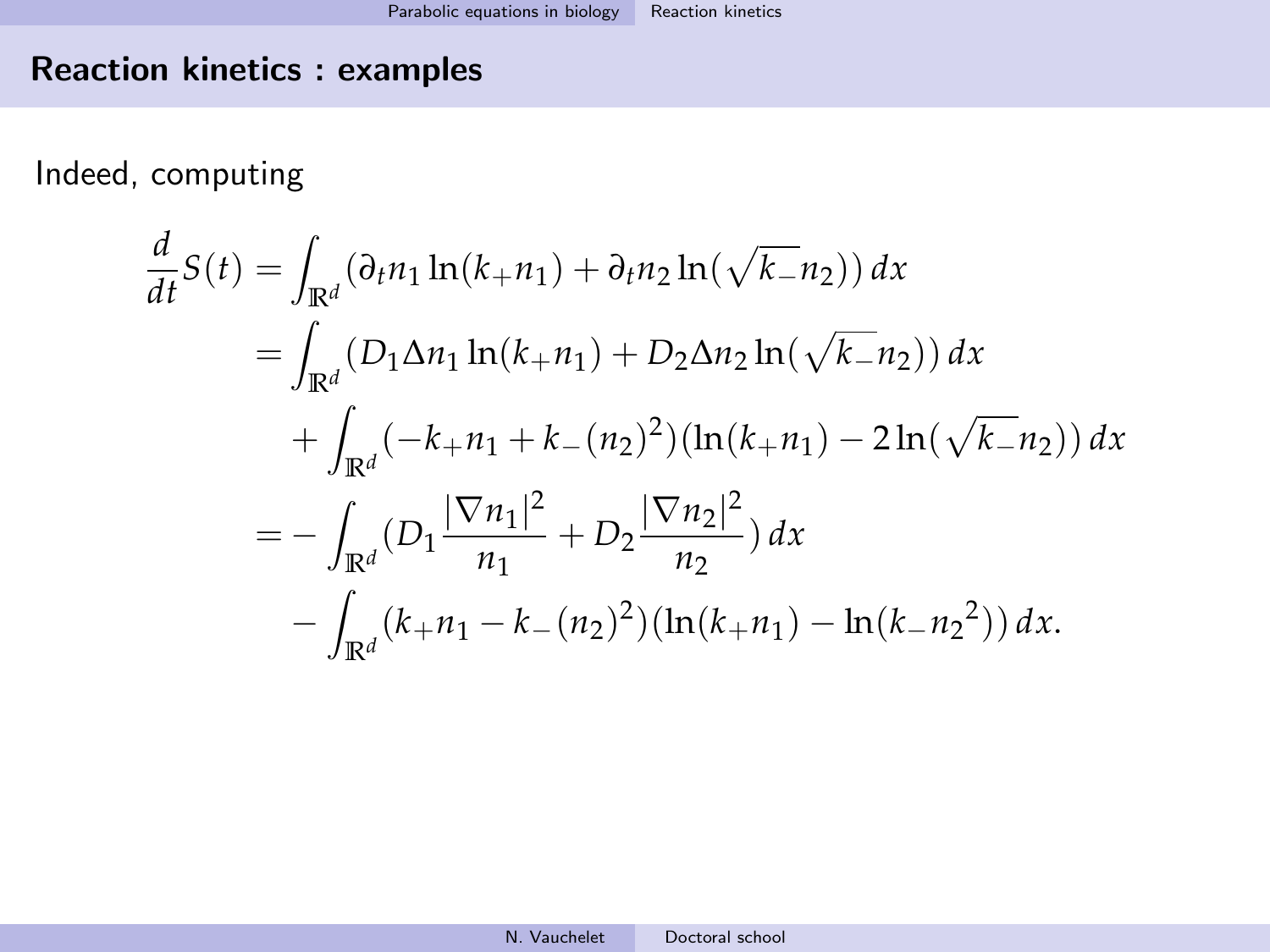## Reaction kinetics : examples

Indeed, computing

$$
\begin{aligned}
\frac{d}{dt}S(t) &= \int_{\mathbb{R}^d} (\partial_t n_1 \ln(k_+ n_1) + \partial_t n_2 \ln(\sqrt{k_-} n_2))\, dx \\
&= \int_{\mathbb{R}^d} (D_1 \Delta n_1 \ln(k_+ n_1) + D_2 \Delta n_2 \ln(\sqrt{k_-} n_2))\, dx \\
&\quad + \int_{\mathbb{R}^d} (-k_+ n_1 + k_-(n_2)^2)(\ln(k_+ n_1) - 2\ln(\sqrt{k_-} n_2))\, dx \\
&= -\int_{\mathbb{R}^d} (D_1 \frac{|\nabla n_1|^2}{n_1} + D_2 \frac{|\nabla n_2|^2}{n_2})\, dx \\
&\quad - \int_{\mathbb{R}^d} (k_+ n_1 - k_-(n_2)^2)(\ln(k_+ n_1) - \ln(k_- {n_2}^2))\, dx.
\end{aligned}
$$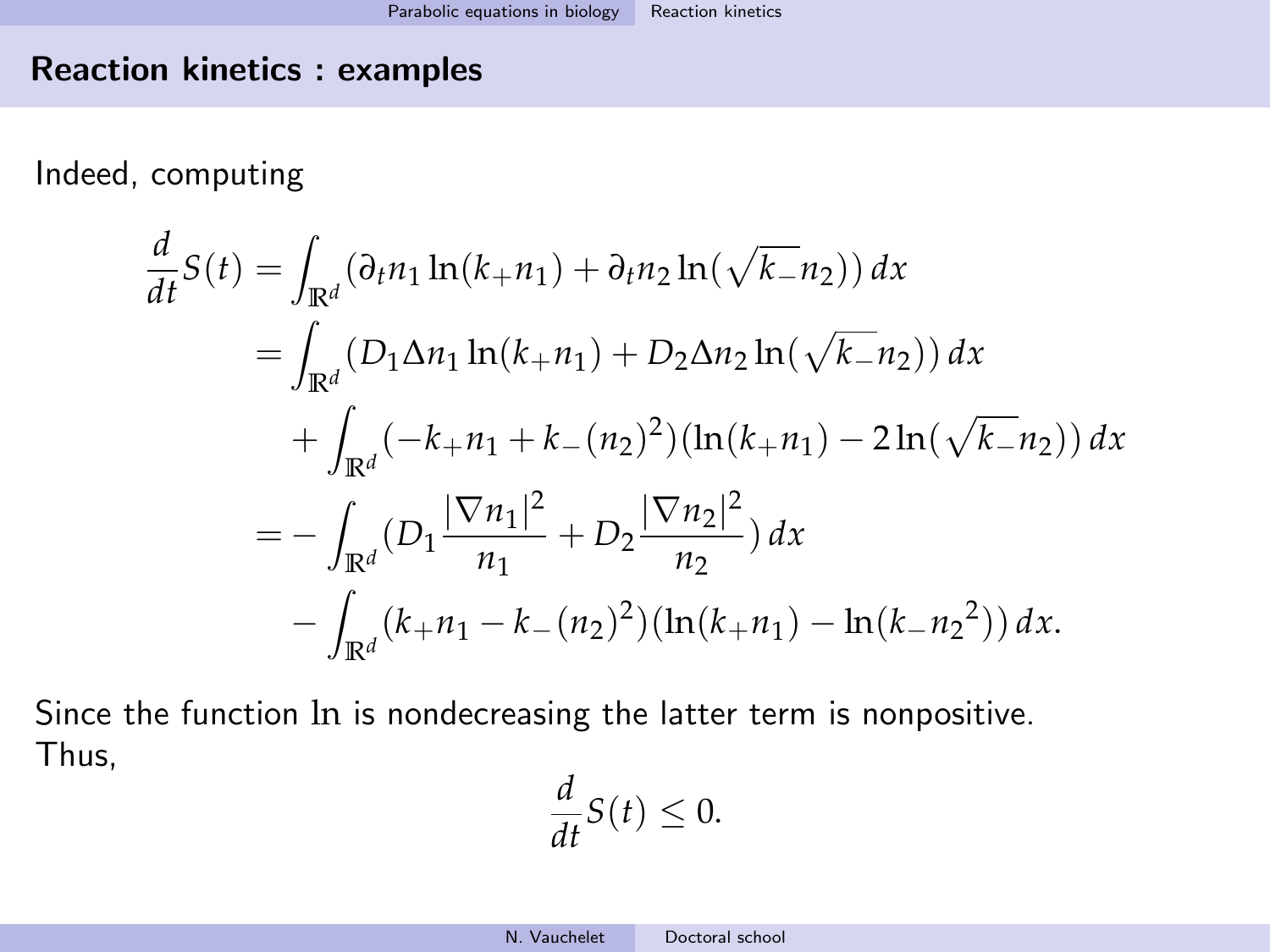## Reaction kinetics : examples

Indeed, computing

$$
\begin{aligned}
\frac{d}{dt}S(t) &= \int_{\mathbb{R}^d} (\partial_t n_1 \ln(k_+ n_1) + \partial_t n_2 \ln(\sqrt{k_-} n_2))\, dx \\
&= \int_{\mathbb{R}^d} (D_1 \Delta n_1 \ln(k_+ n_1) + D_2 \Delta n_2 \ln(\sqrt{k_-} n_2))\, dx \\
&\quad + \int_{\mathbb{R}^d} (-k_+ n_1 + k_-(n_2)^2)(\ln(k_+ n_1) - 2\ln(\sqrt{k_-} n_2))\, dx \\
&= -\int_{\mathbb{R}^d} (D_1 \frac{|\nabla n_1|^2}{n_1} + D_2 \frac{|\nabla n_2|^2}{n_2})\, dx \\
&\quad - \int_{\mathbb{R}^d} (k_+ n_1 - k_-(n_2)^2)(\ln(k_+ n_1) - \ln(k_- {n_2}^2))\, dx.
\end{aligned}
$$

Since the function ln is nondecreasing the latter term is nonpositive. Thus,

$$
\frac{d}{dt}S(t) \leq 0.
$$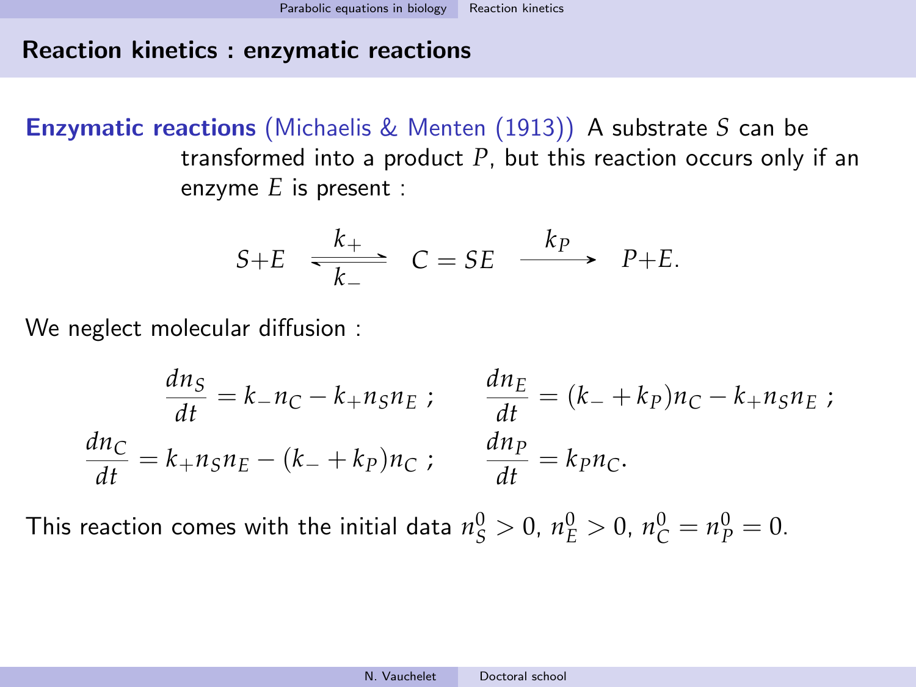## Reaction kinetics : enzymatic reactions

**Enzymatic reactions** (Michaelis & Menten (1913)) A substrate $S$ can be transformed into a product $P$, but this reaction occurs only if an enzyme $E$ is present :

$$S+E \underset{k_-}{\overset{k_+}{\rightleftharpoons}} C = SE \xrightarrow{k_P} P+E.$$

We neglect molecular diffusion :

$$\frac{dn_S}{dt} = k_- n_C - k_+ n_S n_E \; ; \qquad \frac{dn_E}{dt} = (k_- + k_P) n_C - k_+ n_S n_E \; ;$$

$$\frac{dn_C}{dt} = k_+ n_S n_E - (k_- + k_P) n_C \; ; \qquad \frac{dn_P}{dt} = k_P n_C.$$

This reaction comes with the initial data $n_S^0 > 0$, $n_E^0 > 0$, $n_C^0 = n_P^0 = 0$.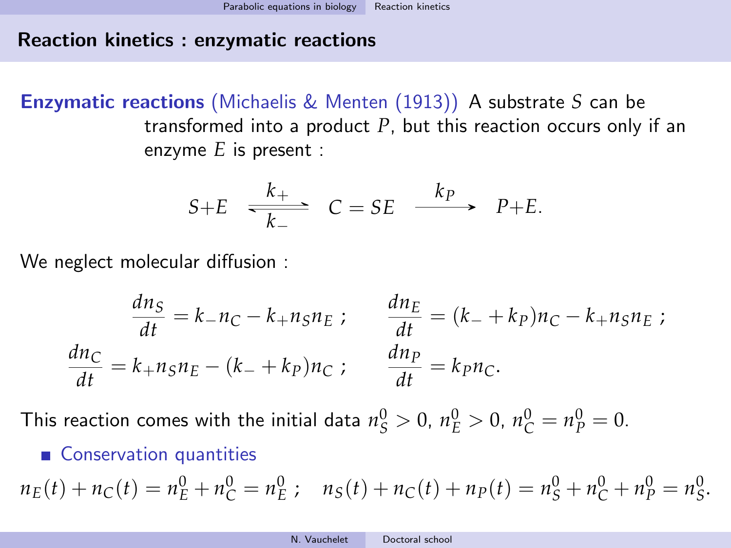## Reaction kinetics : enzymatic reactions

**Enzymatic reactions** (Michaelis & Menten (1913)) A substrate $S$ can be transformed into a product $P$, but this reaction occurs only if an enzyme $E$ is present :

$$S + E \underset{k_-}{\overset{k_+}{\rightleftharpoons}} C = SE \xrightarrow{k_P} P + E.$$

We neglect molecular diffusion :

$$\frac{dn_S}{dt} = k_- n_C - k_+ n_S n_E \ ; \qquad \frac{dn_E}{dt} = (k_- + k_P) n_C - k_+ n_S n_E \ ;$$

$$\frac{dn_C}{dt} = k_+ n_S n_E - (k_- + k_P) n_C \ ; \qquad \frac{dn_P}{dt} = k_P n_C.$$

This reaction comes with the initial data $n_S^0 > 0$, $n_E^0 > 0$, $n_C^0 = n_P^0 = 0$.

- Conservation quantities

$$n_E(t) + n_C(t) = n_E^0 + n_C^0 = n_E^0 \ ; \quad n_S(t) + n_C(t) + n_P(t) = n_S^0 + n_C^0 + n_P^0 = n_S^0.$$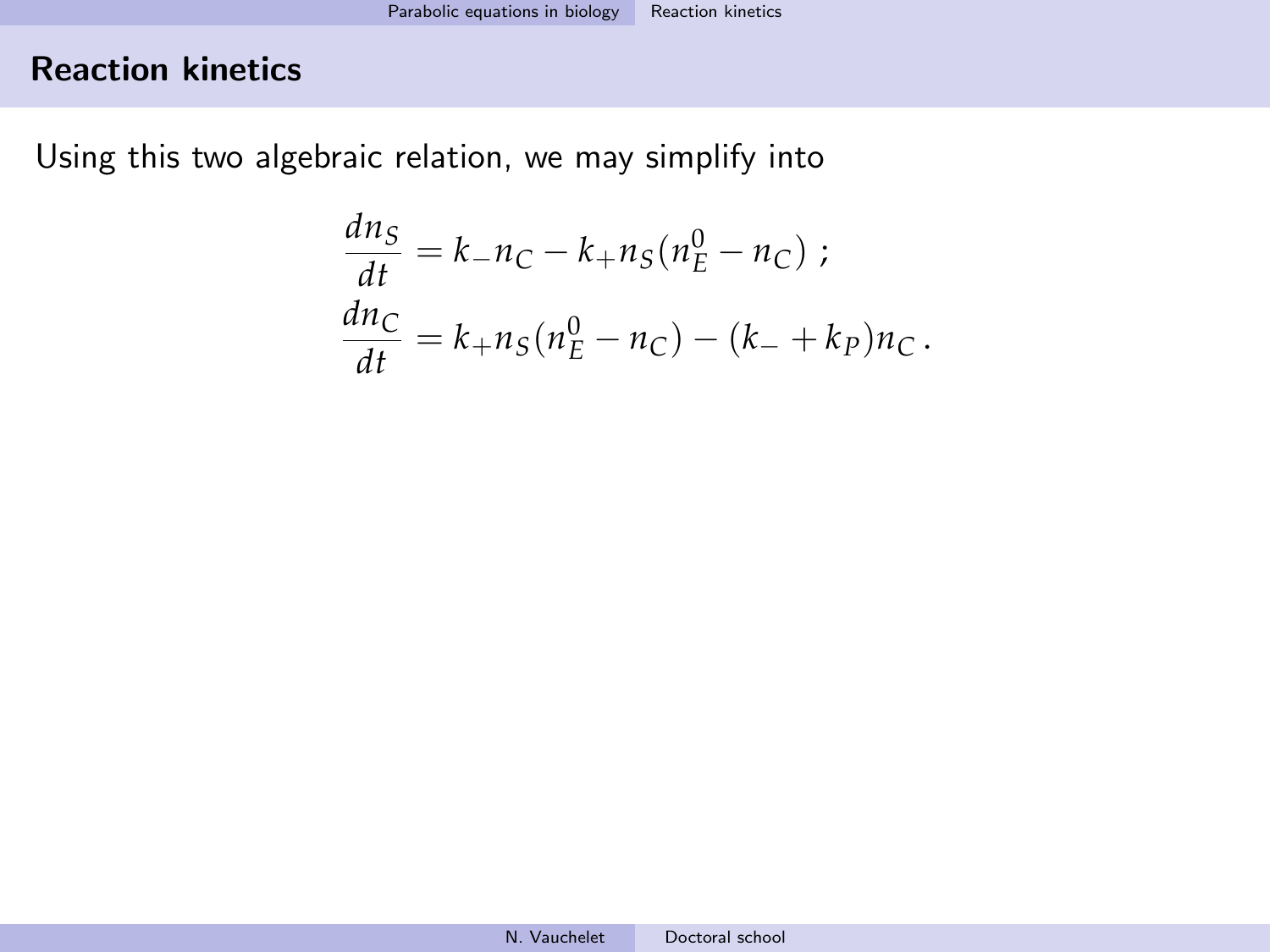## Reaction kinetics

Using this two algebraic relation, we may simplify into

$$
\begin{aligned}
\frac{dn_S}{dt} &= k_- n_C - k_+ n_S (n_E^0 - n_C) \; ; \\
\frac{dn_C}{dt} &= k_+ n_S (n_E^0 - n_C) - (k_- + k_P) n_C \, .
\end{aligned}
$$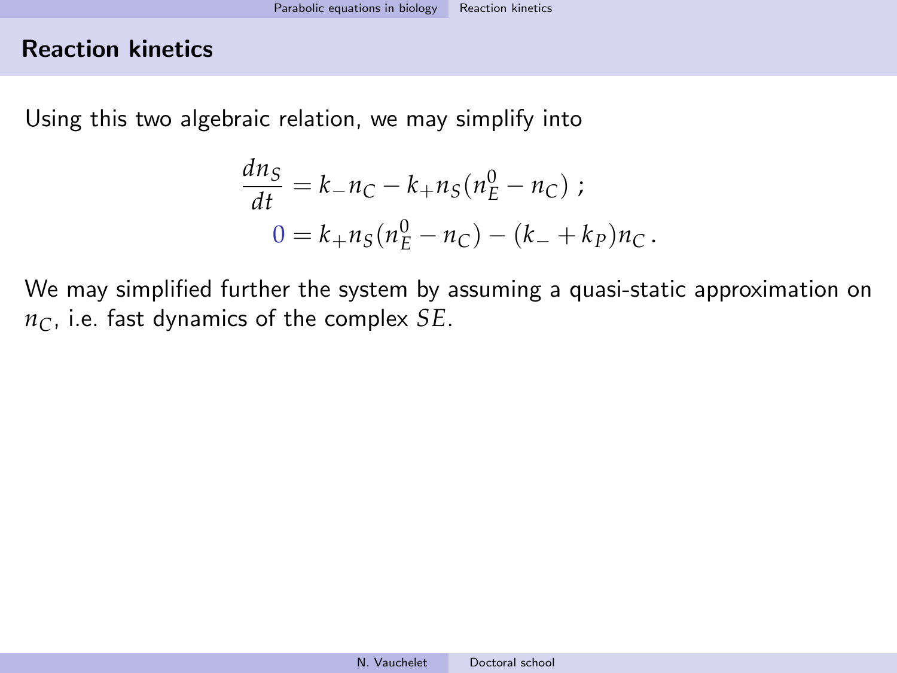## Reaction kinetics

Using this two algebraic relation, we may simplify into

$$
\begin{aligned}
\frac{dn_S}{dt} &= k_- n_C - k_+ n_S (n_E^0 - n_C) \; ; \\
0 &= k_+ n_S (n_E^0 - n_C) - (k_- + k_P) n_C \, .
\end{aligned}
$$

We may simplified further the system by assuming a quasi-static approximation on $n_C$, i.e. fast dynamics of the complex $SE$.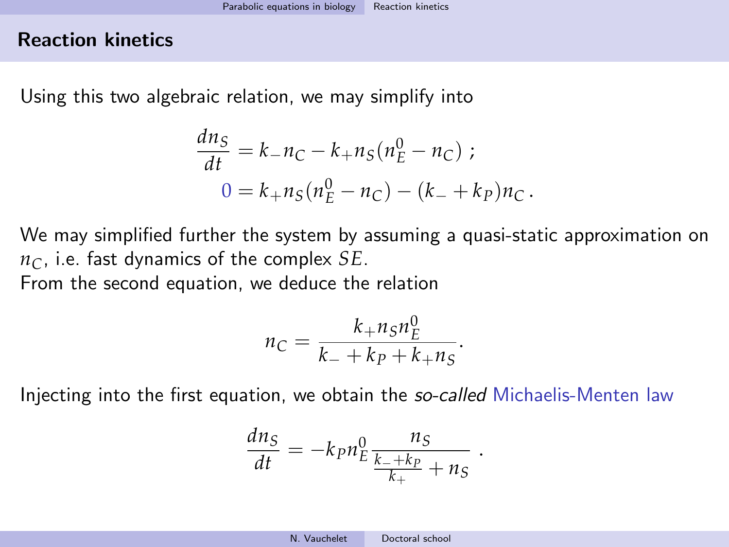## Reaction kinetics

Using this two algebraic relation, we may simplify into

$$
\begin{aligned}
\frac{dn_S}{dt} &= k_- n_C - k_+ n_S (n_E^0 - n_C)\ ; \\
0 &= k_+ n_S (n_E^0 - n_C) - (k_- + k_P) n_C\,.
\end{aligned}
$$

We may simplified further the system by assuming a quasi-static approximation on $n_C$, i.e. fast dynamics of the complex $SE$.
From the second equation, we deduce the relation

$$
n_C = \frac{k_+ n_S n_E^0}{k_- + k_P + k_+ n_S}.
$$

Injecting into the first equation, we obtain the *so-called* Michaelis-Menten law

$$
\frac{dn_S}{dt} = -k_P n_E^0 \frac{n_S}{\frac{k_- + k_P}{k_+} + n_S}\ .
$$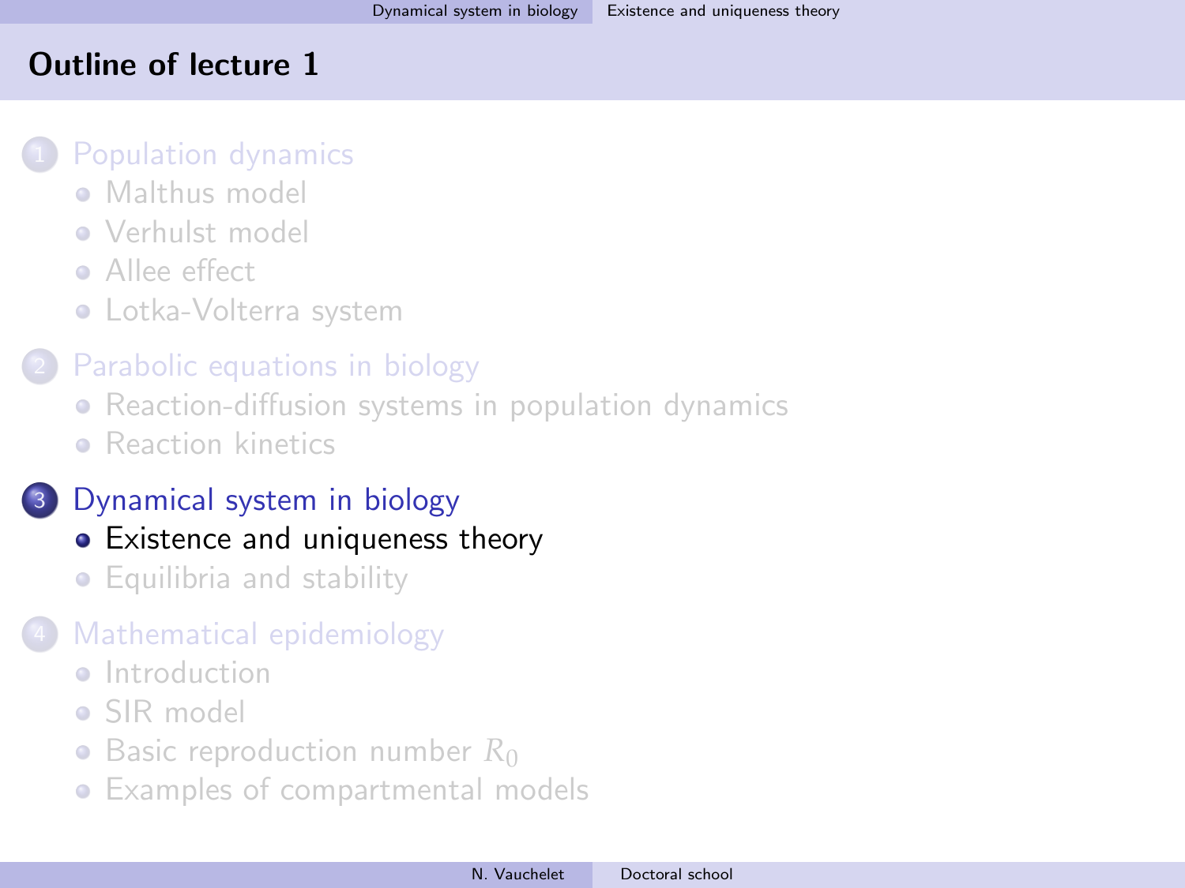## Outline of lecture 1

1. Population dynamics
   - Malthus model
   - Verhulst model
   - Allee effect
   - Lotka-Volterra system
2. Parabolic equations in biology
   - Reaction-diffusion systems in population dynamics
   - Reaction kinetics
3. Dynamical system in biology
   - Existence and uniqueness theory
   - Equilibria and stability
4. Mathematical epidemiology
   - Introduction
   - SIR model
   - Basic reproduction number $R_0$
   - Examples of compartmental models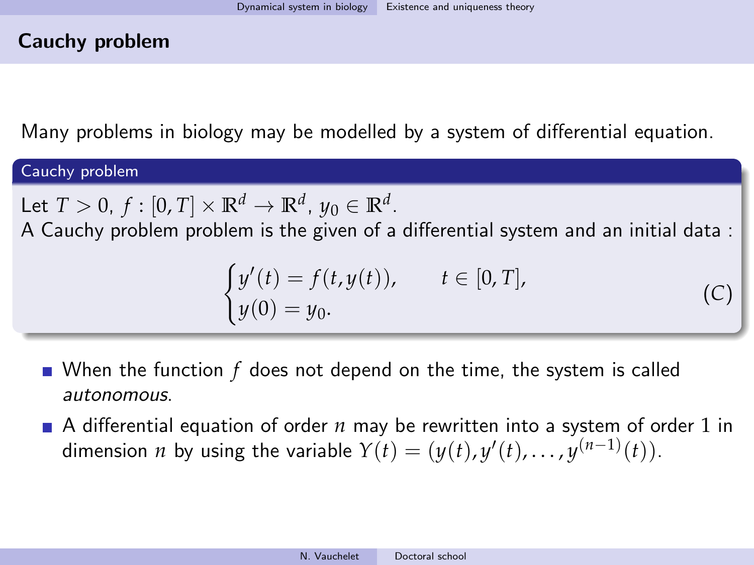## Cauchy problem

Many problems in biology may be modelled by a system of differential equation.

**Cauchy problem**

Let $T > 0$, $f : [0, T] \times \mathbb{R}^d \to \mathbb{R}^d$, $y_0 \in \mathbb{R}^d$.
A Cauchy problem problem is the given of a differential system and an initial data :

$$
\begin{cases} y'(t) = f(t, y(t)), & t \in [0, T], \\ y(0) = y_0. \end{cases} \tag{C}
$$

- When the function $f$ does not depend on the time, the system is called *autonomous*.
- A differential equation of order $n$ may be rewritten into a system of order 1 in dimension $n$ by using the variable $Y(t) = (y(t), y'(t), \dots, y^{(n-1)}(t))$.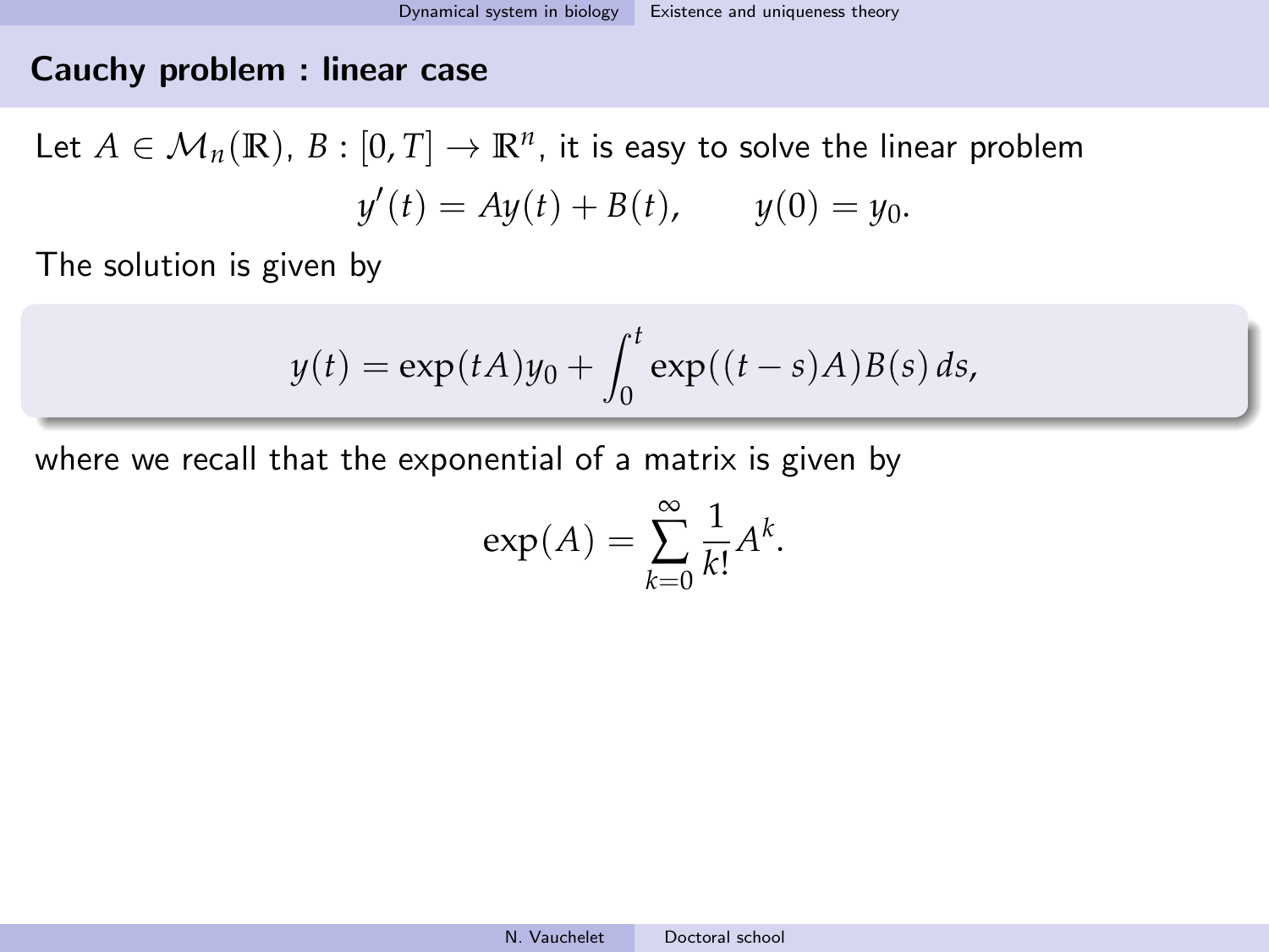## Cauchy problem : linear case

Let $A \in \mathcal{M}_n(\mathbb{R})$, $B : [0,T] \to \mathbb{R}^n$, it is easy to solve the linear problem

$$y'(t) = Ay(t) + B(t), \qquad y(0) = y_0.$$

The solution is given by

$$y(t) = \exp(tA)y_0 + \int_0^t \exp((t-s)A)B(s)\,ds,$$

where we recall that the exponential of a matrix is given by

$$\exp(A) = \sum_{k=0}^{\infty} \frac{1}{k!} A^k.$$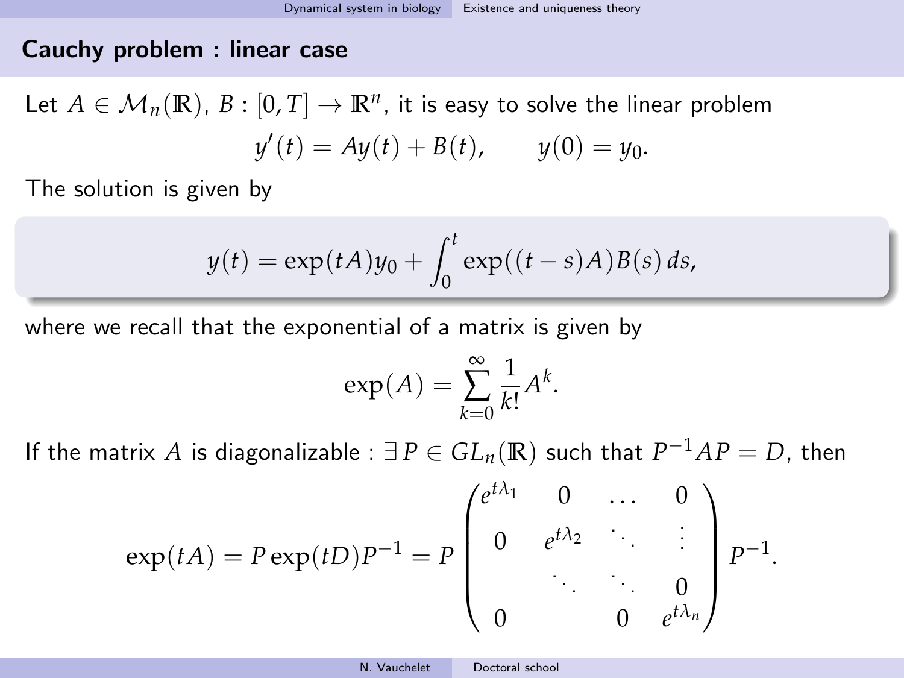## Cauchy problem : linear case

Let $A \in \mathcal{M}_n(\mathbb{R})$, $B : [0,T] \to \mathbb{R}^n$, it is easy to solve the linear problem

$$y'(t) = Ay(t) + B(t), \qquad y(0) = y_0.$$

The solution is given by

$$y(t) = \exp(tA)y_0 + \int_0^t \exp((t-s)A)B(s)\,ds,$$

where we recall that the exponential of a matrix is given by

$$\exp(A) = \sum_{k=0}^{\infty} \frac{1}{k!} A^k.$$

If the matrix $A$ is diagonalizable : $\exists\, P \in GL_n(\mathbb{R})$ such that $P^{-1}AP = D$, then

$$\exp(tA) = P\exp(tD)P^{-1} = P \begin{pmatrix} e^{t\lambda_1} & 0 & \dots & 0 \\ 0 & e^{t\lambda_2} & \ddots & \vdots \\ & \ddots & \ddots & 0 \\ 0 & & 0 & e^{t\lambda_n} \end{pmatrix} P^{-1}.$$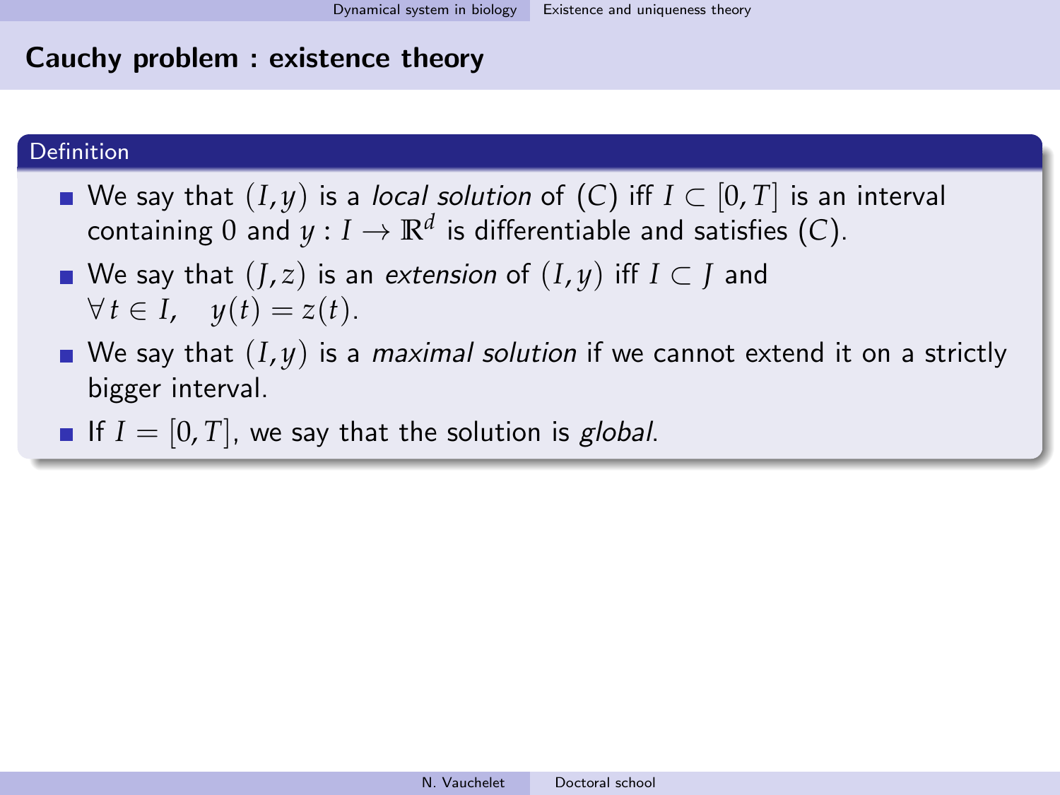## Cauchy problem : existence theory

**Definition**

- We say that $(I, y)$ is a *local solution* of $(C)$ iff $I \subset [0, T]$ is an interval containing $0$ and $y : I \to \mathbb{R}^d$ is differentiable and satisfies $(C)$.
- We say that $(J, z)$ is an *extension* of $(I, y)$ iff $I \subset J$ and $\forall\, t \in I, \quad y(t) = z(t)$.
- We say that $(I, y)$ is a *maximal solution* if we cannot extend it on a strictly bigger interval.
- If $I = [0, T]$, we say that the solution is *global*.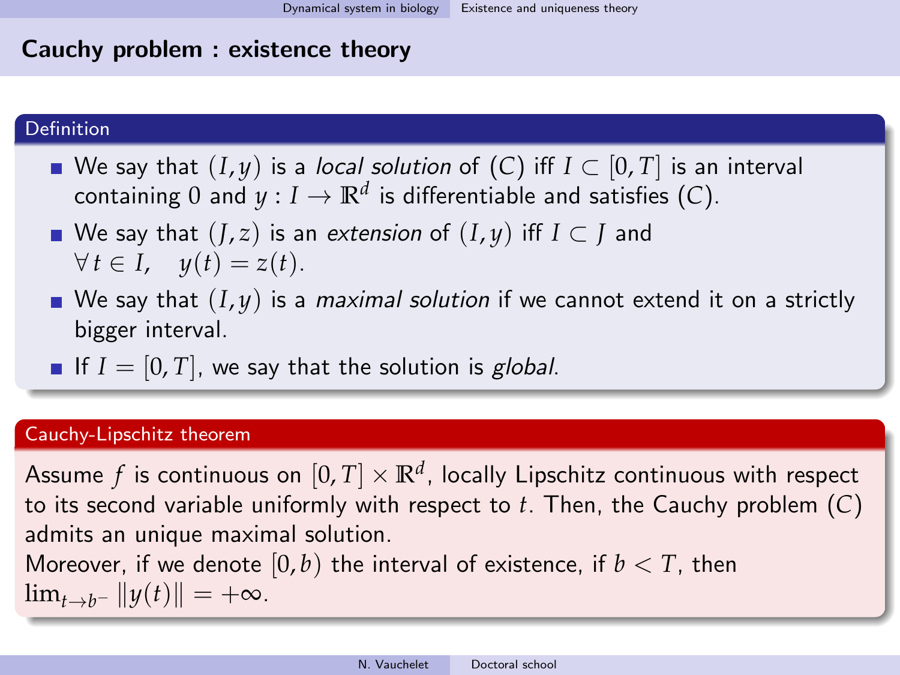## Cauchy problem : existence theory

**Definition**

- We say that $(I, y)$ is a *local solution* of $(C)$ iff $I \subset [0, T]$ is an interval containing $0$ and $y : I \to \mathbb{R}^d$ is differentiable and satisfies $(C)$.
- We say that $(J, z)$ is an *extension* of $(I, y)$ iff $I \subset J$ and $\forall\, t \in I, \quad y(t) = z(t)$.
- We say that $(I, y)$ is a *maximal solution* if we cannot extend it on a strictly bigger interval.
- If $I = [0, T]$, we say that the solution is *global*.

**Cauchy-Lipschitz theorem**

Assume $f$ is continuous on $[0, T] \times \mathbb{R}^d$, locally Lipschitz continuous with respect to its second variable uniformly with respect to $t$. Then, the Cauchy problem $(C)$ admits an unique maximal solution.
Moreover, if we denote $[0, b)$ the interval of existence, if $b < T$, then $\lim_{t \to b^-} \|y(t)\| = +\infty$.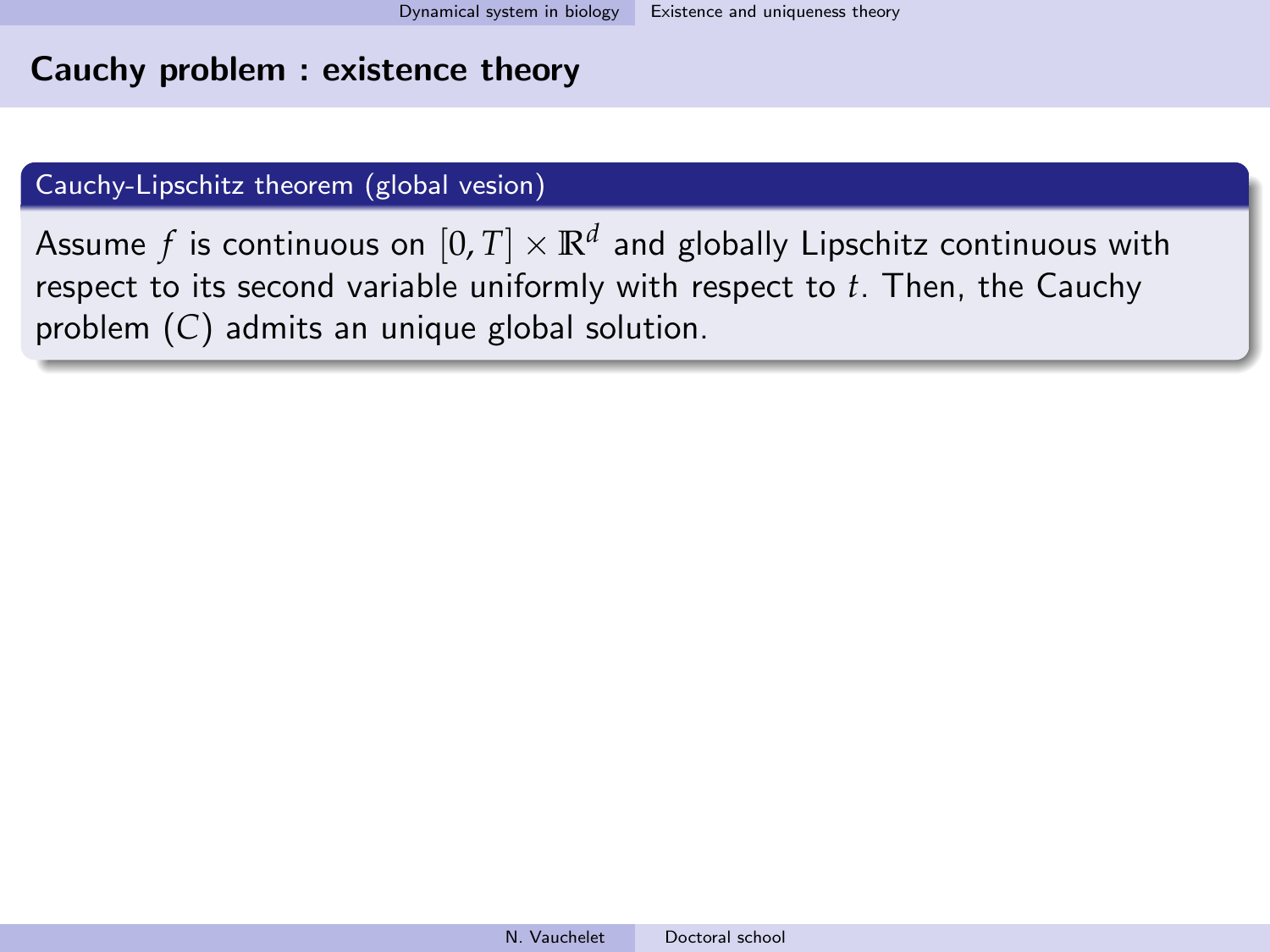## Cauchy problem : existence theory

**Cauchy-Lipschitz theorem (global vesion)**

Assume $f$ is continuous on $[0, T] \times \mathbb{R}^d$ and globally Lipschitz continuous with respect to its second variable uniformly with respect to $t$. Then, the Cauchy problem $(C)$ admits an unique global solution.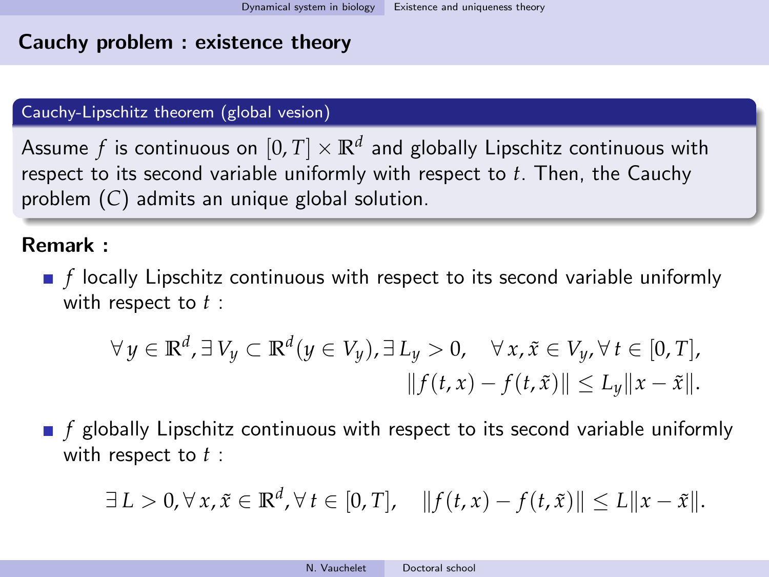## Cauchy problem : existence theory

**Cauchy-Lipschitz theorem (global vesion)**

Assume $f$ is continuous on $[0,T] \times \mathbb{R}^d$ and globally Lipschitz continuous with respect to its second variable uniformly with respect to $t$. Then, the Cauchy problem $(C)$ admits an unique global solution.

**Remark :**

- $f$ locally Lipschitz continuous with respect to its second variable uniformly with respect to $t$ :

$$\forall\, y \in \mathbb{R}^d, \exists\, V_y \subset \mathbb{R}^d (y \in V_y), \exists\, L_y > 0, \quad \forall\, x, \tilde{x} \in V_y, \forall\, t \in [0,T],$$
$$\|f(t,x) - f(t,\tilde{x})\| \leq L_y \|x - \tilde{x}\|.$$

- $f$ globally Lipschitz continuous with respect to its second variable uniformly with respect to $t$ :

$$\exists\, L > 0, \forall\, x, \tilde{x} \in \mathbb{R}^d, \forall\, t \in [0,T], \quad \|f(t,x) - f(t,\tilde{x})\| \leq L\|x - \tilde{x}\|.$$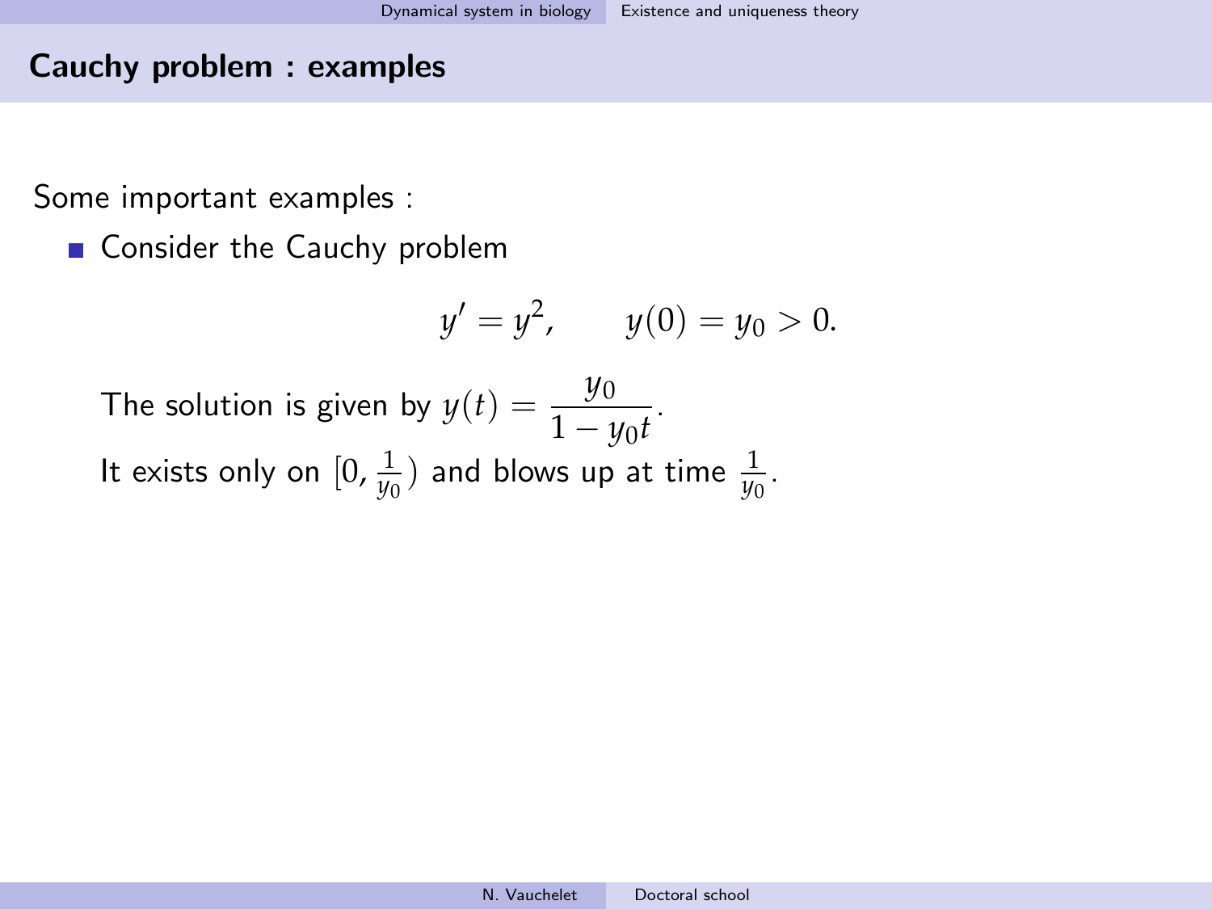## Cauchy problem : examples

Some important examples :

- Consider the Cauchy problem

$$y' = y^2, \qquad y(0) = y_0 > 0.$$

The solution is given by $y(t) = \dfrac{y_0}{1 - y_0 t}$.

It exists only on $[0, \frac{1}{y_0})$ and blows up at time $\frac{1}{y_0}$.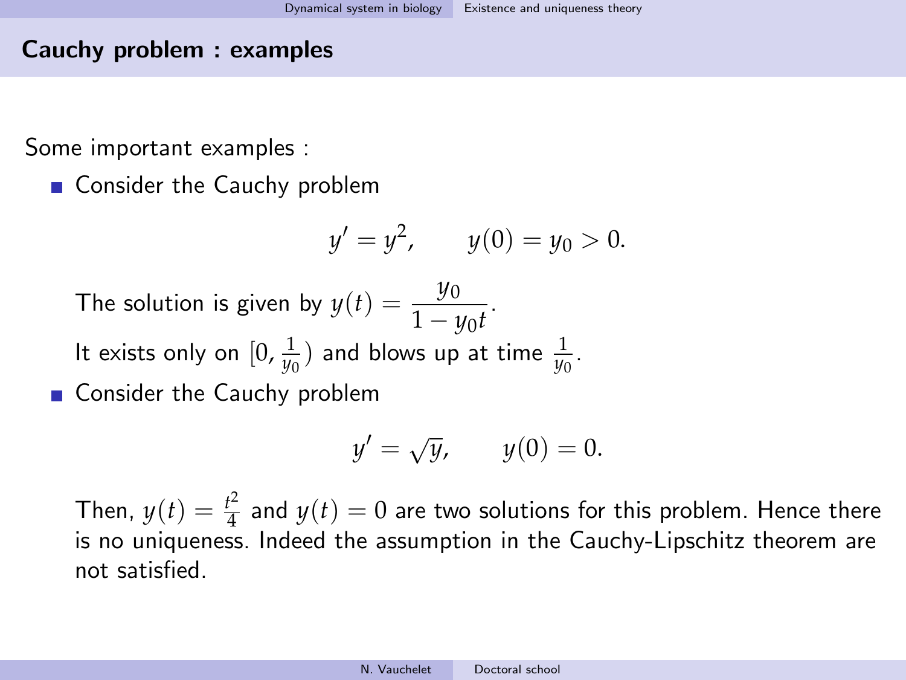## Cauchy problem : examples

Some important examples :

- Consider the Cauchy problem

  $$y' = y^2, \qquad y(0) = y_0 > 0.$$

  The solution is given by $y(t) = \dfrac{y_0}{1 - y_0 t}$.

  It exists only on $[0, \frac{1}{y_0})$ and blows up at time $\frac{1}{y_0}$.

- Consider the Cauchy problem

  $$y' = \sqrt{y}, \qquad y(0) = 0.$$

  Then, $y(t) = \frac{t^2}{4}$ and $y(t) = 0$ are two solutions for this problem. Hence there is no uniqueness. Indeed the assumption in the Cauchy-Lipschitz theorem are not satisfied.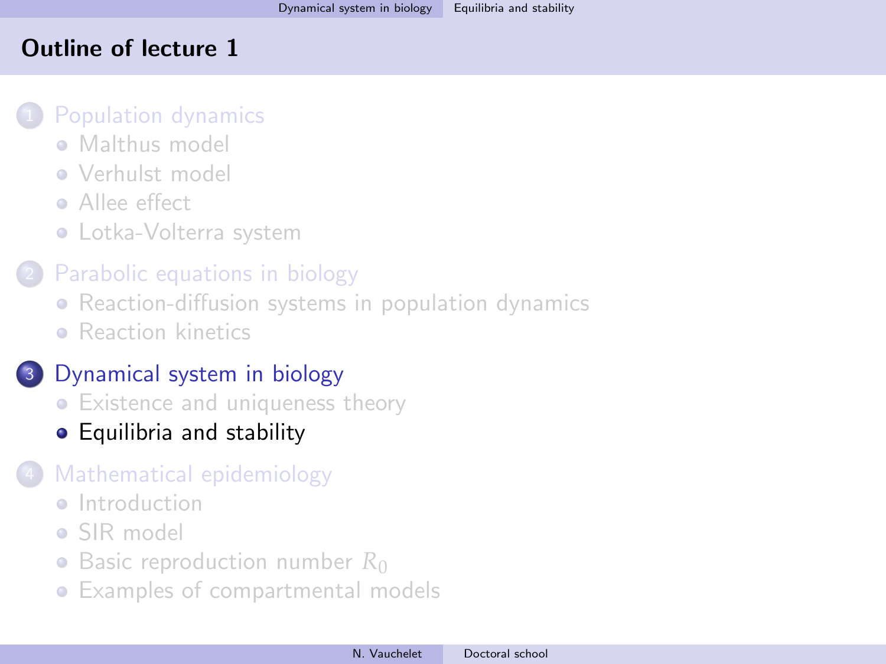# Outline of lecture 1

1. Population dynamics
   - Malthus model
   - Verhulst model
   - Allee effect
   - Lotka-Volterra system
2. Parabolic equations in biology
   - Reaction-diffusion systems in population dynamics
   - Reaction kinetics
3. Dynamical system in biology
   - Existence and uniqueness theory
   - **Equilibria and stability**
4. Mathematical epidemiology
   - Introduction
   - SIR model
   - Basic reproduction number $R_0$
   - Examples of compartmental models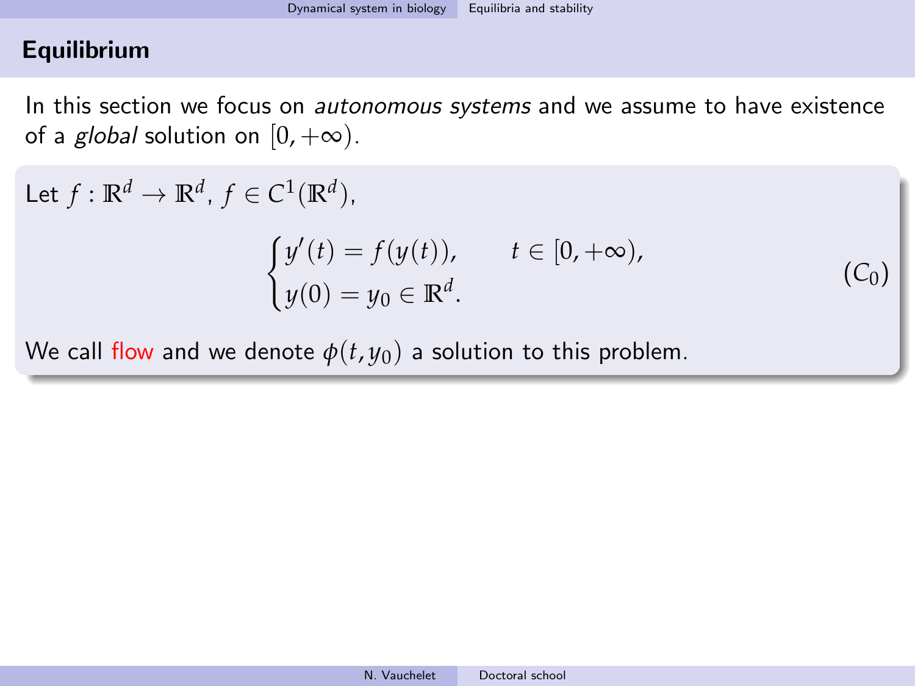## Equilibrium

In this section we focus on *autonomous systems* and we assume to have existence of a *global* solution on $[0, +\infty)$.

Let $f : \mathbb{R}^d \to \mathbb{R}^d$, $f \in C^1(\mathbb{R}^d)$,

$$
\begin{cases}
y'(t) = f(y(t)), & t \in [0, +\infty), \\
y(0) = y_0 \in \mathbb{R}^d.
\end{cases}
\tag{$C_0$}
$$

We call flow and we denote $\phi(t, y_0)$ a solution to this problem.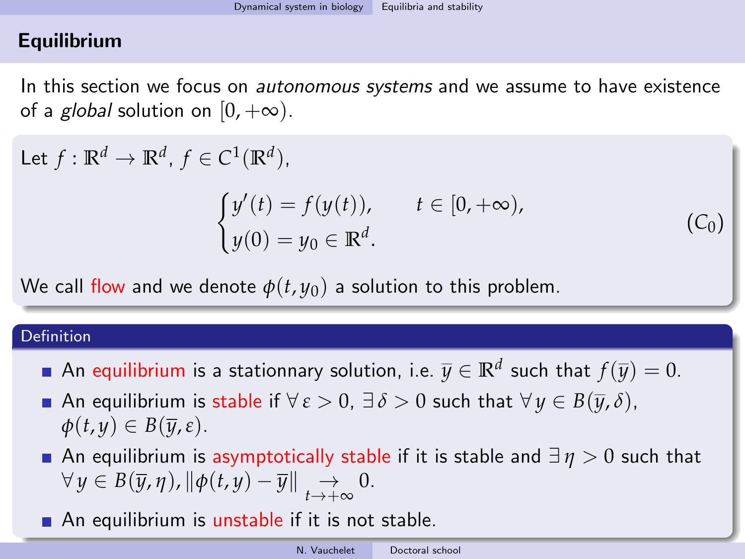## Equilibrium

In this section we focus on *autonomous systems* and we assume to have existence of a *global* solution on $[0, +\infty)$.

Let $f : \mathbb{R}^d \to \mathbb{R}^d$, $f \in C^1(\mathbb{R}^d)$,

$$\begin{cases} y'(t) = f(y(t)), & t \in [0, +\infty), \\ y(0) = y_0 \in \mathbb{R}^d. \end{cases} \tag{$C_0$}$$

We call flow and we denote $\phi(t, y_0)$ a solution to this problem.

**Definition**

- An equilibrium is a stationnary solution, i.e. $\overline{y} \in \mathbb{R}^d$ such that $f(\overline{y}) = 0$.
- An equilibrium is stable if $\forall\, \varepsilon > 0$, $\exists\, \delta > 0$ such that $\forall\, y \in B(\overline{y}, \delta)$, $\phi(t, y) \in B(\overline{y}, \varepsilon)$.
- An equilibrium is asymptotically stable if it is stable and $\exists\, \eta > 0$ such that $\forall\, y \in B(\overline{y}, \eta), \|\phi(t, y) - \overline{y}\| \underset{t \to +\infty}{\to} 0$.
- An equilibrium is unstable if it is not stable.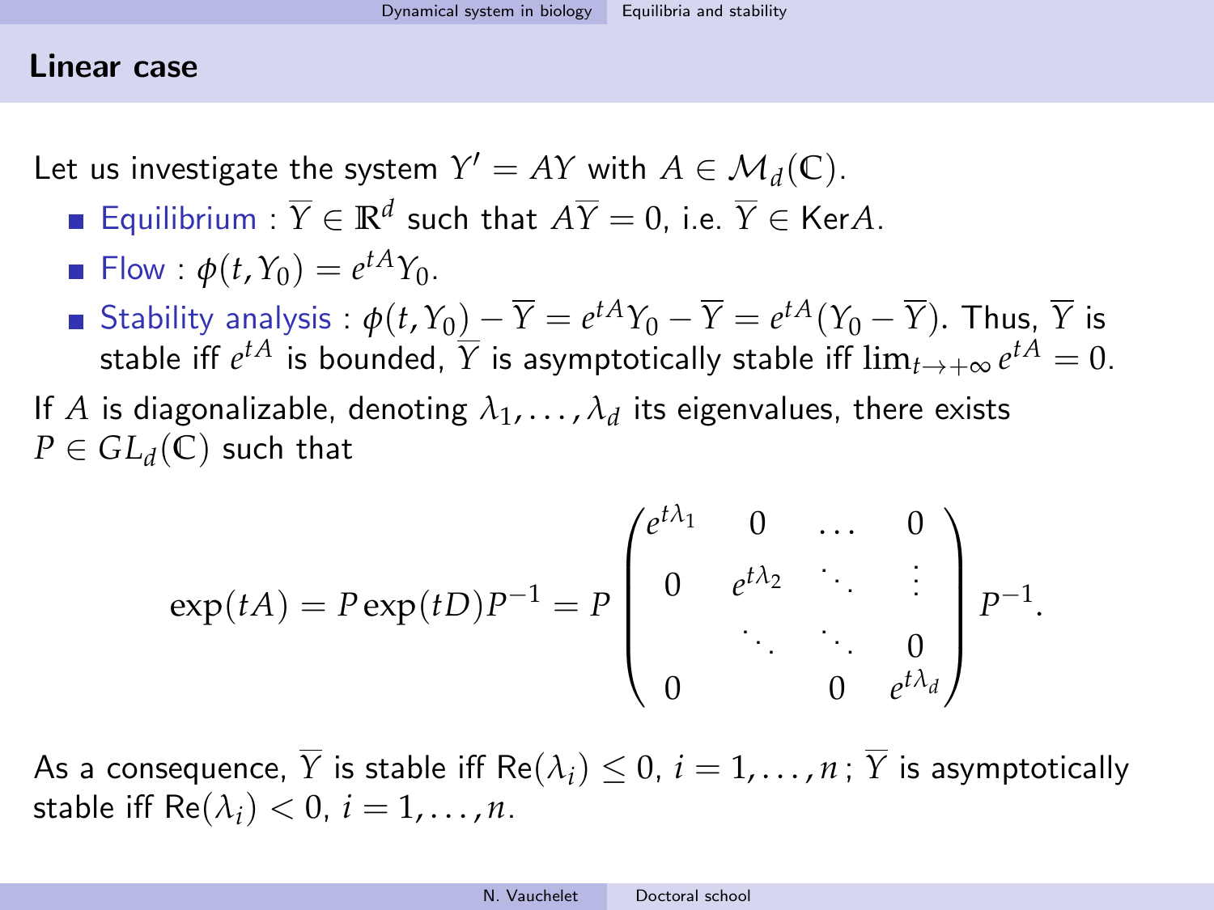## Linear case

Let us investigate the system $Y' = AY$ with $A \in \mathcal{M}_d(\mathbb{C})$.

- Equilibrium : $\overline{Y} \in \mathbb{R}^d$ such that $A\overline{Y} = 0$, i.e. $\overline{Y} \in \text{Ker}A$.
- Flow : $\phi(t, Y_0) = e^{tA} Y_0$.
- Stability analysis : $\phi(t, Y_0) - \overline{Y} = e^{tA} Y_0 - \overline{Y} = e^{tA}(Y_0 - \overline{Y})$. Thus, $\overline{Y}$ is stable iff $e^{tA}$ is bounded, $\overline{Y}$ is asymptotically stable iff $\lim_{t \to +\infty} e^{tA} = 0$.

If $A$ is diagonalizable, denoting $\lambda_1, \ldots, \lambda_d$ its eigenvalues, there exists $P \in GL_d(\mathbb{C})$ such that

$$
\exp(tA) = P \exp(tD) P^{-1} = P \begin{pmatrix} e^{t\lambda_1} & 0 & \ldots & 0 \\ 0 & e^{t\lambda_2} & \ddots & \vdots \\ & \ddots & \ddots & 0 \\ 0 & & 0 & e^{t\lambda_d} \end{pmatrix} P^{-1}.
$$

As a consequence, $\overline{Y}$ is stable iff $\text{Re}(\lambda_i) \leq 0$, $i = 1, \ldots, n$ ; $\overline{Y}$ is asymptotically stable iff $\text{Re}(\lambda_i) < 0$, $i = 1, \ldots, n$.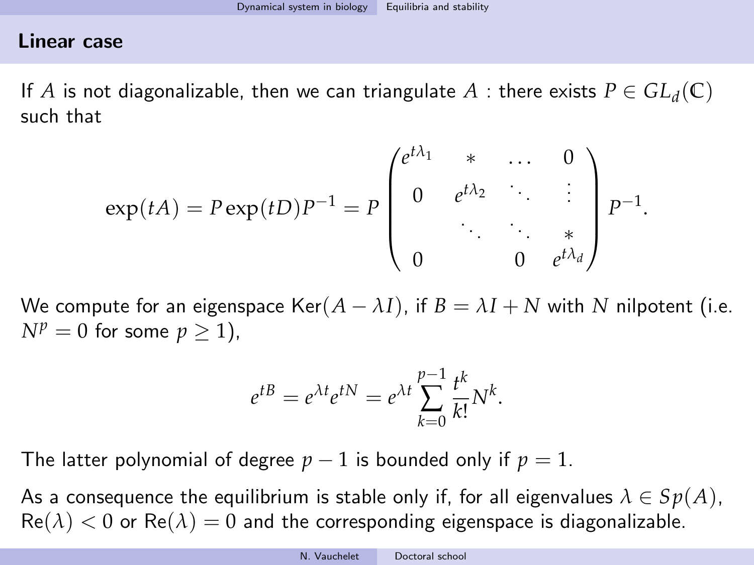## Linear case

If $A$ is not diagonalizable, then we can triangulate $A$ : there exists $P \in GL_d(\mathbb{C})$ such that

$$\exp(tA) = P\exp(tD)P^{-1} = P \begin{pmatrix} e^{t\lambda_1} & * & \dots & 0 \\ 0 & e^{t\lambda_2} & \ddots & \vdots \\ & \ddots & \ddots & * \\ 0 & & 0 & e^{t\lambda_d} \end{pmatrix} P^{-1}.$$

We compute for an eigenspace $\text{Ker}(A - \lambda I)$, if $B = \lambda I + N$ with $N$ nilpotent (i.e. $N^p = 0$ for some $p \geq 1$),

$$e^{tB} = e^{\lambda t}e^{tN} = e^{\lambda t}\sum_{k=0}^{p-1}\frac{t^k}{k!}N^k.$$

The latter polynomial of degree $p-1$ is bounded only if $p = 1$.

As a consequence the equilibrium is stable only if, for all eigenvalues $\lambda \in Sp(A)$, $\text{Re}(\lambda) < 0$ or $\text{Re}(\lambda) = 0$ and the corresponding eigenspace is diagonalizable.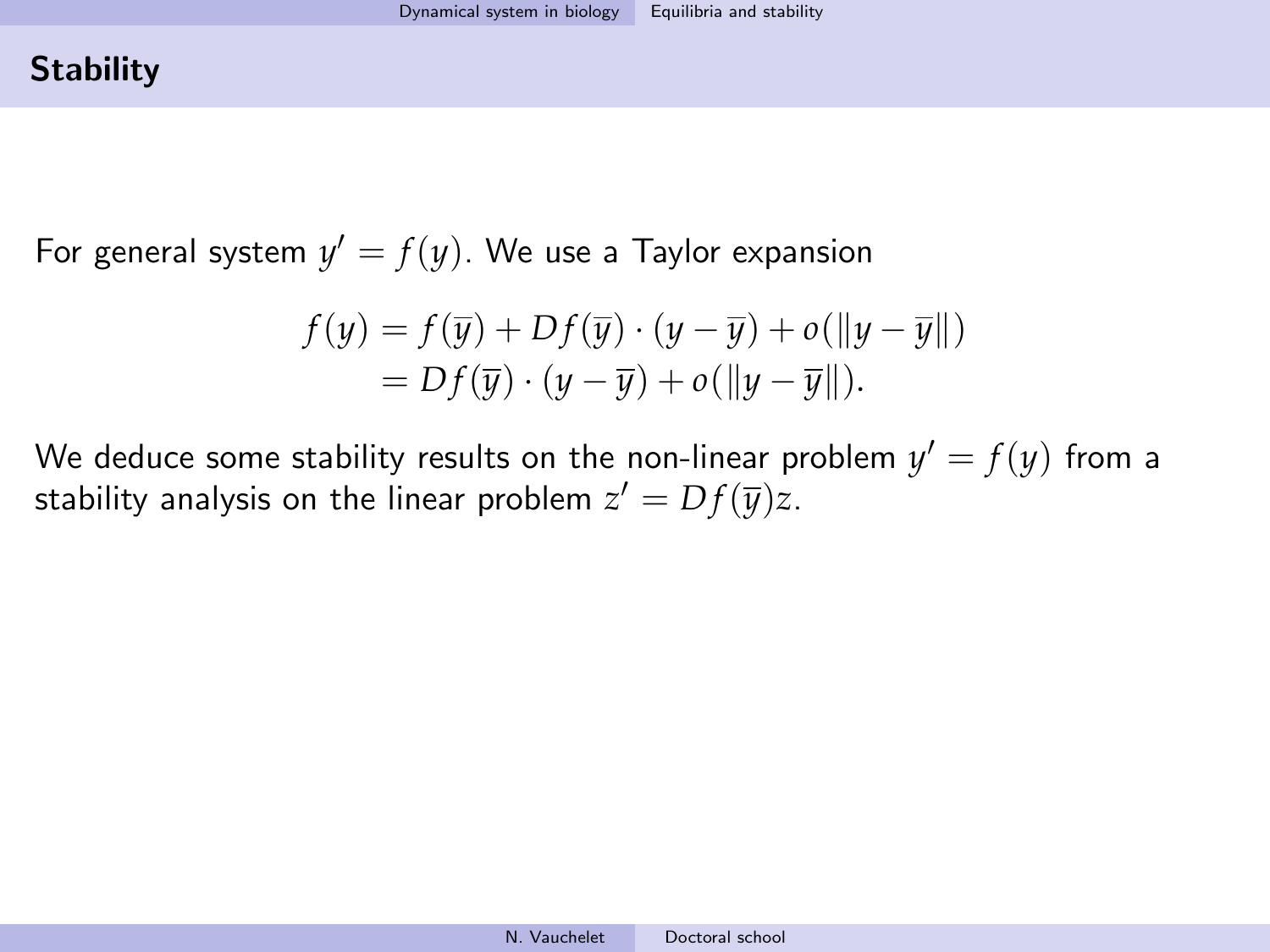## Stability

For general system $y' = f(y)$. We use a Taylor expansion

$$
\begin{aligned}
f(y) &= f(\overline{y}) + Df(\overline{y}) \cdot (y - \overline{y}) + o(\|y - \overline{y}\|) \\
&= Df(\overline{y}) \cdot (y - \overline{y}) + o(\|y - \overline{y}\|).
\end{aligned}
$$

We deduce some stability results on the non-linear problem $y' = f(y)$ from a stability analysis on the linear problem $z' = Df(\overline{y})z$.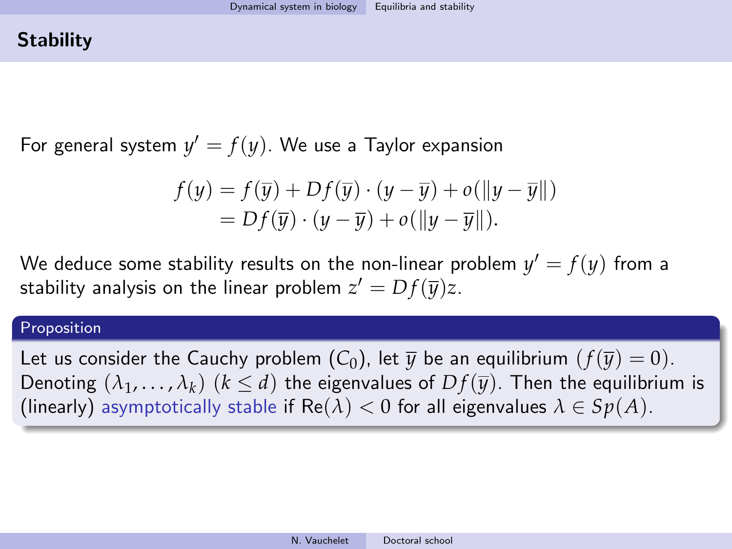## Stability

For general system $y' = f(y)$. We use a Taylor expansion

$$
\begin{aligned}
f(y) &= f(\overline{y}) + Df(\overline{y}) \cdot (y - \overline{y}) + o(\|y - \overline{y}\|) \\
&= Df(\overline{y}) \cdot (y - \overline{y}) + o(\|y - \overline{y}\|).
\end{aligned}
$$

We deduce some stability results on the non-linear problem $y' = f(y)$ from a stability analysis on the linear problem $z' = Df(\overline{y})z$.

**Proposition**

Let us consider the Cauchy problem $(C_0)$, let $\overline{y}$ be an equilibrium $(f(\overline{y}) = 0)$. Denoting $(\lambda_1, \dots, \lambda_k)$ $(k \leq d)$ the eigenvalues of $Df(\overline{y})$. Then the equilibrium is (linearly) asymptotically stable if $\mathrm{Re}(\lambda) < 0$ for all eigenvalues $\lambda \in Sp(A)$.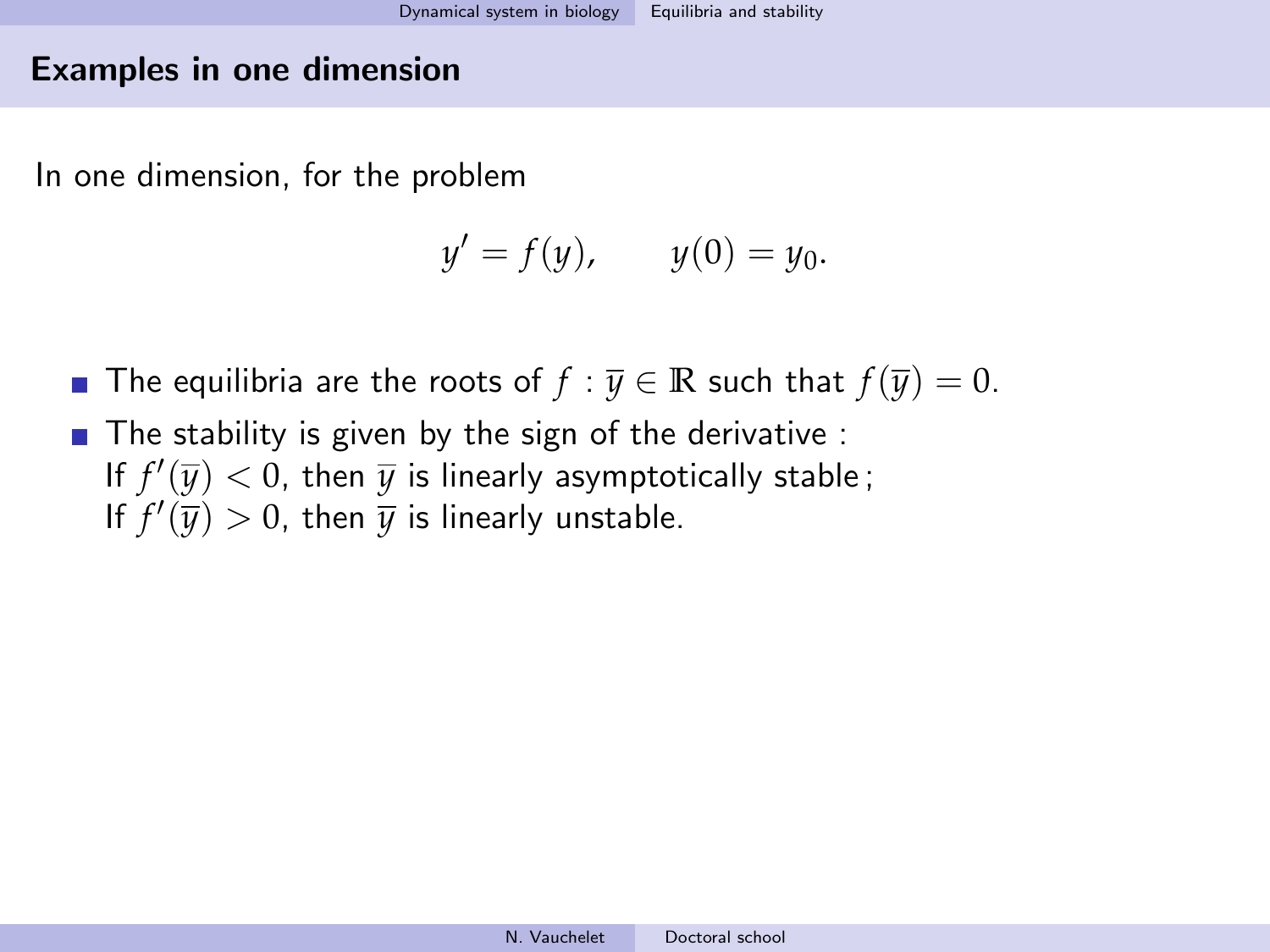## Examples in one dimension

In one dimension, for the problem

$$y' = f(y), \qquad y(0) = y_0.$$

- The equilibria are the roots of $f$ : $\overline{y} \in \mathbb{R}$ such that $f(\overline{y}) = 0$.
- The stability is given by the sign of the derivative :
  If $f'(\overline{y}) < 0$, then $\overline{y}$ is linearly asymptotically stable ;
  If $f'(\overline{y}) > 0$, then $\overline{y}$ is linearly unstable.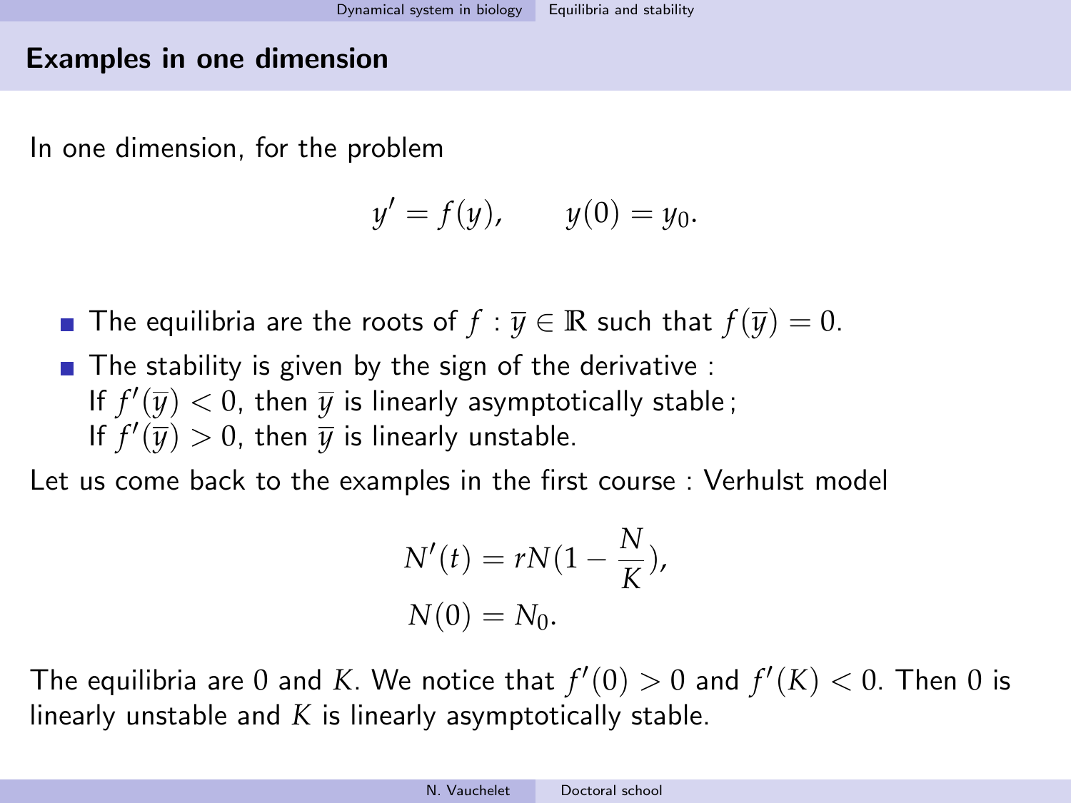## Examples in one dimension

In one dimension, for the problem

$$y' = f(y), \qquad y(0) = y_0.$$

- The equilibria are the roots of $f$ : $\overline{y} \in \mathbb{R}$ such that $f(\overline{y}) = 0$.
- The stability is given by the sign of the derivative :
  If $f'(\overline{y}) < 0$, then $\overline{y}$ is linearly asymptotically stable ;
  If $f'(\overline{y}) > 0$, then $\overline{y}$ is linearly unstable.

Let us come back to the examples in the first course : Verhulst model

$$N'(t) = rN(1 - \frac{N}{K}),$$
$$N(0) = N_0.$$

The equilibria are $0$ and $K$. We notice that $f'(0) > 0$ and $f'(K) < 0$. Then $0$ is linearly unstable and $K$ is linearly asymptotically stable.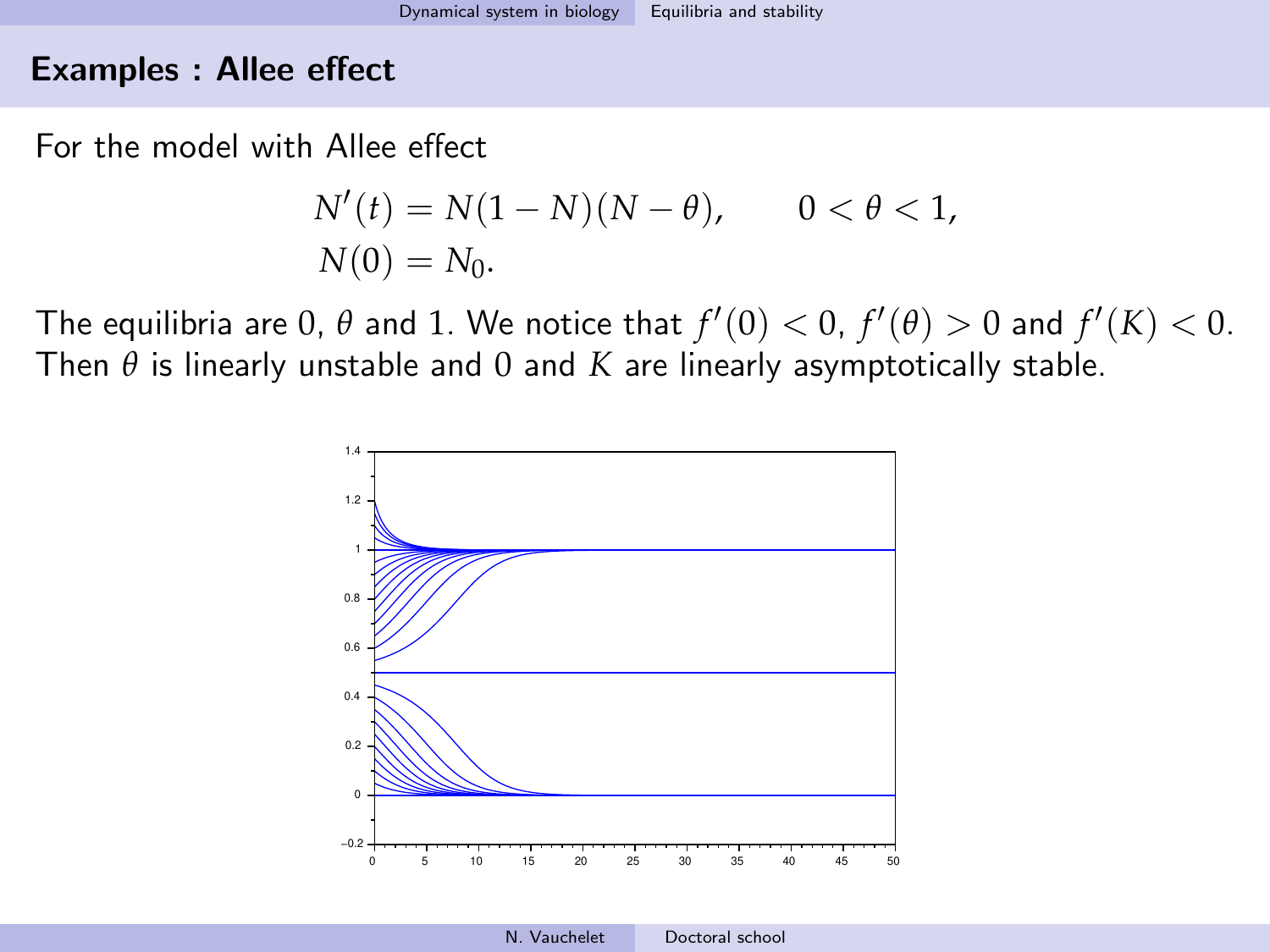## Examples : Allee effect

For the model with Allee effect

$$
\begin{aligned}
N'(t) &= N(1-N)(N-\theta), \qquad 0<\theta<1, \\
N(0) &= N_0.
\end{aligned}
$$

The equilibria are $0$, $\theta$ and $1$. We notice that $f'(0)<0$, $f'(\theta)>0$ and $f'(K)<0$. Then $\theta$ is linearly unstable and $0$ and $K$ are linearly asymptotically stable.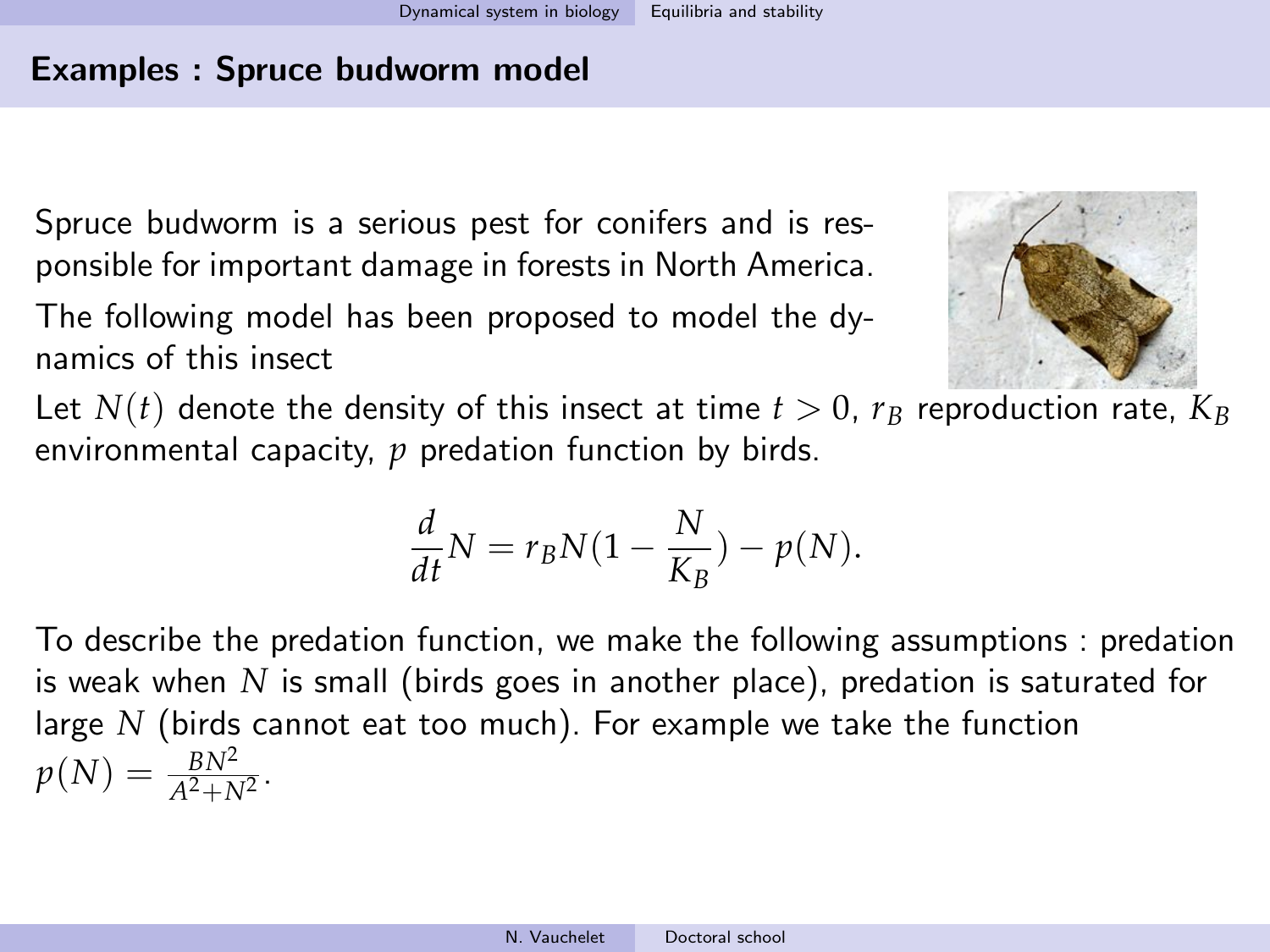## Examples : Spruce budworm model

Spruce budworm is a serious pest for conifers and is responsible for important damage in forests in North America.

The following model has been proposed to model the dynamics of this insect

Let $N(t)$ denote the density of this insect at time $t > 0$, $r_B$ reproduction rate, $K_B$ environmental capacity, $p$ predation function by birds.

$$\frac{d}{dt}N = r_B N(1 - \frac{N}{K_B}) - p(N).$$

To describe the predation function, we make the following assumptions : predation is weak when $N$ is small (birds goes in another place), predation is saturated for large $N$ (birds cannot eat too much). For example we take the function $p(N) = \frac{BN^2}{A^2+N^2}$.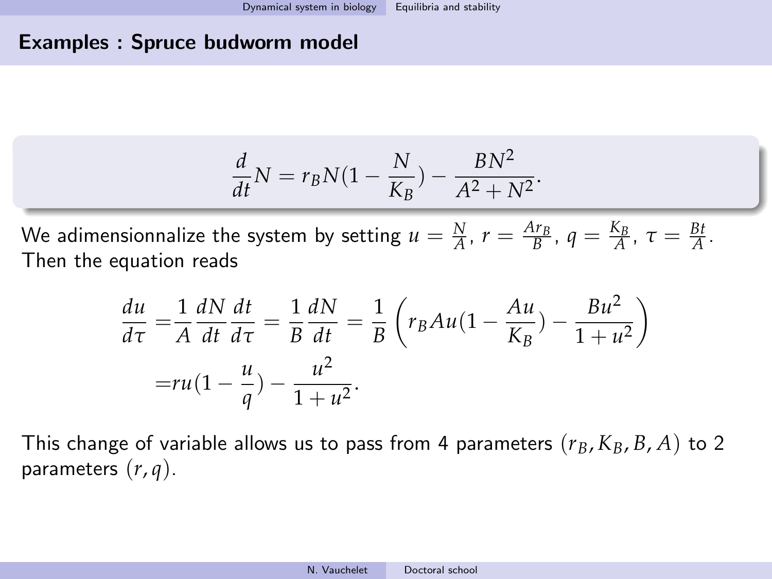## Examples : Spruce budworm model

$$\frac{d}{dt}N = r_B N(1 - \frac{N}{K_B}) - \frac{BN^2}{A^2 + N^2}.$$

We adimensionnalize the system by setting $u = \frac{N}{A}$, $r = \frac{Ar_B}{B}$, $q = \frac{K_B}{A}$, $\tau = \frac{Bt}{A}$. Then the equation reads

$$\begin{aligned}\frac{du}{d\tau} =& \frac{1}{A}\frac{dN}{dt}\frac{dt}{d\tau} = \frac{1}{B}\frac{dN}{dt} = \frac{1}{B}\left(r_B A u(1 - \frac{Au}{K_B}) - \frac{Bu^2}{1+u^2}\right) \\ =& ru(1 - \frac{u}{q}) - \frac{u^2}{1+u^2}.\end{aligned}$$

This change of variable allows us to pass from 4 parameters $(r_B, K_B, B, A)$ to 2 parameters $(r, q)$.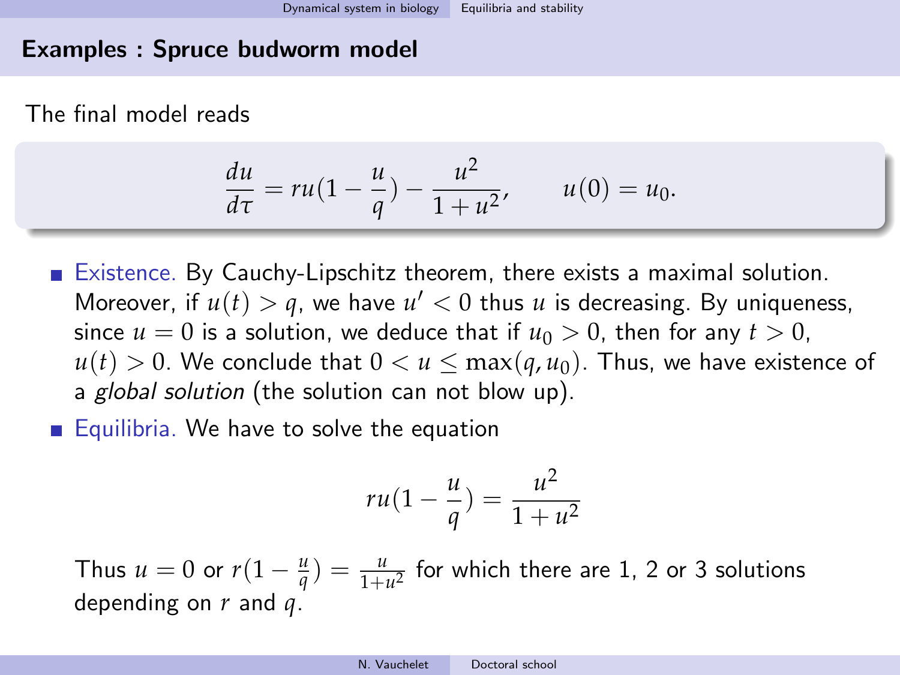## Examples : Spruce budworm model

The final model reads

$$\frac{du}{d\tau} = ru(1 - \frac{u}{q}) - \frac{u^2}{1+u^2}, \qquad u(0) = u_0.$$

- Existence. By Cauchy-Lipschitz theorem, there exists a maximal solution. Moreover, if $u(t) > q$, we have $u' < 0$ thus $u$ is decreasing. By uniqueness, since $u = 0$ is a solution, we deduce that if $u_0 > 0$, then for any $t > 0$, $u(t) > 0$. We conclude that $0 < u \leq \max(q, u_0)$. Thus, we have existence of a *global solution* (the solution can not blow up).
- Equilibria. We have to solve the equation

$$ru(1 - \frac{u}{q}) = \frac{u^2}{1+u^2}$$

Thus $u = 0$ or $r(1 - \frac{u}{q}) = \frac{u}{1+u^2}$ for which there are 1, 2 or 3 solutions depending on $r$ and $q$.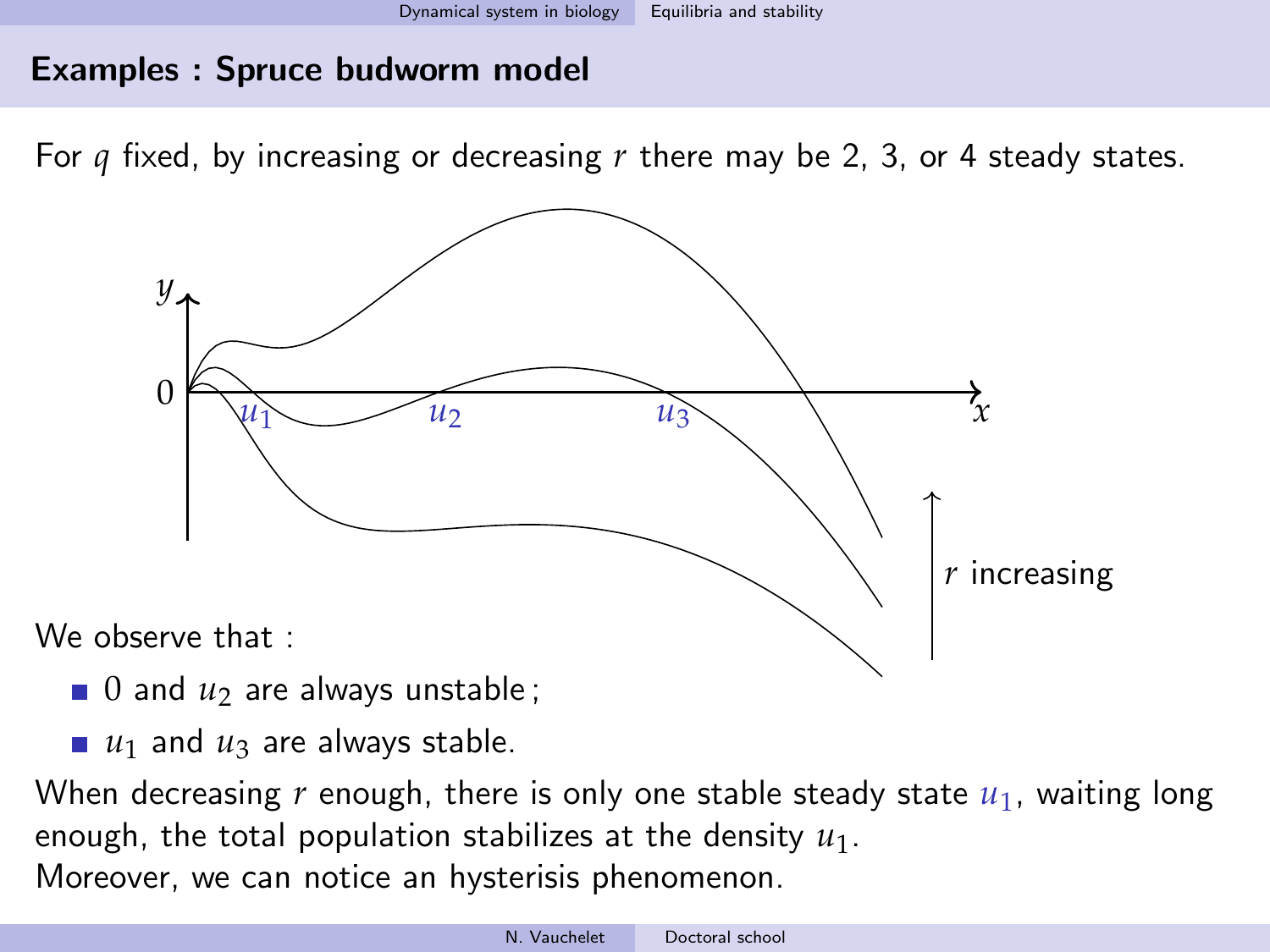## Examples : Spruce budworm model

For $q$ fixed, by increasing or decreasing $r$ there may be 2, 3, or 4 steady states.

We observe that :

- $0$ and $u_2$ are always unstable ;
- $u_1$ and $u_3$ are always stable.

When decreasing $r$ enough, there is only one stable steady state $u_1$, waiting long enough, the total population stabilizes at the density $u_1$.
Moreover, we can notice an hysterisis phenomenon.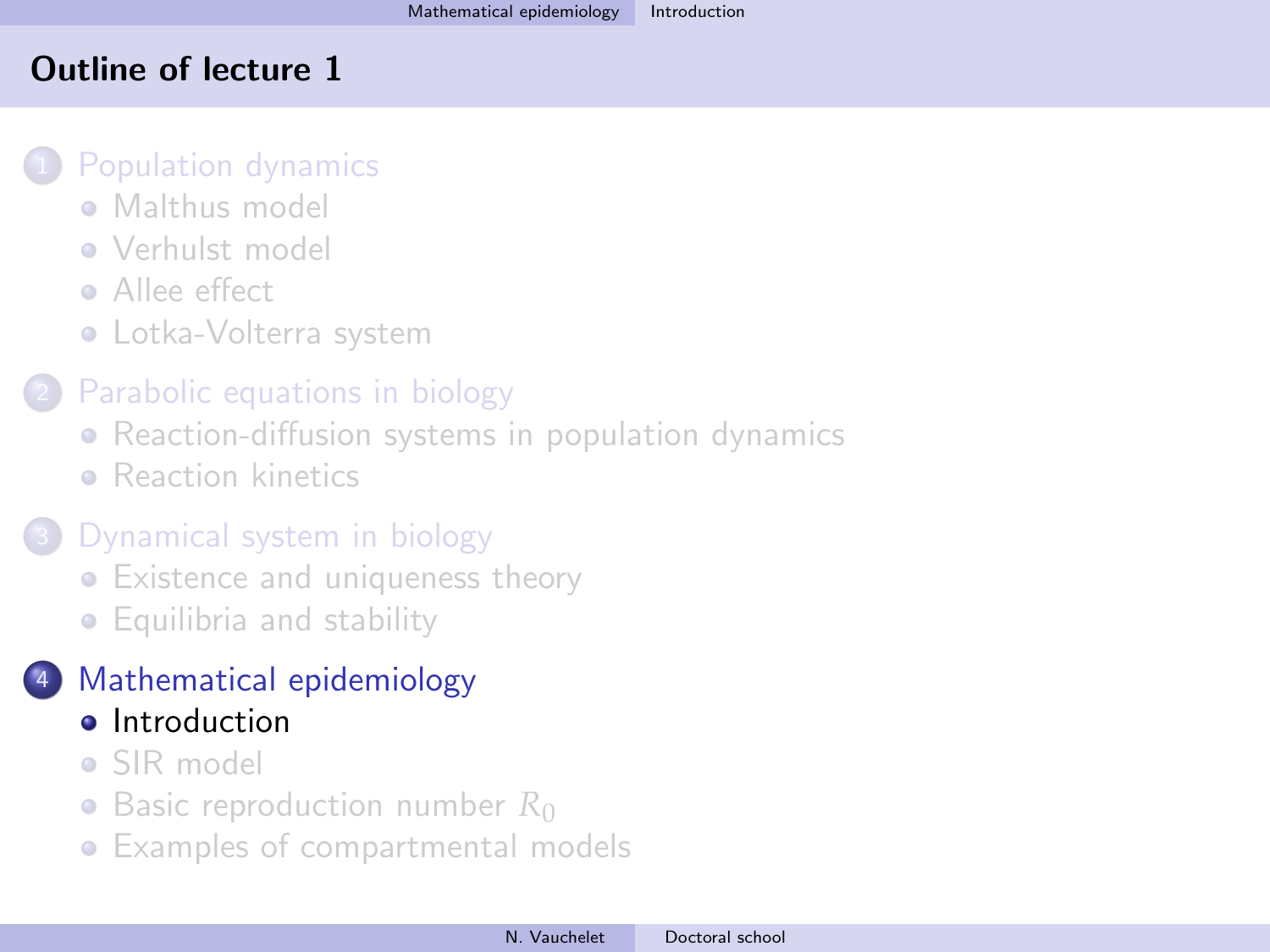## Outline of lecture 1

1. Population dynamics
   - Malthus model
   - Verhulst model
   - Allee effect
   - Lotka-Volterra system
2. Parabolic equations in biology
   - Reaction-diffusion systems in population dynamics
   - Reaction kinetics
3. Dynamical system in biology
   - Existence and uniqueness theory
   - Equilibria and stability
4. Mathematical epidemiology
   - Introduction
   - SIR model
   - Basic reproduction number $R_0$
   - Examples of compartmental models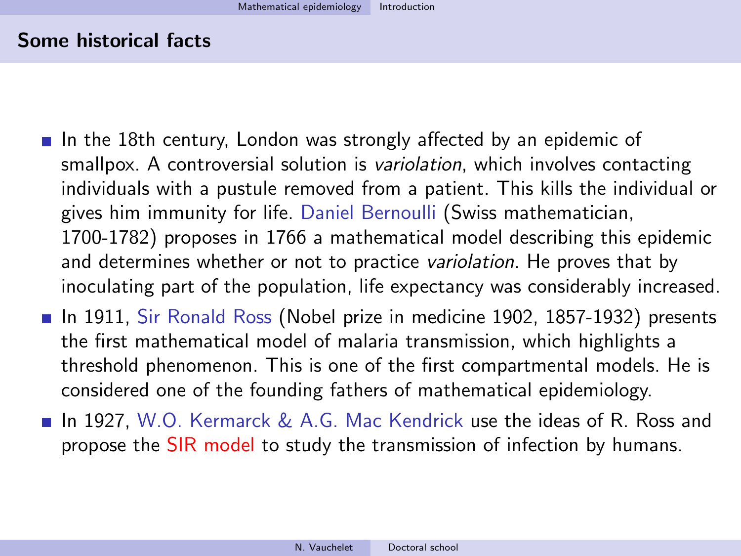## Some historical facts

- In the 18th century, London was strongly affected by an epidemic of smallpox. A controversial solution is *variolation*, which involves contacting individuals with a pustule removed from a patient. This kills the individual or gives him immunity for life. Daniel Bernoulli (Swiss mathematician, 1700-1782) proposes in 1766 a mathematical model describing this epidemic and determines whether or not to practice *variolation*. He proves that by inoculating part of the population, life expectancy was considerably increased.
- In 1911, Sir Ronald Ross (Nobel prize in medicine 1902, 1857-1932) presents the first mathematical model of malaria transmission, which highlights a threshold phenomenon. This is one of the first compartmental models. He is considered one of the founding fathers of mathematical epidemiology.
- In 1927, W.O. Kermarck & A.G. Mac Kendrick use the ideas of R. Ross and propose the SIR model to study the transmission of infection by humans.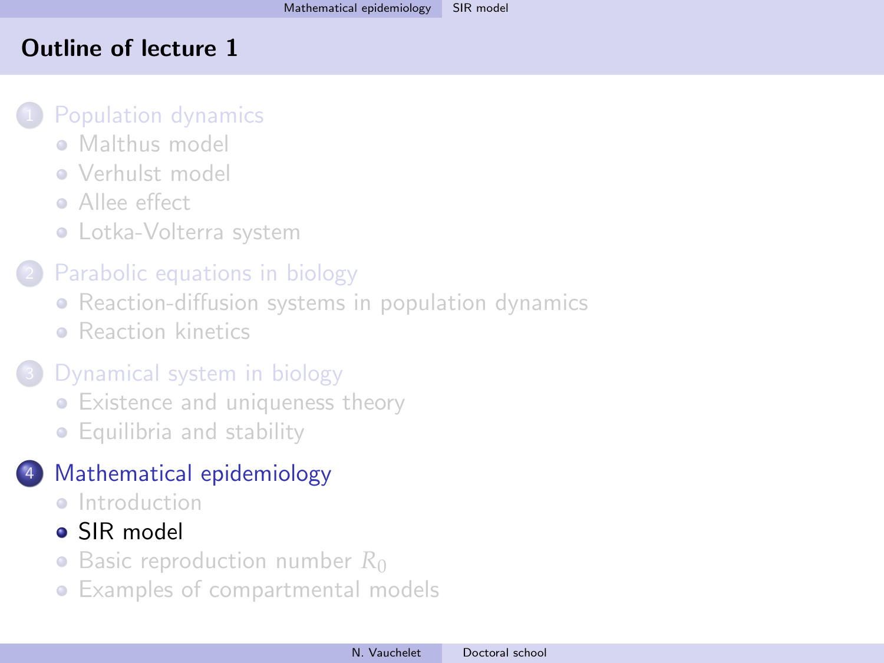# Outline of lecture 1

1. Population dynamics
   - Malthus model
   - Verhulst model
   - Allee effect
   - Lotka-Volterra system
2. Parabolic equations in biology
   - Reaction-diffusion systems in population dynamics
   - Reaction kinetics
3. Dynamical system in biology
   - Existence and uniqueness theory
   - Equilibria and stability
4. Mathematical epidemiology
   - Introduction
   - SIR model
   - Basic reproduction number $R_0$
   - Examples of compartmental models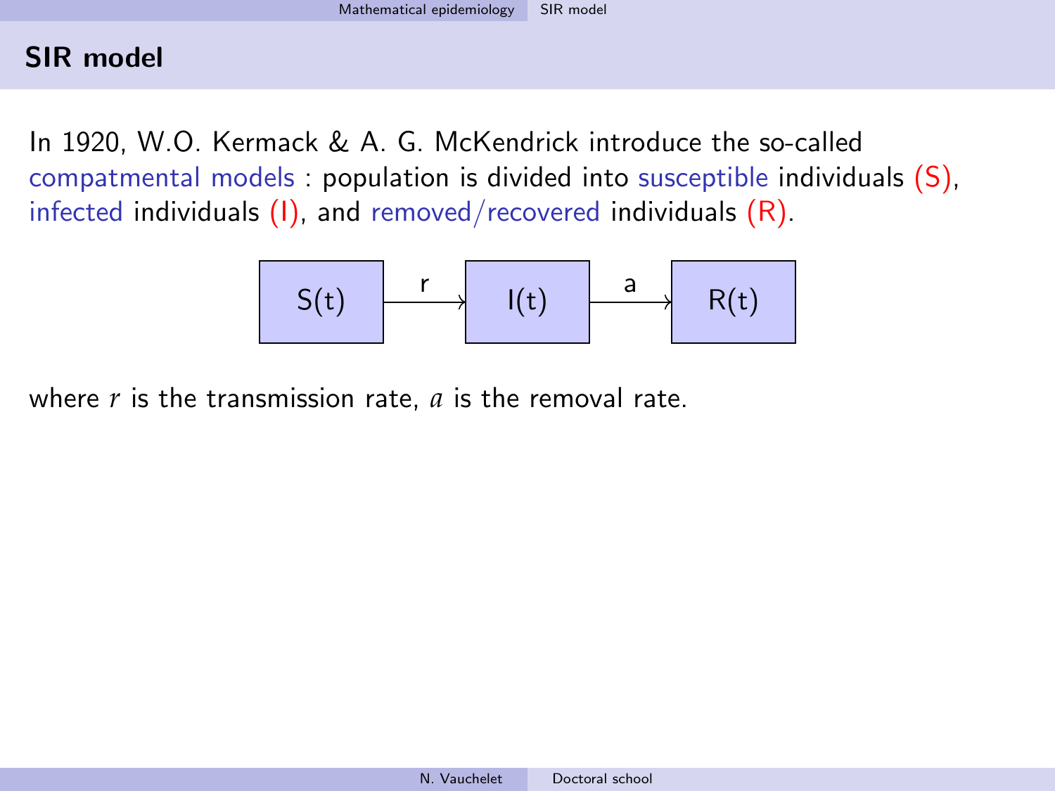## SIR model

In 1920, W.O. Kermack & A. G. McKendrick introduce the so-called compatmental models : population is divided into susceptible individuals (S), infected individuals (I), and removed/recovered individuals (R).

S(t) → r → I(t) → a → R(t)

where $r$ is the transmission rate, $a$ is the removal rate.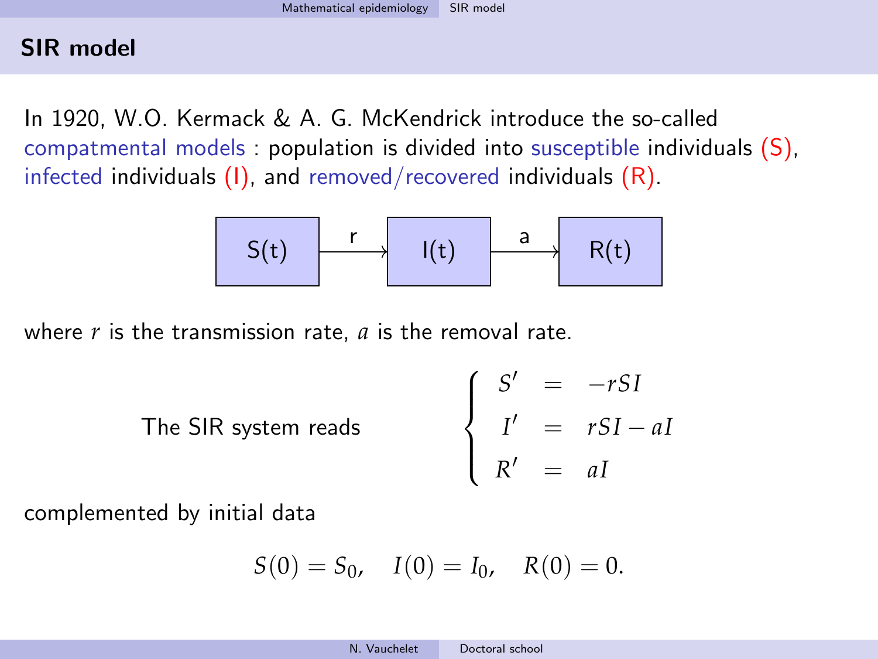## SIR model

In 1920, W.O. Kermack & A. G. McKendrick introduce the so-called compatmental models : population is divided into susceptible individuals (S), infected individuals (I), and removed/recovered individuals (R).

$$S(t) \xrightarrow{\ r\ } I(t) \xrightarrow{\ a\ } R(t)$$

where $r$ is the transmission rate, $a$ is the removal rate.

The SIR system reads

$$\begin{cases} S' = -rSI \\ I' = rSI - aI \\ R' = aI \end{cases}$$

complemented by initial data

$$S(0) = S_0, \quad I(0) = I_0, \quad R(0) = 0.$$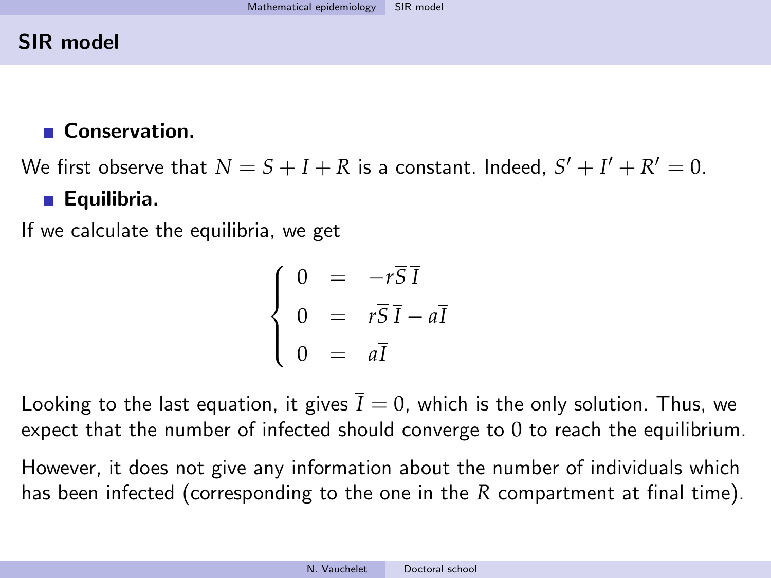## SIR model

- **Conservation.**

We first observe that $N = S + I + R$ is a constant. Indeed, $S' + I' + R' = 0$.

- **Equilibria.**

If we calculate the equilibria, we get

$$
\begin{cases}
0 = -r\overline{S}\,\overline{I} \\
0 = r\overline{S}\,\overline{I} - a\overline{I} \\
0 = a\overline{I}
\end{cases}
$$

Looking to the last equation, it gives $\overline{I} = 0$, which is the only solution. Thus, we expect that the number of infected should converge to 0 to reach the equilibrium.

However, it does not give any information about the number of individuals which has been infected (corresponding to the one in the $R$ compartment at final time).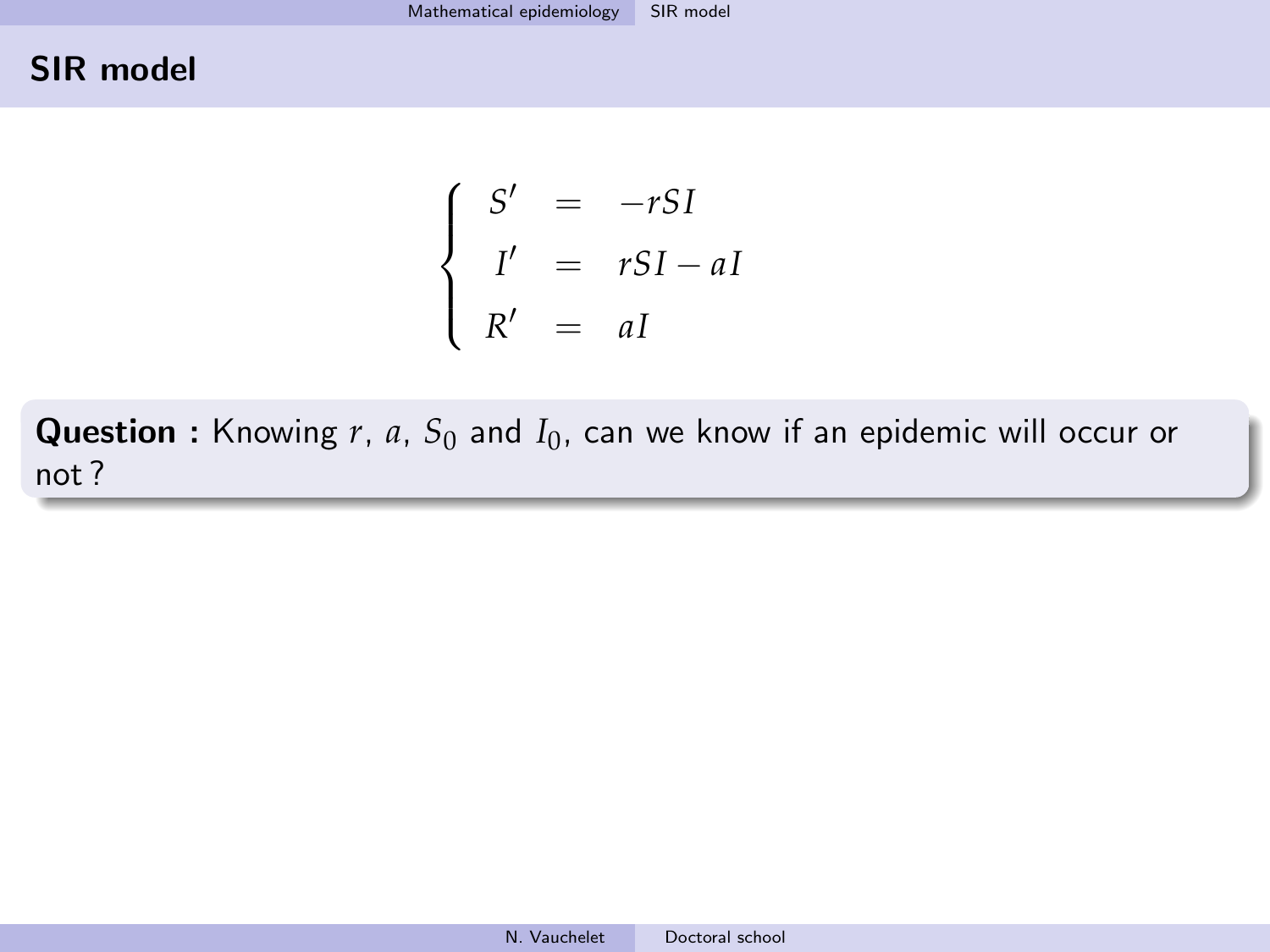## SIR model

$$
\left\{
\begin{array}{rcl}
S' & = & -rSI \\
I' & = & rSI - aI \\
R' & = & aI
\end{array}
\right.
$$

**Question :** Knowing $r$, $a$, $S_0$ and $I_0$, can we know if an epidemic will occur or not ?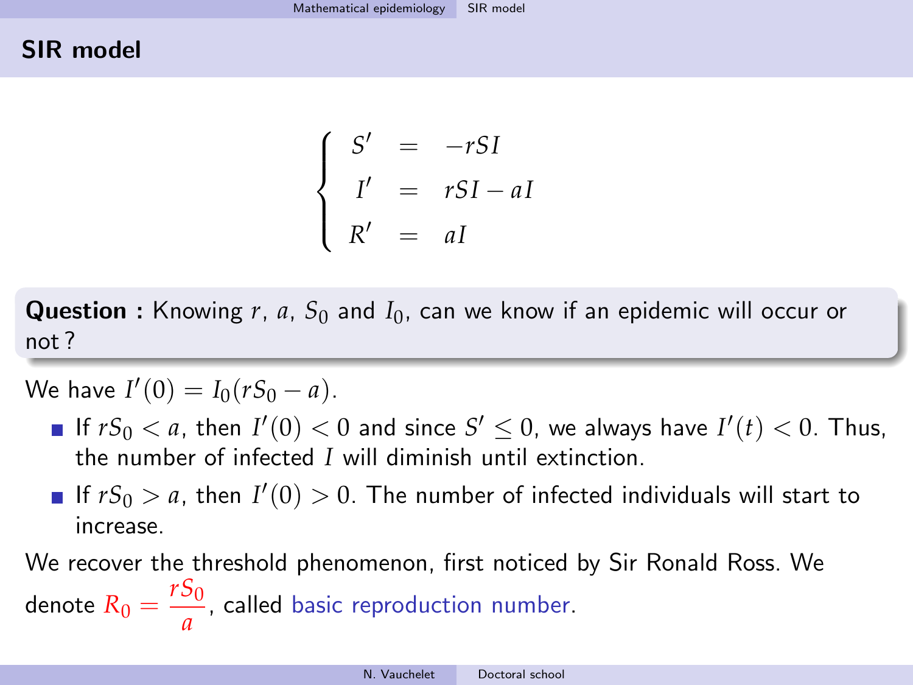## SIR model

$$\left\{\begin{array}{rcl} S' & = & -rSI \\ I' & = & rSI - aI \\ R' & = & aI \end{array}\right.$$

**Question :** Knowing $r$, $a$, $S_0$ and $I_0$, can we know if an epidemic will occur or not ?

We have $I'(0) = I_0(rS_0 - a)$.

- If $rS_0 < a$, then $I'(0) < 0$ and since $S' \leq 0$, we always have $I'(t) < 0$. Thus, the number of infected $I$ will diminish until extinction.
- If $rS_0 > a$, then $I'(0) > 0$. The number of infected individuals will start to increase.

We recover the threshold phenomenon, first noticed by Sir Ronald Ross. We denote $R_0 = \dfrac{rS_0}{a}$, called basic reproduction number.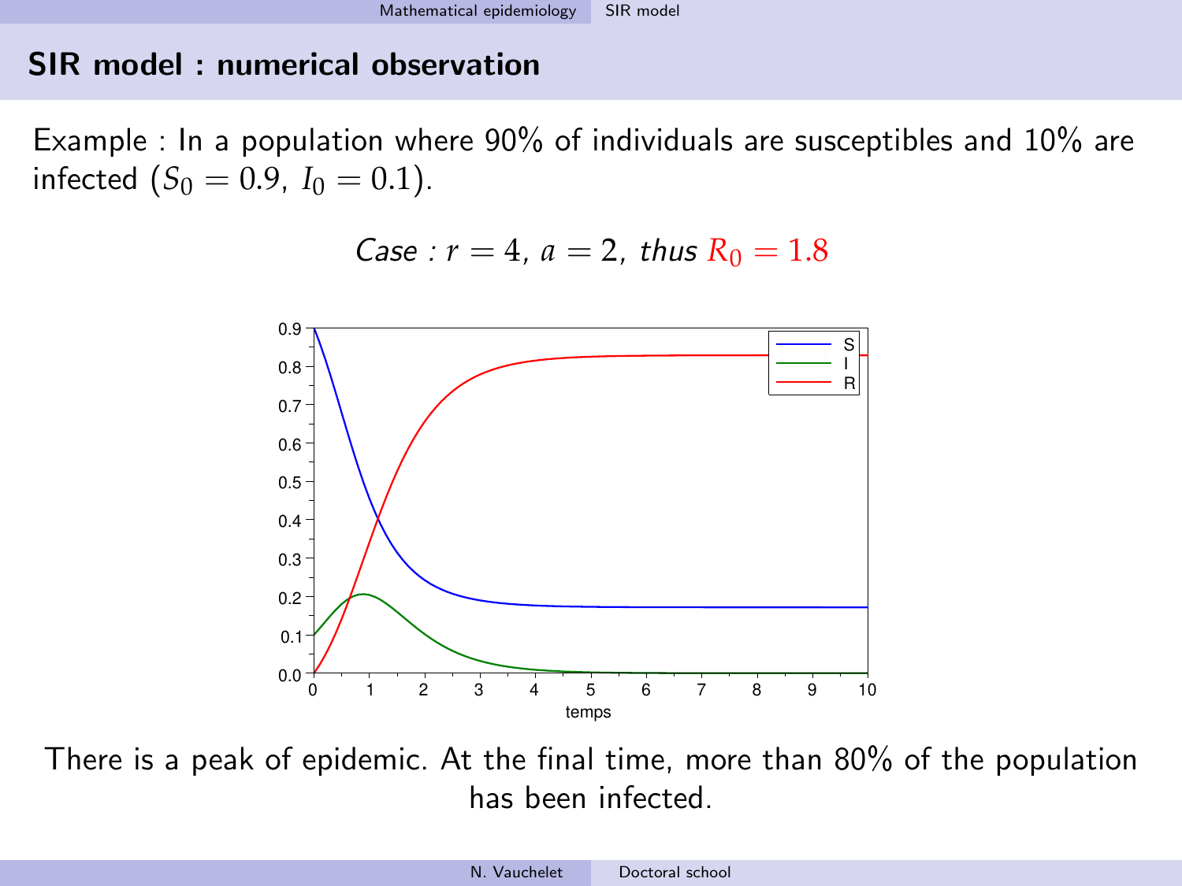## SIR model : numerical observation

Example : In a population where 90% of individuals are susceptibles and 10% are infected ($S_0 = 0.9$, $I_0 = 0.1$).

*Case :* $r = 4$, $a = 2$, *thus* $R_0 = 1.8$

There is a peak of epidemic. At the final time, more than 80% of the population has been infected.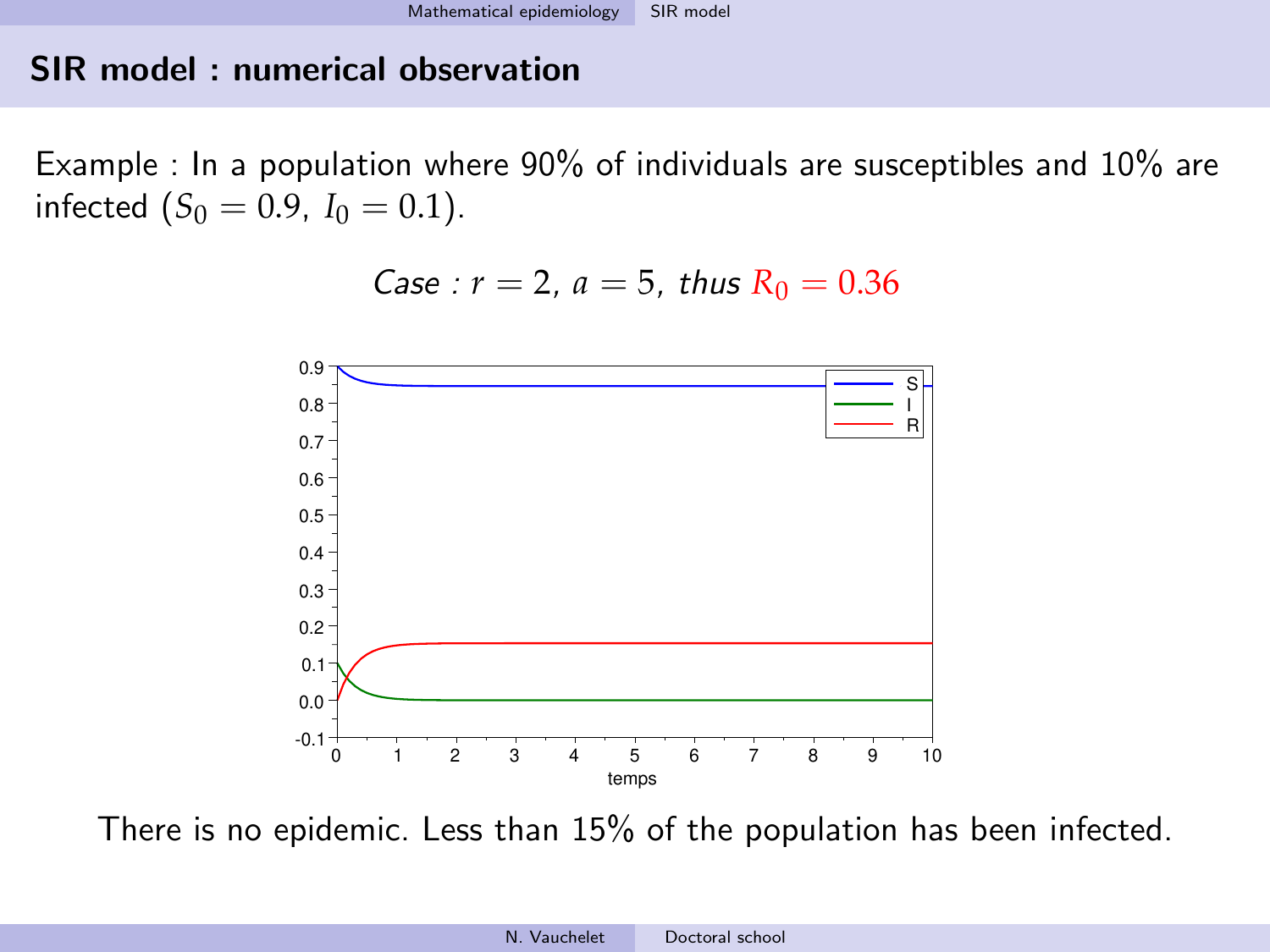## SIR model : numerical observation

Example : In a population where 90% of individuals are susceptibles and 10% are infected ($S_0 = 0.9$, $I_0 = 0.1$).

*Case : $r = 2$, $a = 5$, thus* $R_0 = 0.36$

There is no epidemic. Less than 15% of the population has been infected.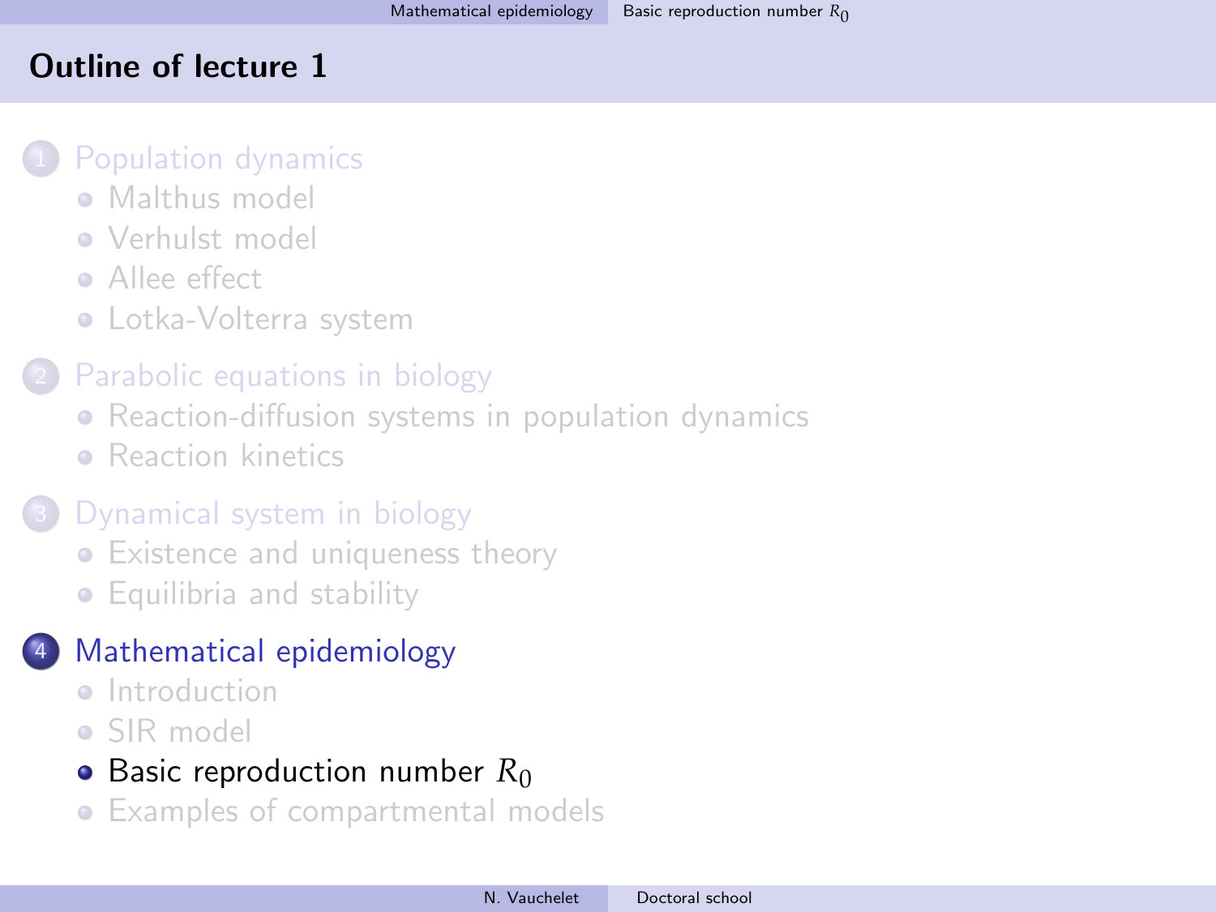# Outline of lecture 1

1. Population dynamics
   - Malthus model
   - Verhulst model
   - Allee effect
   - Lotka-Volterra system
2. Parabolic equations in biology
   - Reaction-diffusion systems in population dynamics
   - Reaction kinetics
3. Dynamical system in biology
   - Existence and uniqueness theory
   - Equilibria and stability
4. Mathematical epidemiology
   - Introduction
   - SIR model
   - Basic reproduction number $R_0$
   - Examples of compartmental models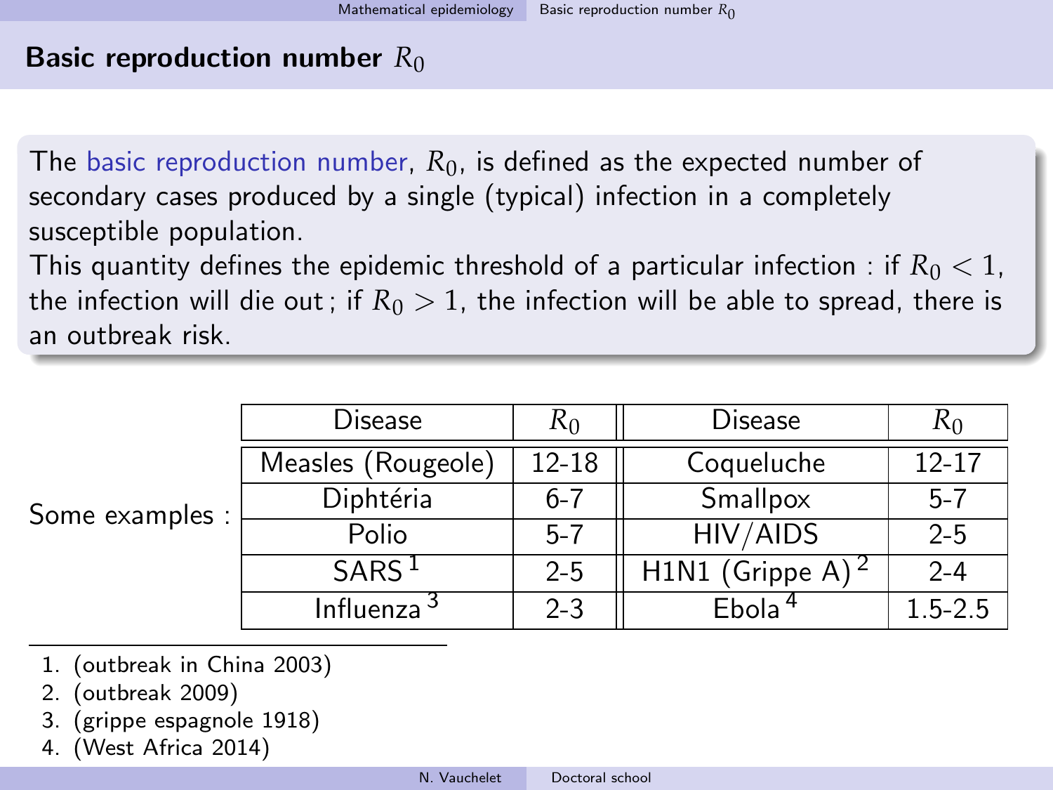## Basic reproduction number $R_0$

The basic reproduction number, $R_0$, is defined as the expected number of secondary cases produced by a single (typical) infection in a completely susceptible population.
This quantity defines the epidemic threshold of a particular infection : if $R_0 < 1$, the infection will die out ; if $R_0 > 1$, the infection will be able to spread, there is an outbreak risk.

Some examples :

| Disease | $R_0$ | Disease | $R_0$ |
|---|---|---|---|
| Measles (Rougeole) | 12-18 | Coqueluche | 12-17 |
| Diphtéria | 6-7 | Smallpox | 5-7 |
| Polio | 5-7 | HIV/AIDS | 2-5 |
| SARS [1] | 2-5 | H1N1 (Grippe A) [2] | 2-4 |
| Influenza [3] | 2-3 | Ebola [4] | 1.5-2.5 |

1. (outbreak in China 2003)
2. (outbreak 2009)
3. (grippe espagnole 1918)
4. (West Africa 2014)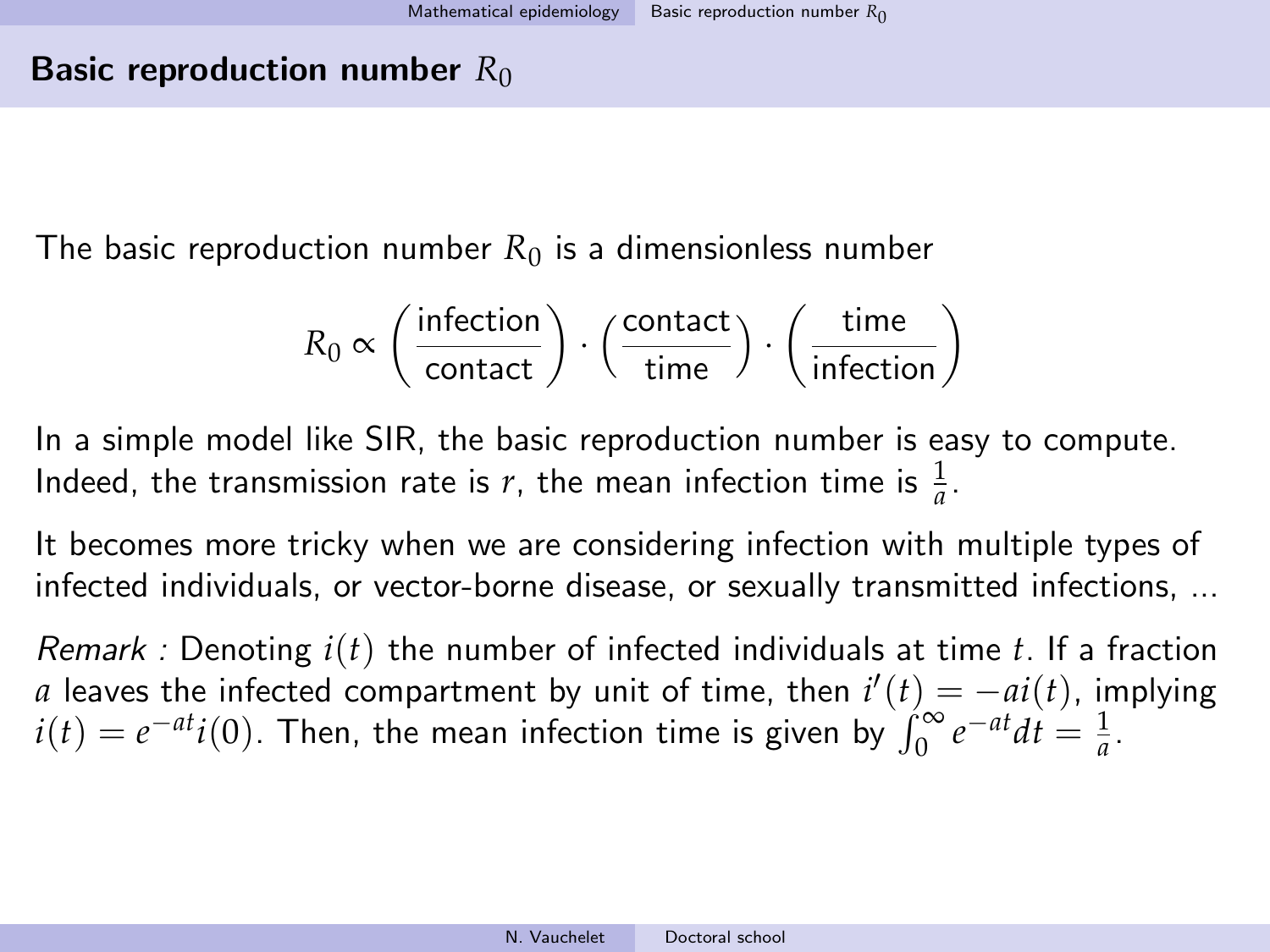## Basic reproduction number $R_0$

The basic reproduction number $R_0$ is a dimensionless number

$$R_0 \propto \left(\frac{\text{infection}}{\text{contact}}\right) \cdot \left(\frac{\text{contact}}{\text{time}}\right) \cdot \left(\frac{\text{time}}{\text{infection}}\right)$$

In a simple model like SIR, the basic reproduction number is easy to compute. Indeed, the transmission rate is $r$, the mean infection time is $\frac{1}{a}$.

It becomes more tricky when we are considering infection with multiple types of infected individuals, or vector-borne disease, or sexually transmitted infections, ...

*Remark :* Denoting $i(t)$ the number of infected individuals at time $t$. If a fraction $a$ leaves the infected compartment by unit of time, then $i'(t) = -ai(t)$, implying $i(t) = e^{-at}i(0)$. Then, the mean infection time is given by $\int_0^\infty e^{-at}dt = \frac{1}{a}$.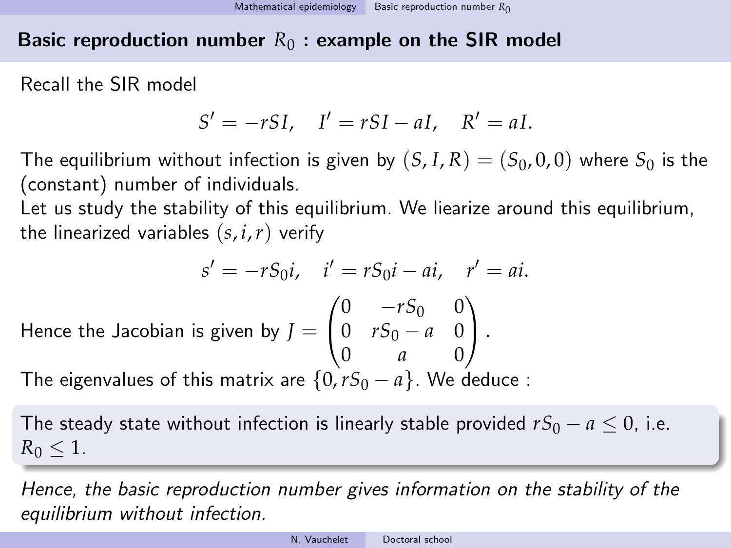## Basic reproduction number $R_0$ : example on the SIR model

Recall the SIR model

$$S' = -rSI, \quad I' = rSI - aI, \quad R' = aI.$$

The equilibrium without infection is given by $(S, I, R) = (S_0, 0, 0)$ where $S_0$ is the (constant) number of individuals.
Let us study the stability of this equilibrium. We liearize around this equilibrium, the linearized variables $(s, i, r)$ verify

$$s' = -rS_0 i, \quad i' = rS_0 i - ai, \quad r' = ai.$$

Hence the Jacobian is given by $J = \begin{pmatrix} 0 & -rS_0 & 0 \\ 0 & rS_0 - a & 0 \\ 0 & a & 0 \end{pmatrix}$.
The eigenvalues of this matrix are $\{0, rS_0 - a\}$. We deduce :

The steady state without infection is linearly stable provided $rS_0 - a \leq 0$, i.e. $R_0 \leq 1$.

*Hence, the basic reproduction number gives information on the stability of the equilibrium without infection.*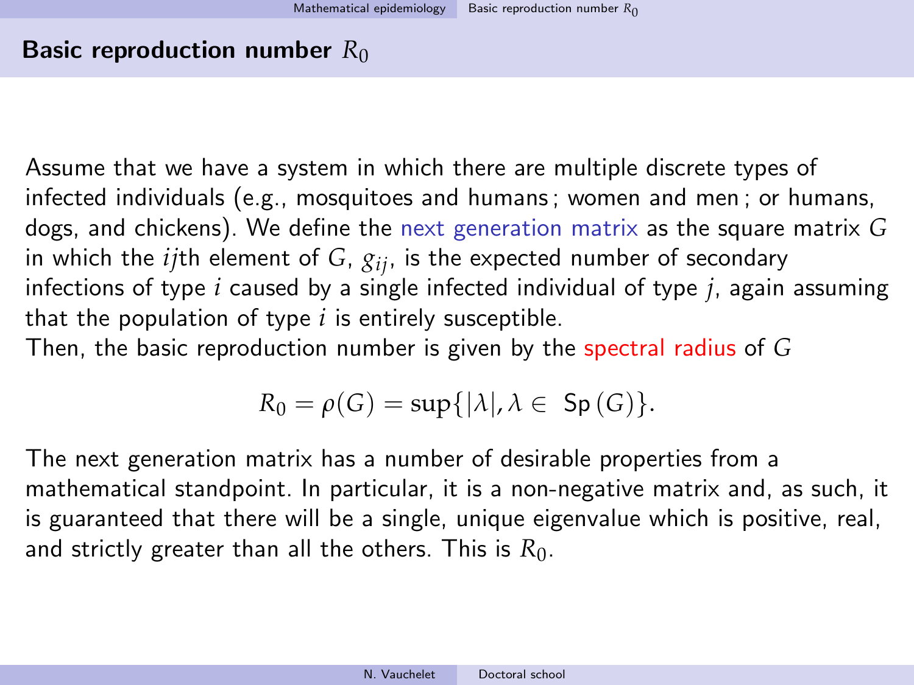## Basic reproduction number $R_0$

Assume that we have a system in which there are multiple discrete types of infected individuals (e.g., mosquitoes and humans ; women and men ; or humans, dogs, and chickens). We define the next generation matrix as the square matrix $G$ in which the $ij$th element of $G$, $g_{ij}$, is the expected number of secondary infections of type $i$ caused by a single infected individual of type $j$, again assuming that the population of type $i$ is entirely susceptible.
Then, the basic reproduction number is given by the spectral radius of $G$

$$R_0 = \rho(G) = \sup\{|\lambda|, \lambda \in \text{Sp}(G)\}.$$

The next generation matrix has a number of desirable properties from a mathematical standpoint. In particular, it is a non-negative matrix and, as such, it is guaranteed that there will be a single, unique eigenvalue which is positive, real, and strictly greater than all the others. This is $R_0$.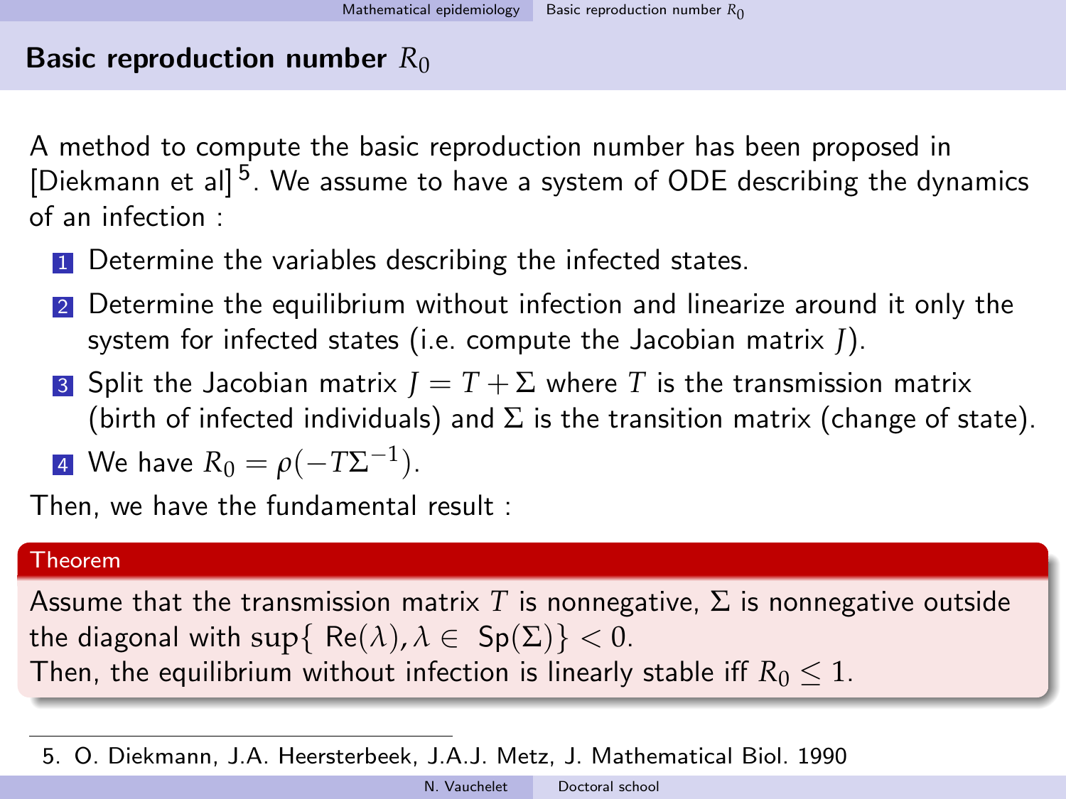## Basic reproduction number $R_0$

A method to compute the basic reproduction number has been proposed in [Diekmann et al] [5]. We assume to have a system of ODE describing the dynamics of an infection :

1. Determine the variables describing the infected states.
2. Determine the equilibrium without infection and linearize around it only the system for infected states (i.e. compute the Jacobian matrix $J$).
3. Split the Jacobian matrix $J = T + \Sigma$ where $T$ is the transmission matrix (birth of infected individuals) and $\Sigma$ is the transition matrix (change of state).
4. We have $R_0 = \rho(-T\Sigma^{-1})$.

Then, we have the fundamental result :

**Theorem**

Assume that the transmission matrix $T$ is nonnegative, $\Sigma$ is nonnegative outside the diagonal with $\sup\{\, \mathrm{Re}(\lambda), \lambda \in \, \mathrm{Sp}(\Sigma)\} < 0$.
Then, the equilibrium without infection is linearly stable iff $R_0 \leq 1$.

---

5. O. Diekmann, J.A. Heersterbeek, J.A.J. Metz, J. Mathematical Biol. 1990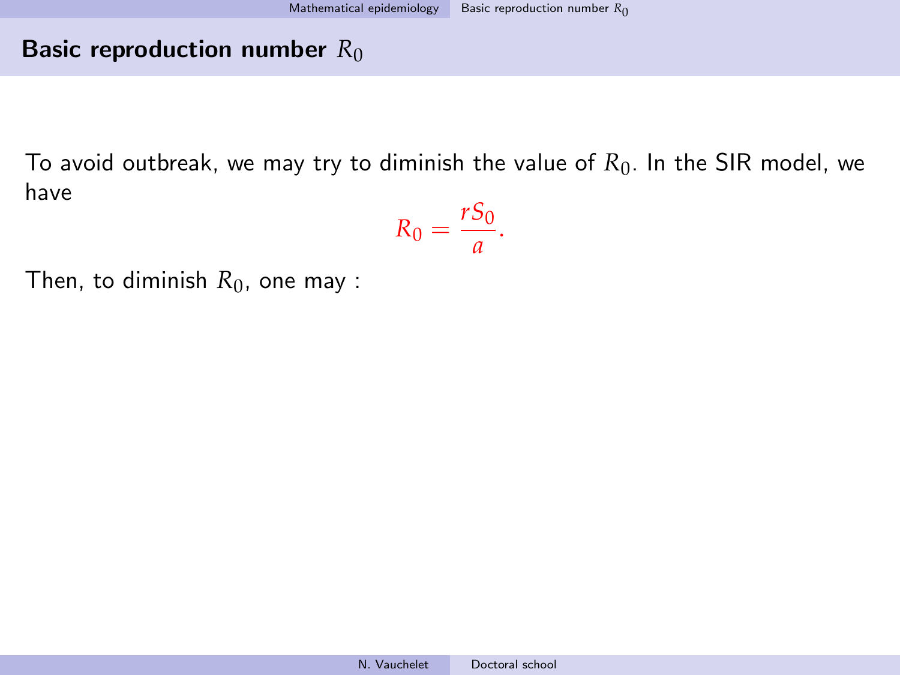## Basic reproduction number $R_0$

To avoid outbreak, we may try to diminish the value of $R_0$. In the SIR model, we have

$$R_0 = \frac{rS_0}{a}.$$

Then, to diminish $R_0$, one may :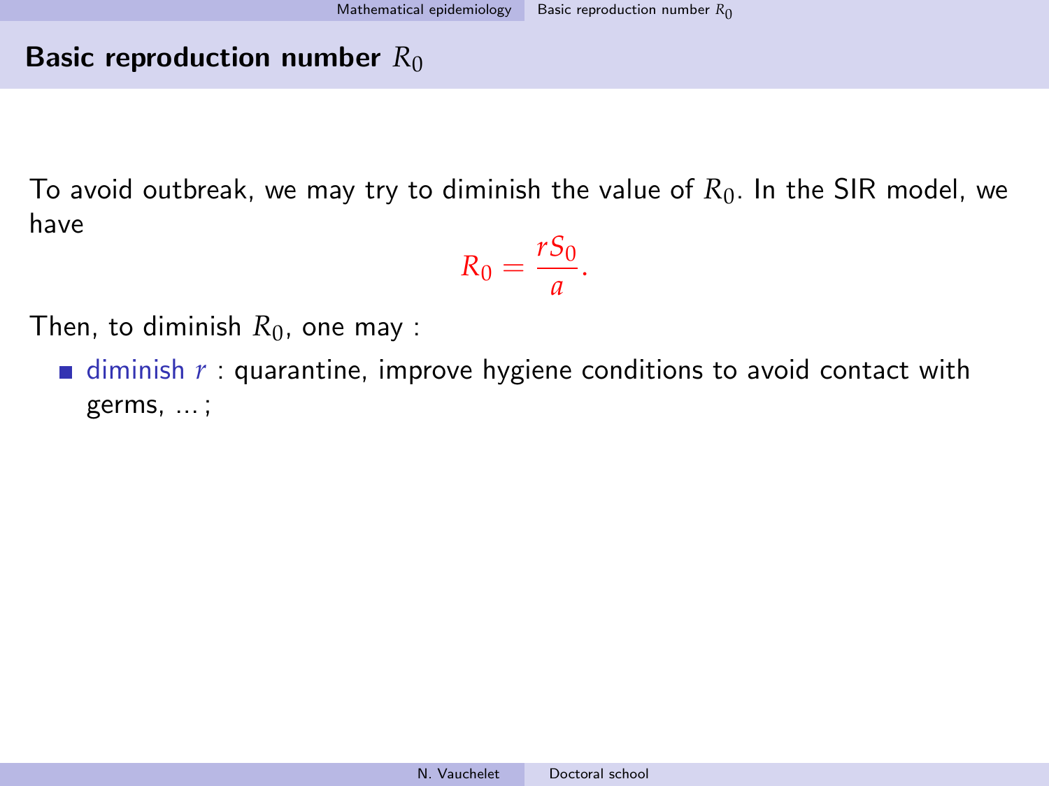## Basic reproduction number $R_0$

To avoid outbreak, we may try to diminish the value of $R_0$. In the SIR model, we have

$$R_0 = \frac{rS_0}{a}.$$

Then, to diminish $R_0$, one may :

- diminish $r$ : quarantine, improve hygiene conditions to avoid contact with germs, ... ;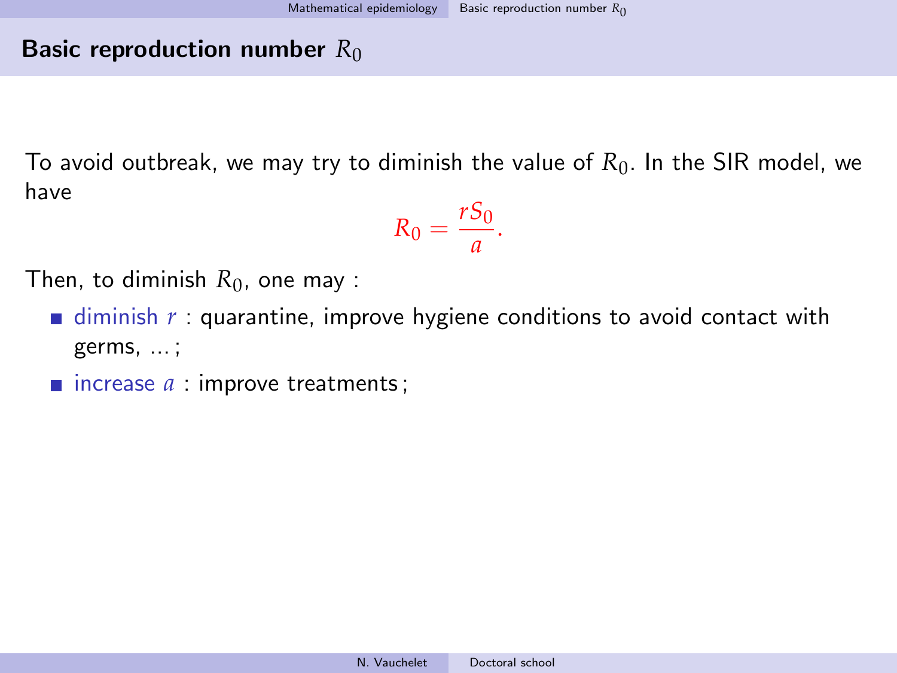## Basic reproduction number $R_0$

To avoid outbreak, we may try to diminish the value of $R_0$. In the SIR model, we have

$$R_0 = \frac{rS_0}{a}.$$

Then, to diminish $R_0$, one may :

- diminish $r$ : quarantine, improve hygiene conditions to avoid contact with germs, ... ;
- increase $a$ : improve treatments ;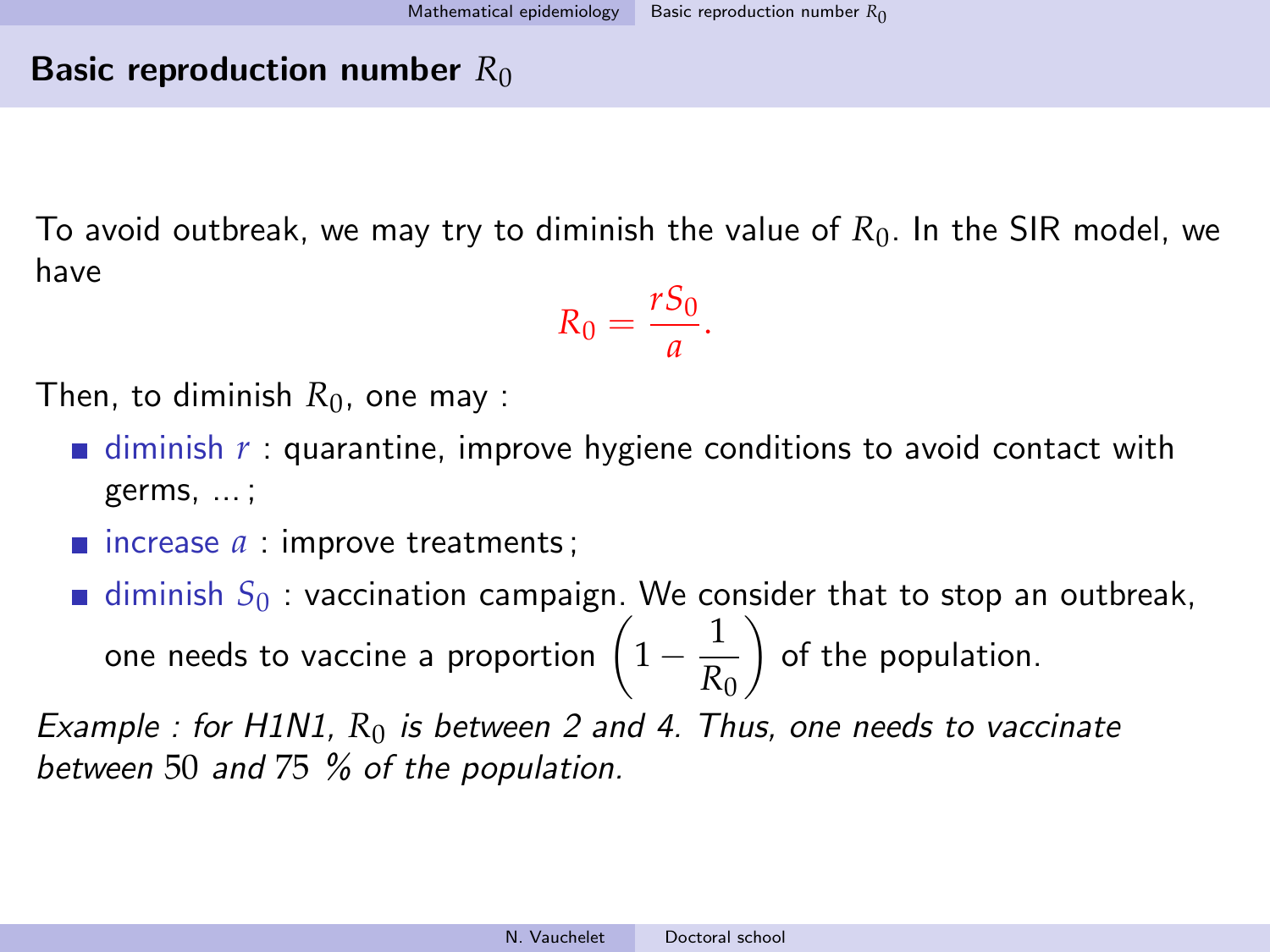## Basic reproduction number $R_0$

To avoid outbreak, we may try to diminish the value of $R_0$. In the SIR model, we have

$$R_0 = \frac{rS_0}{a}.$$

Then, to diminish $R_0$, one may :

- diminish $r$ : quarantine, improve hygiene conditions to avoid contact with germs, ... ;
- increase $a$ : improve treatments ;
- diminish $S_0$ : vaccination campaign. We consider that to stop an outbreak, one needs to vaccine a proportion $\left(1 - \frac{1}{R_0}\right)$ of the population.

*Example : for H1N1, $R_0$ is between 2 and 4. Thus, one needs to vaccinate between 50 and 75 % of the population.*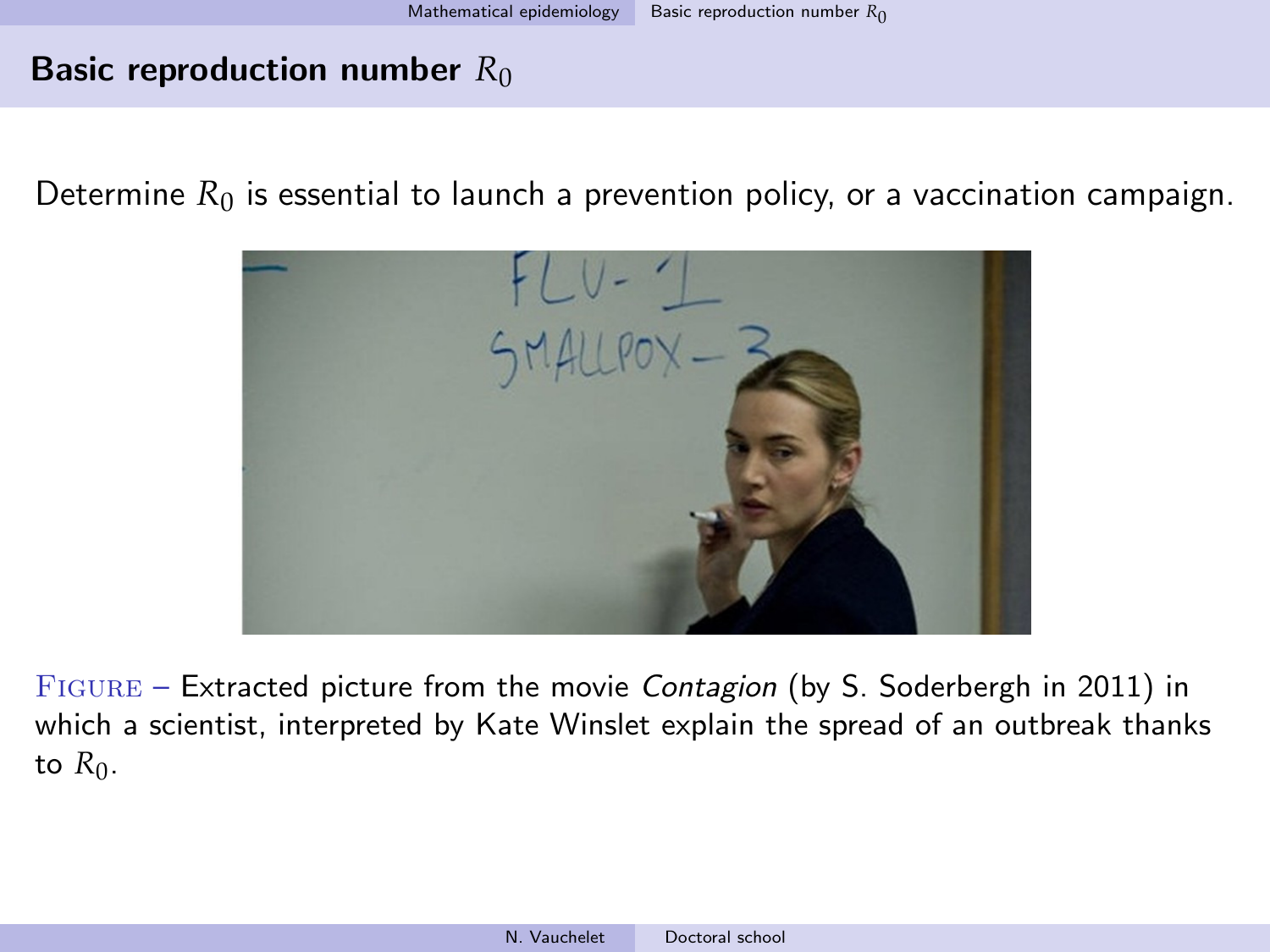## Basic reproduction number $R_0$

Determine $R_0$ is essential to launch a prevention policy, or a vaccination campaign.

FIGURE – Extracted picture from the movie *Contagion* (by S. Soderbergh in 2011) in which a scientist, interpreted by Kate Winslet explain the spread of an outbreak thanks to $R_0$.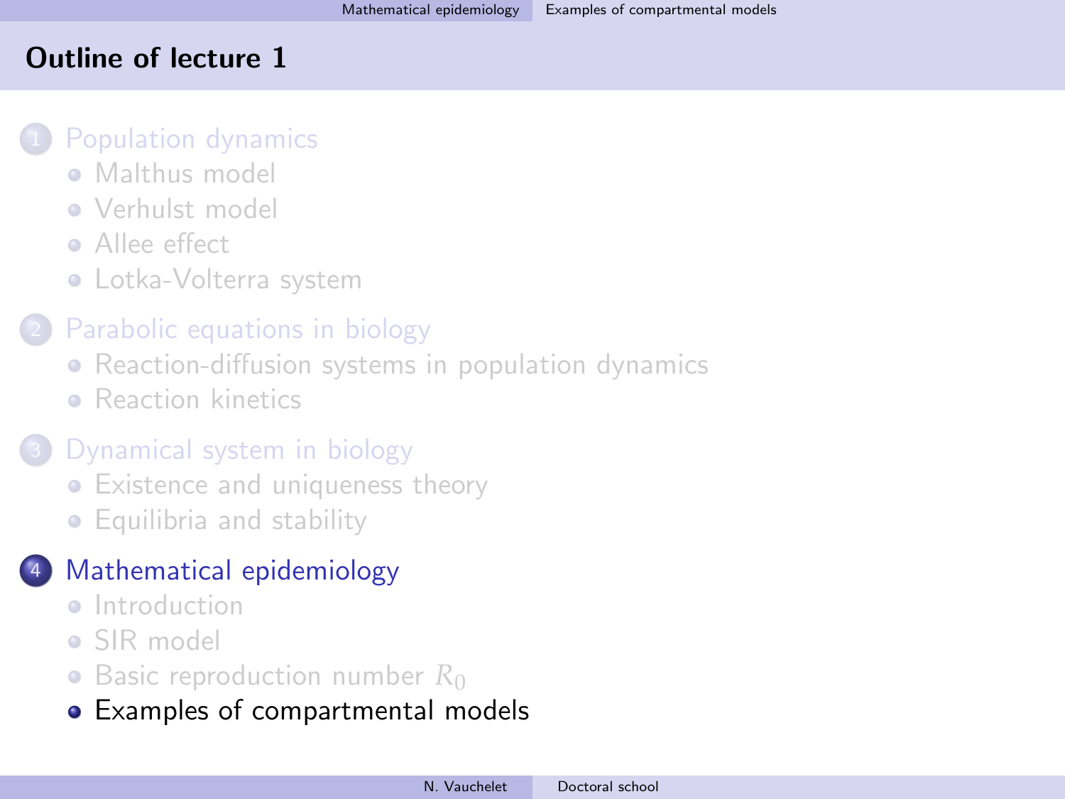# Outline of lecture 1

1. Population dynamics
   - Malthus model
   - Verhulst model
   - Allee effect
   - Lotka-Volterra system
2. Parabolic equations in biology
   - Reaction-diffusion systems in population dynamics
   - Reaction kinetics
3. Dynamical system in biology
   - Existence and uniqueness theory
   - Equilibria and stability
4. Mathematical epidemiology
   - Introduction
   - SIR model
   - Basic reproduction number $R_0$
   - Examples of compartmental models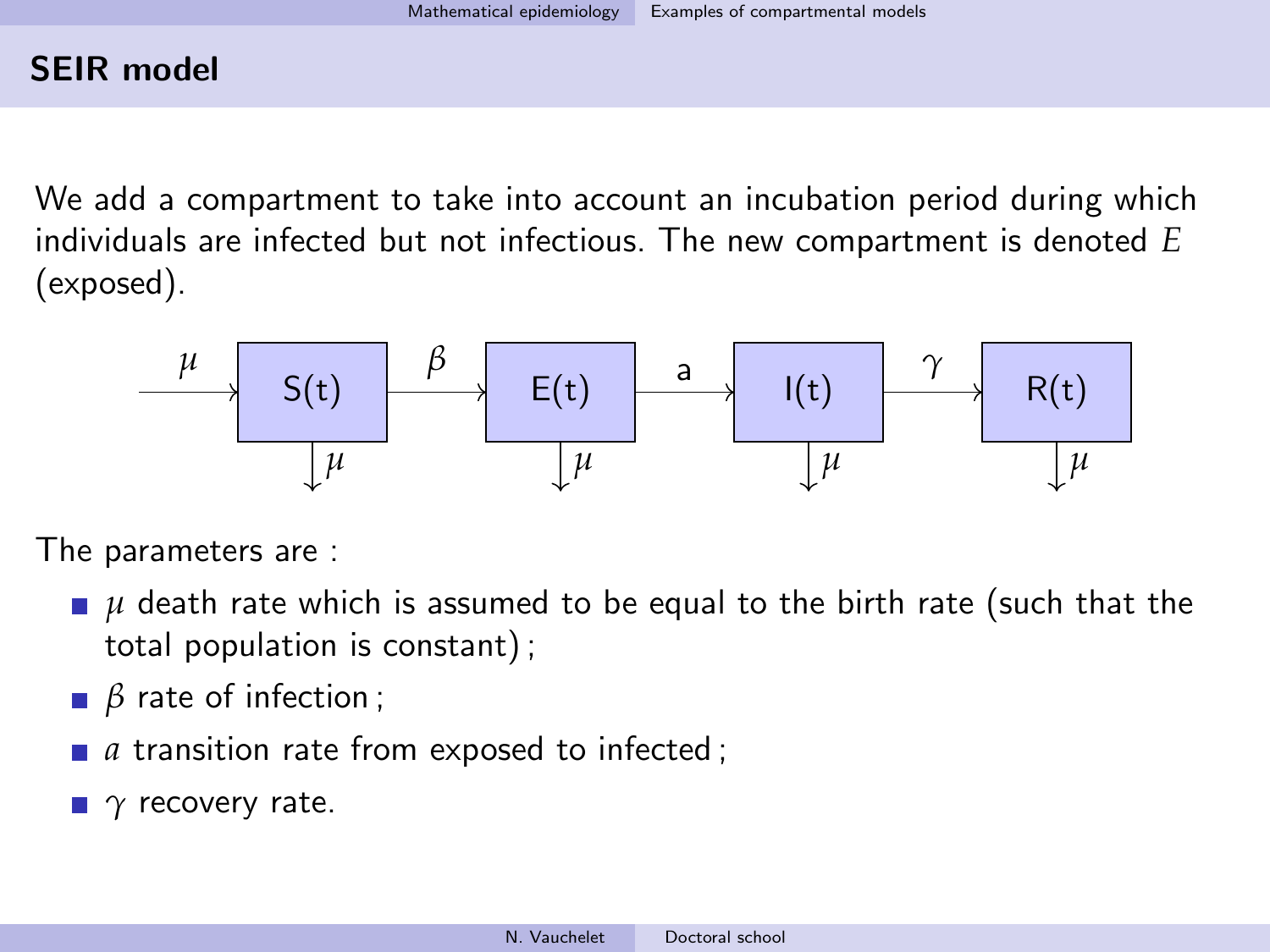## SEIR model

We add a compartment to take into account an incubation period during which individuals are infected but not infectious. The new compartment is denoted $E$ (exposed).

The parameters are :

- $\mu$ death rate which is assumed to be equal to the birth rate (such that the total population is constant) ;
- $\beta$ rate of infection ;
- $a$ transition rate from exposed to infected ;
- $\gamma$ recovery rate.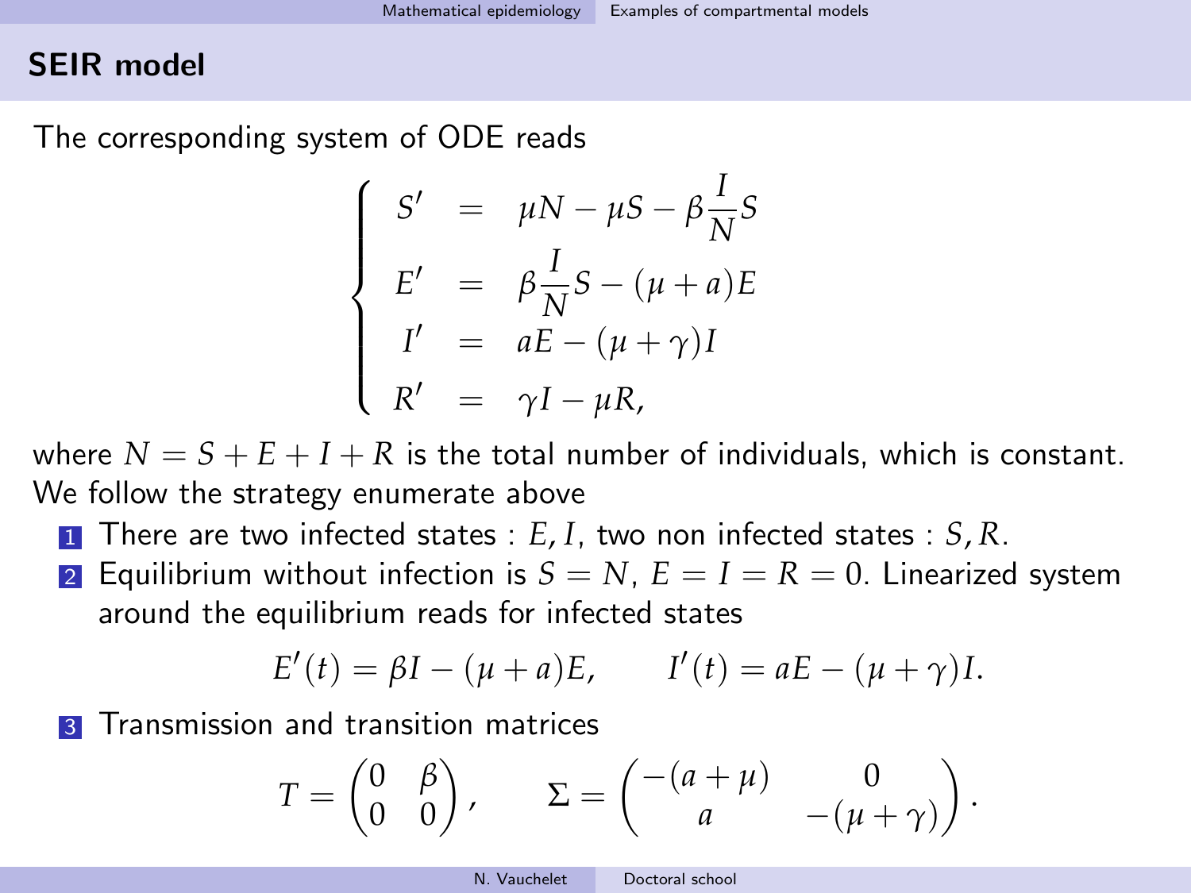## SEIR model

The corresponding system of ODE reads

$$
\begin{cases}
S' = \mu N - \mu S - \beta \dfrac{I}{N} S \\
E' = \beta \dfrac{I}{N} S - (\mu + a) E \\
I' = aE - (\mu + \gamma) I \\
R' = \gamma I - \mu R,
\end{cases}
$$

where $N = S + E + I + R$ is the total number of individuals, which is constant. We follow the strategy enumerate above

1. There are two infected states : $E, I$, two non infected states : $S, R$.
2. Equilibrium without infection is $S = N$, $E = I = R = 0$. Linearized system around the equilibrium reads for infected states

$$
E'(t) = \beta I - (\mu + a) E, \qquad I'(t) = aE - (\mu + \gamma) I.
$$

3. Transmission and transition matrices

$$
T = \begin{pmatrix} 0 & \beta \\ 0 & 0 \end{pmatrix}, \qquad \Sigma = \begin{pmatrix} -(a+\mu) & 0 \\ a & -(\mu+\gamma) \end{pmatrix}.
$$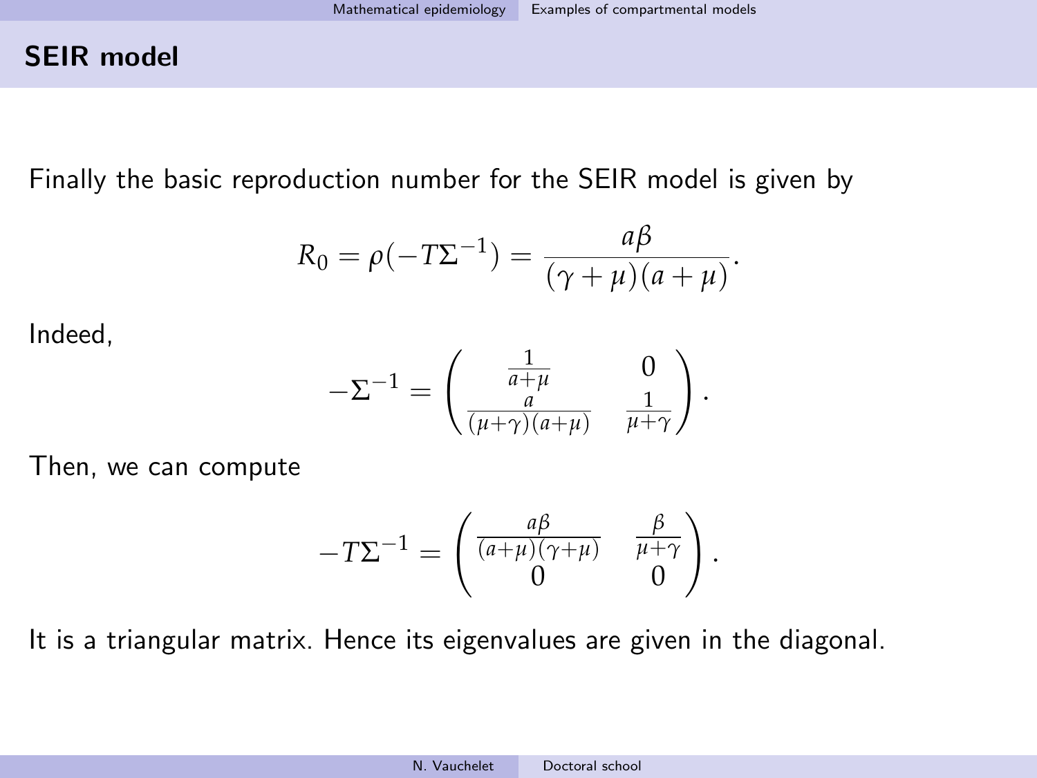## SEIR model

Finally the basic reproduction number for the SEIR model is given by

$$R_0 = \rho(-T\Sigma^{-1}) = \frac{a\beta}{(\gamma+\mu)(a+\mu)}.$$

Indeed,

$$-\Sigma^{-1} = \begin{pmatrix} \frac{1}{a+\mu} & 0 \\ \frac{a}{(\mu+\gamma)(a+\mu)} & \frac{1}{\mu+\gamma} \end{pmatrix}.$$

Then, we can compute

$$-T\Sigma^{-1} = \begin{pmatrix} \frac{a\beta}{(a+\mu)(\gamma+\mu)} & \frac{\beta}{\mu+\gamma} \\ 0 & 0 \end{pmatrix}.$$

It is a triangular matrix. Hence its eigenvalues are given in the diagonal.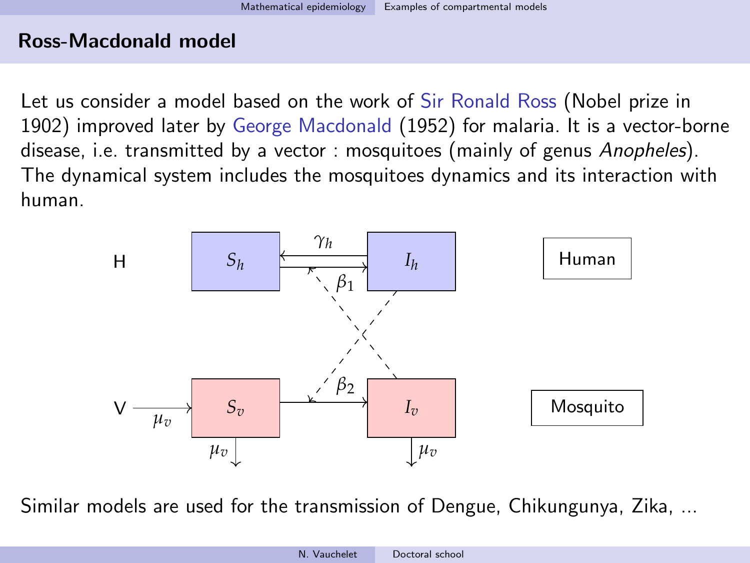## Ross-Macdonald model

Let us consider a model based on the work of Sir Ronald Ross (Nobel prize in 1902) improved later by George Macdonald (1952) for malaria. It is a vector-borne disease, i.e. transmitted by a vector : mosquitoes (mainly of genus *Anopheles*). The dynamical system includes the mosquitoes dynamics and its interaction with human.

H $S_h$ $\gamma_h$ $I_h$ $\beta_1$ Human

V $\mu_v$ $S_v$ $\beta_2$ $I_v$ Mosquito

$\mu_v$ $\mu_v$

Similar models are used for the transmission of Dengue, Chikungunya, Zika, ...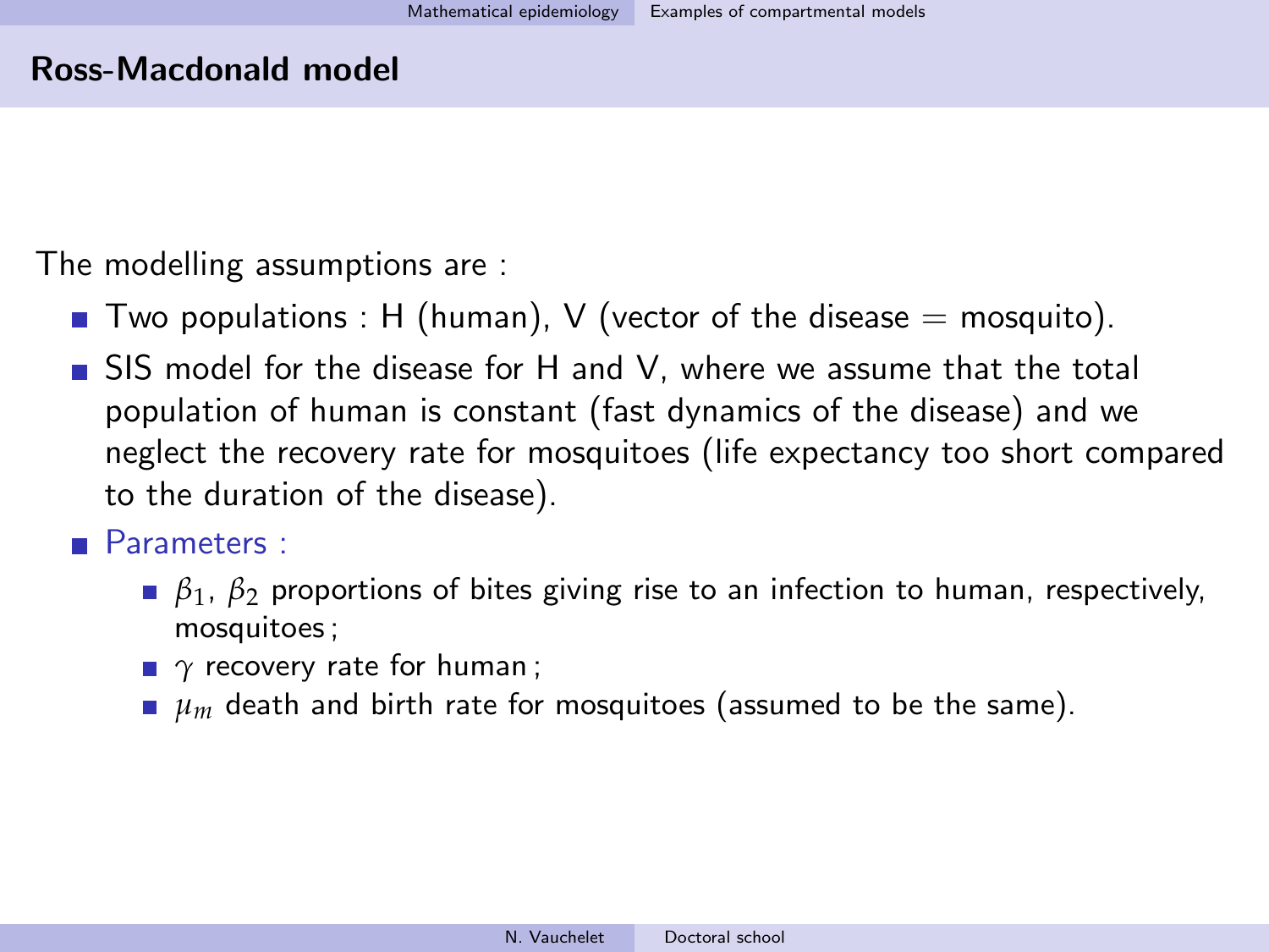## Ross-Macdonald model

The modelling assumptions are :

- Two populations : H (human), V (vector of the disease = mosquito).
- SIS model for the disease for H and V, where we assume that the total population of human is constant (fast dynamics of the disease) and we neglect the recovery rate for mosquitoes (life expectancy too short compared to the duration of the disease).
- Parameters :
  - $\beta_1$, $\beta_2$ proportions of bites giving rise to an infection to human, respectively, mosquitoes ;
  - $\gamma$ recovery rate for human ;
  - $\mu_m$ death and birth rate for mosquitoes (assumed to be the same).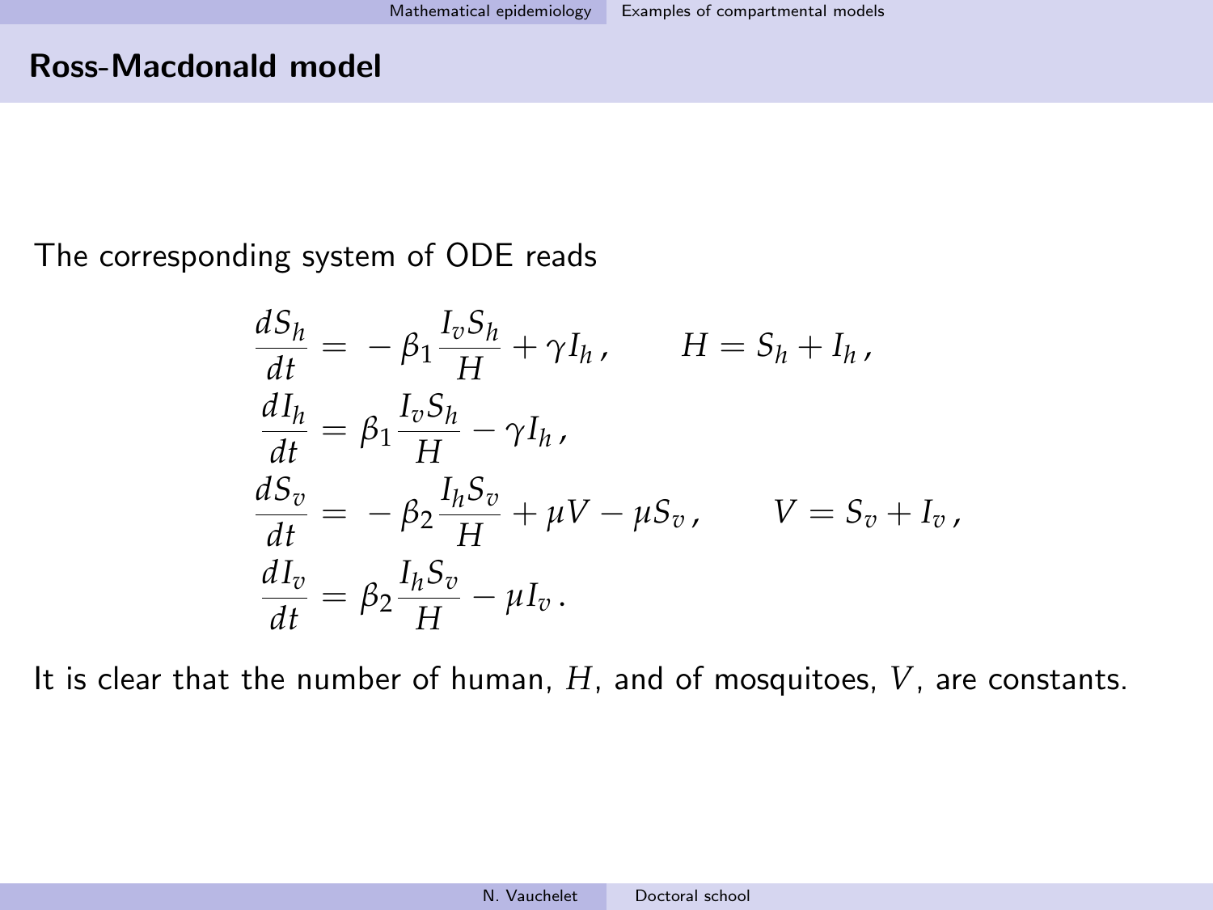## Ross-Macdonald model

The corresponding system of ODE reads

$$
\begin{aligned}
\frac{dS_h}{dt} &= -\beta_1 \frac{I_v S_h}{H} + \gamma I_h\,, \qquad H = S_h + I_h\,,\\
\frac{dI_h}{dt} &= \beta_1 \frac{I_v S_h}{H} - \gamma I_h\,,\\
\frac{dS_v}{dt} &= -\beta_2 \frac{I_h S_v}{H} + \mu V - \mu S_v\,, \qquad V = S_v + I_v\,,\\
\frac{dI_v}{dt} &= \beta_2 \frac{I_h S_v}{H} - \mu I_v\,.
\end{aligned}
$$

It is clear that the number of human, $H$, and of mosquitoes, $V$, are constants.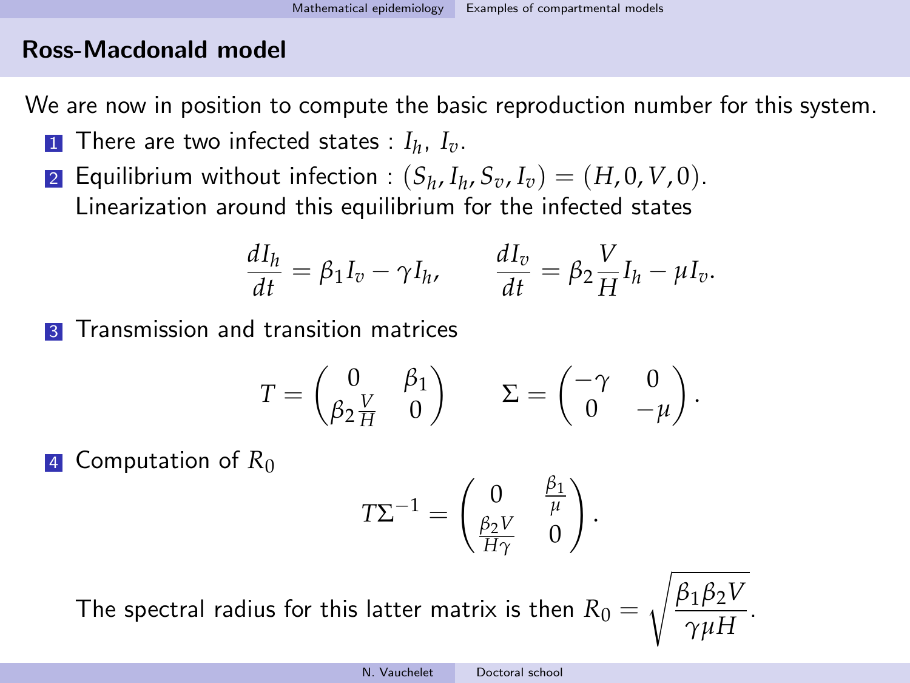## Ross-Macdonald model

We are now in position to compute the basic reproduction number for this system.

1. There are two infected states : $I_h$, $I_v$.
2. Equilibrium without infection : $(S_h, I_h, S_v, I_v) = (H, 0, V, 0)$.
   Linearization around this equilibrium for the infected states

$$\frac{dI_h}{dt} = \beta_1 I_v - \gamma I_h, \qquad \frac{dI_v}{dt} = \beta_2 \frac{V}{H} I_h - \mu I_v.$$

3. Transmission and transition matrices

$$T = \begin{pmatrix} 0 & \beta_1 \\ \beta_2 \frac{V}{H} & 0 \end{pmatrix} \qquad \Sigma = \begin{pmatrix} -\gamma & 0 \\ 0 & -\mu \end{pmatrix}.$$

4. Computation of $R_0$

$$T\Sigma^{-1} = \begin{pmatrix} 0 & \frac{\beta_1}{\mu} \\ \frac{\beta_2 V}{H\gamma} & 0 \end{pmatrix}.$$

   The spectral radius for this latter matrix is then $R_0 = \sqrt{\dfrac{\beta_1 \beta_2 V}{\gamma \mu H}}$.